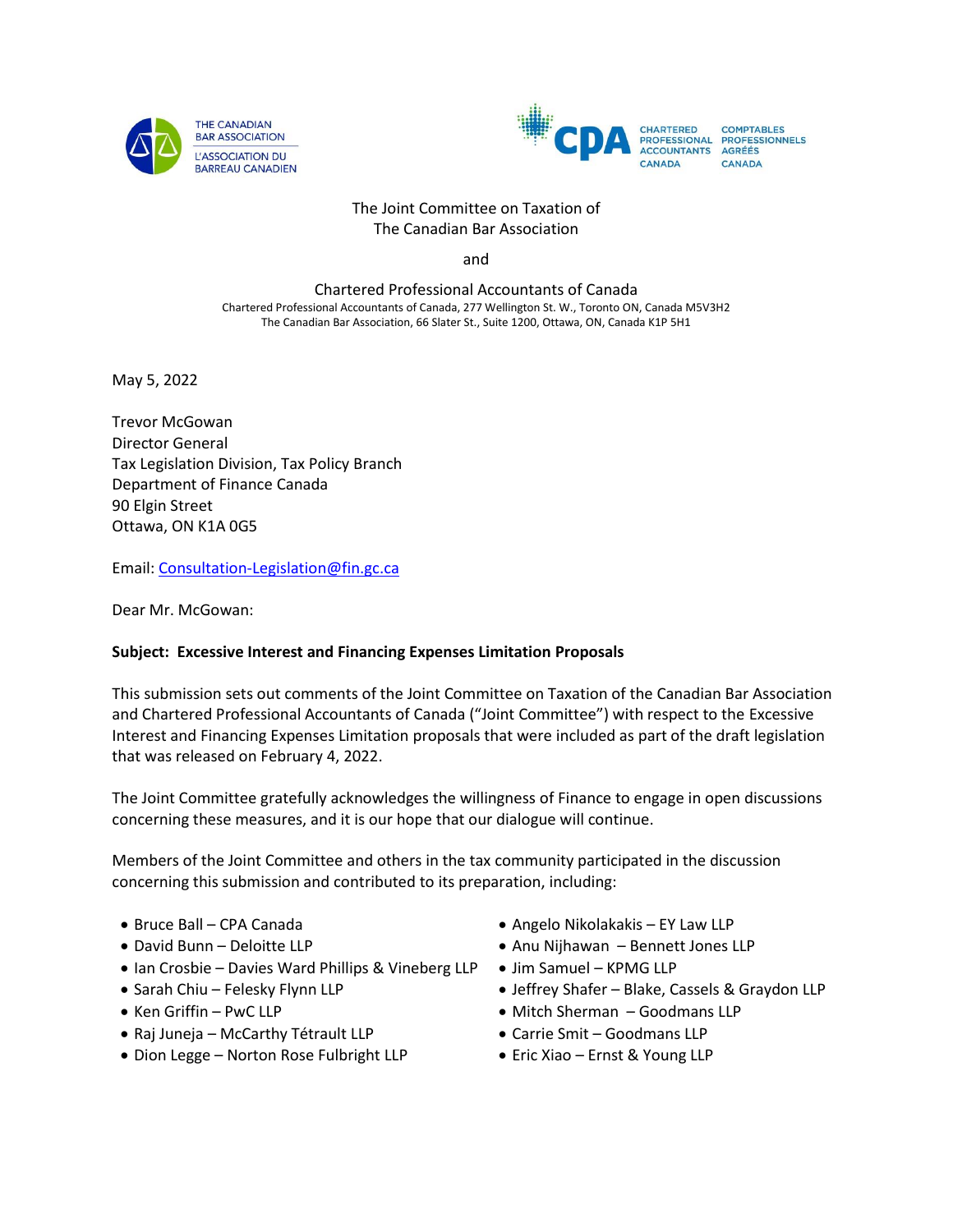THE CANADIAN BAR ASSOCIATION
L'ASSOCIATION DU BARREAU CANADIEN

CHARTERED PROFESSIONAL ACCOUNTANTS CANADA
COMPTABLES PROFESSIONNELS AGRÉÉS CANADA

The Joint Committee on Taxation of
The Canadian Bar Association

and

Chartered Professional Accountants of Canada

Chartered Professional Accountants of Canada, 277 Wellington St. W., Toronto ON, Canada M5V3H2
The Canadian Bar Association, 66 Slater St., Suite 1200, Ottawa, ON, Canada K1P 5H1

May 5, 2022

Trevor McGowan
Director General
Tax Legislation Division, Tax Policy Branch
Department of Finance Canada
90 Elgin Street
Ottawa, ON K1A 0G5

Email: Consultation-Legislation@fin.gc.ca

Dear Mr. McGowan:

**Subject: Excessive Interest and Financing Expenses Limitation Proposals**

This submission sets out comments of the Joint Committee on Taxation of the Canadian Bar Association and Chartered Professional Accountants of Canada ("Joint Committee") with respect to the Excessive Interest and Financing Expenses Limitation proposals that were included as part of the draft legislation that was released on February 4, 2022.

The Joint Committee gratefully acknowledges the willingness of Finance to engage in open discussions concerning these measures, and it is our hope that our dialogue will continue.

Members of the Joint Committee and others in the tax community participated in the discussion concerning this submission and contributed to its preparation, including:

- Bruce Ball – CPA Canada
- David Bunn – Deloitte LLP
- Ian Crosbie – Davies Ward Phillips & Vineberg LLP
- Sarah Chiu – Felesky Flynn LLP
- Ken Griffin – PwC LLP
- Raj Juneja – McCarthy Tétrault LLP
- Dion Legge – Norton Rose Fulbright LLP
- Angelo Nikolakakis – EY Law LLP
- Anu Nijhawan – Bennett Jones LLP
- Jim Samuel – KPMG LLP
- Jeffrey Shafer – Blake, Cassels & Graydon LLP
- Mitch Sherman – Goodmans LLP
- Carrie Smit – Goodmans LLP
- Eric Xiao – Ernst & Young LLP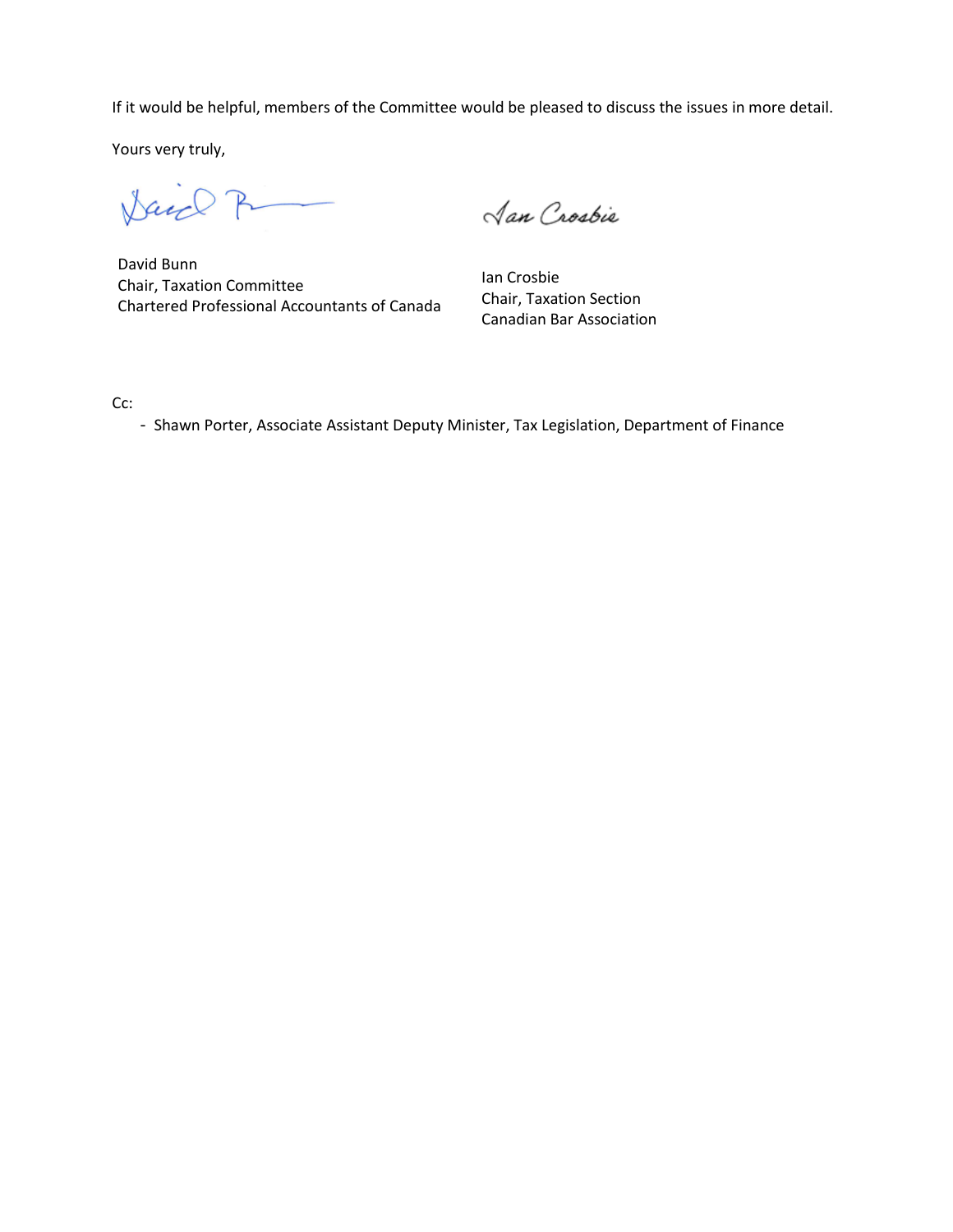If it would be helpful, members of the Committee would be pleased to discuss the issues in more detail.

Yours very truly,

David Bunn
Chair, Taxation Committee
Chartered Professional Accountants of Canada

Ian Crosbie
Chair, Taxation Section
Canadian Bar Association

Cc:

- Shawn Porter, Associate Assistant Deputy Minister, Tax Legislation, Department of Finance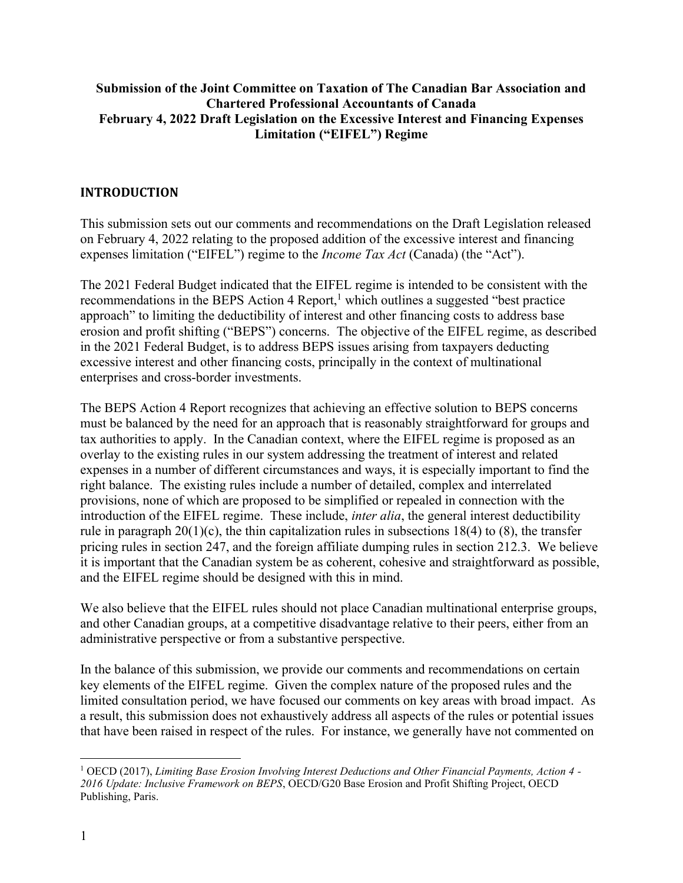**Submission of the Joint Committee on Taxation of The Canadian Bar Association and Chartered Professional Accountants of Canada February 4, 2022 Draft Legislation on the Excessive Interest and Financing Expenses Limitation ("EIFEL") Regime**

## INTRODUCTION

This submission sets out our comments and recommendations on the Draft Legislation released on February 4, 2022 relating to the proposed addition of the excessive interest and financing expenses limitation ("EIFEL") regime to the *Income Tax Act* (Canada) (the "Act").

The 2021 Federal Budget indicated that the EIFEL regime is intended to be consistent with the recommendations in the BEPS Action 4 Report,[1] which outlines a suggested "best practice approach" to limiting the deductibility of interest and other financing costs to address base erosion and profit shifting ("BEPS") concerns. The objective of the EIFEL regime, as described in the 2021 Federal Budget, is to address BEPS issues arising from taxpayers deducting excessive interest and other financing costs, principally in the context of multinational enterprises and cross-border investments.

The BEPS Action 4 Report recognizes that achieving an effective solution to BEPS concerns must be balanced by the need for an approach that is reasonably straightforward for groups and tax authorities to apply. In the Canadian context, where the EIFEL regime is proposed as an overlay to the existing rules in our system addressing the treatment of interest and related expenses in a number of different circumstances and ways, it is especially important to find the right balance. The existing rules include a number of detailed, complex and interrelated provisions, none of which are proposed to be simplified or repealed in connection with the introduction of the EIFEL regime. These include, *inter alia*, the general interest deductibility rule in paragraph 20(1)(c), the thin capitalization rules in subsections 18(4) to (8), the transfer pricing rules in section 247, and the foreign affiliate dumping rules in section 212.3. We believe it is important that the Canadian system be as coherent, cohesive and straightforward as possible, and the EIFEL regime should be designed with this in mind.

We also believe that the EIFEL rules should not place Canadian multinational enterprise groups, and other Canadian groups, at a competitive disadvantage relative to their peers, either from an administrative perspective or from a substantive perspective.

In the balance of this submission, we provide our comments and recommendations on certain key elements of the EIFEL regime. Given the complex nature of the proposed rules and the limited consultation period, we have focused our comments on key areas with broad impact. As a result, this submission does not exhaustively address all aspects of the rules or potential issues that have been raised in respect of the rules. For instance, we generally have not commented on

[1] OECD (2017), *Limiting Base Erosion Involving Interest Deductions and Other Financial Payments, Action 4 - 2016 Update: Inclusive Framework on BEPS*, OECD/G20 Base Erosion and Profit Shifting Project, OECD Publishing, Paris.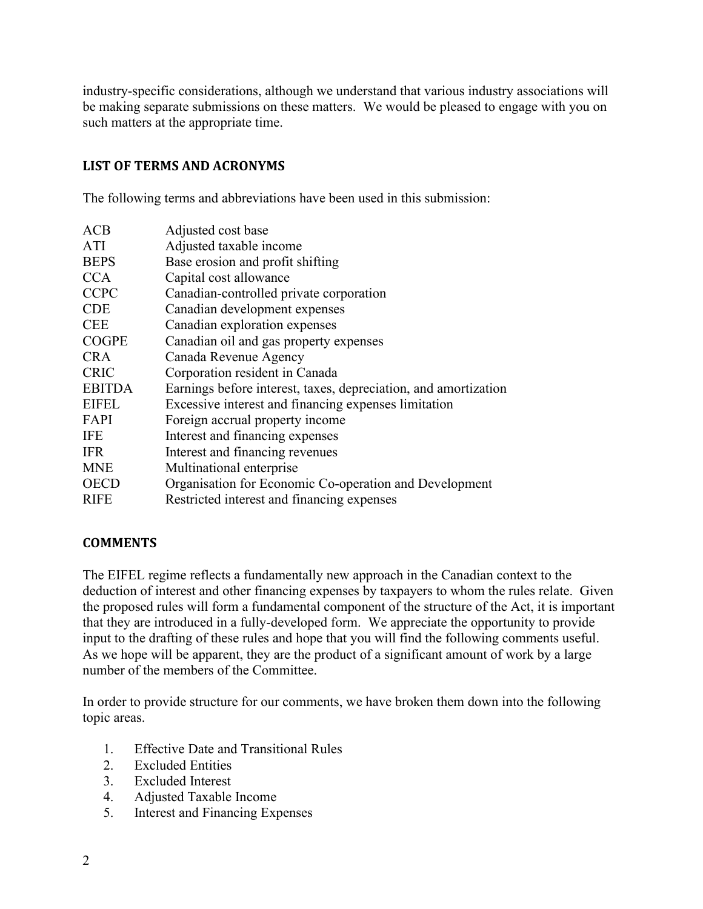industry-specific considerations, although we understand that various industry associations will be making separate submissions on these matters. We would be pleased to engage with you on such matters at the appropriate time.

## LIST OF TERMS AND ACRONYMS

The following terms and abbreviations have been used in this submission:

| | |
|---|---|
| ACB | Adjusted cost base |
| ATI | Adjusted taxable income |
| BEPS | Base erosion and profit shifting |
| CCA | Capital cost allowance |
| CCPC | Canadian-controlled private corporation |
| CDE | Canadian development expenses |
| CEE | Canadian exploration expenses |
| COGPE | Canadian oil and gas property expenses |
| CRA | Canada Revenue Agency |
| CRIC | Corporation resident in Canada |
| EBITDA | Earnings before interest, taxes, depreciation, and amortization |
| EIFEL | Excessive interest and financing expenses limitation |
| FAPI | Foreign accrual property income |
| IFE | Interest and financing expenses |
| IFR | Interest and financing revenues |
| MNE | Multinational enterprise |
| OECD | Organisation for Economic Co-operation and Development |
| RIFE | Restricted interest and financing expenses |

## COMMENTS

The EIFEL regime reflects a fundamentally new approach in the Canadian context to the deduction of interest and other financing expenses by taxpayers to whom the rules relate. Given the proposed rules will form a fundamental component of the structure of the Act, it is important that they are introduced in a fully-developed form. We appreciate the opportunity to provide input to the drafting of these rules and hope that you will find the following comments useful. As we hope will be apparent, they are the product of a significant amount of work by a large number of the members of the Committee.

In order to provide structure for our comments, we have broken them down into the following topic areas.

1. Effective Date and Transitional Rules
2. Excluded Entities
3. Excluded Interest
4. Adjusted Taxable Income
5. Interest and Financing Expenses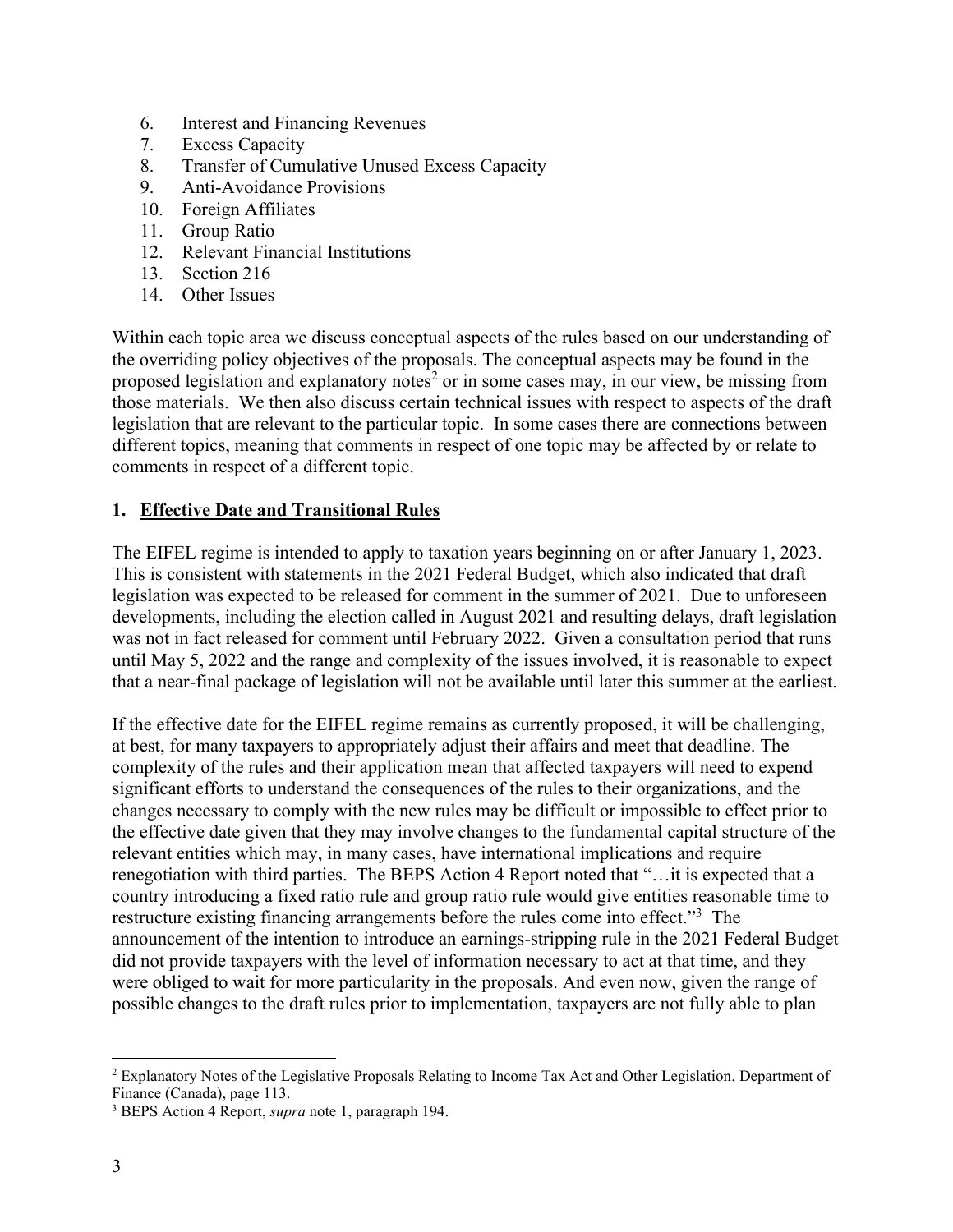6. Interest and Financing Revenues
7. Excess Capacity
8. Transfer of Cumulative Unused Excess Capacity
9. Anti-Avoidance Provisions
10. Foreign Affiliates
11. Group Ratio
12. Relevant Financial Institutions
13. Section 216
14. Other Issues

Within each topic area we discuss conceptual aspects of the rules based on our understanding of the overriding policy objectives of the proposals. The conceptual aspects may be found in the proposed legislation and explanatory notes[2] or in some cases may, in our view, be missing from those materials. We then also discuss certain technical issues with respect to aspects of the draft legislation that are relevant to the particular topic. In some cases there are connections between different topics, meaning that comments in respect of one topic may be affected by or relate to comments in respect of a different topic.

## 1. Effective Date and Transitional Rules

The EIFEL regime is intended to apply to taxation years beginning on or after January 1, 2023. This is consistent with statements in the 2021 Federal Budget, which also indicated that draft legislation was expected to be released for comment in the summer of 2021. Due to unforeseen developments, including the election called in August 2021 and resulting delays, draft legislation was not in fact released for comment until February 2022. Given a consultation period that runs until May 5, 2022 and the range and complexity of the issues involved, it is reasonable to expect that a near-final package of legislation will not be available until later this summer at the earliest.

If the effective date for the EIFEL regime remains as currently proposed, it will be challenging, at best, for many taxpayers to appropriately adjust their affairs and meet that deadline. The complexity of the rules and their application mean that affected taxpayers will need to expend significant efforts to understand the consequences of the rules to their organizations, and the changes necessary to comply with the new rules may be difficult or impossible to effect prior to the effective date given that they may involve changes to the fundamental capital structure of the relevant entities which may, in many cases, have international implications and require renegotiation with third parties. The BEPS Action 4 Report noted that "…it is expected that a country introducing a fixed ratio rule and group ratio rule would give entities reasonable time to restructure existing financing arrangements before the rules come into effect."[3] The announcement of the intention to introduce an earnings-stripping rule in the 2021 Federal Budget did not provide taxpayers with the level of information necessary to act at that time, and they were obliged to wait for more particularity in the proposals. And even now, given the range of possible changes to the draft rules prior to implementation, taxpayers are not fully able to plan

[2] Explanatory Notes of the Legislative Proposals Relating to Income Tax Act and Other Legislation, Department of Finance (Canada), page 113.

[3] BEPS Action 4 Report, *supra* note 1, paragraph 194.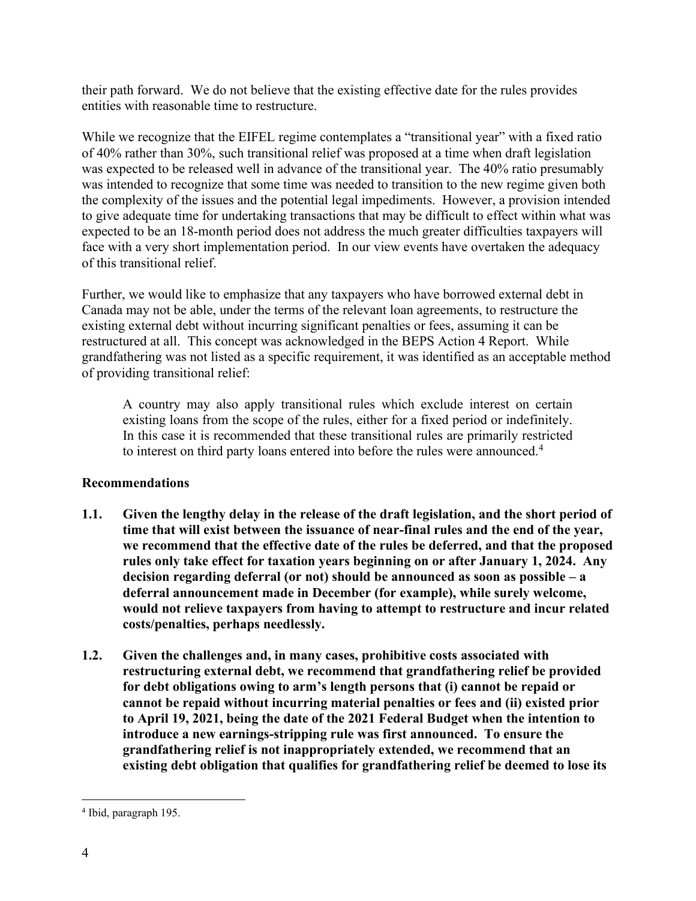their path forward. We do not believe that the existing effective date for the rules provides entities with reasonable time to restructure.

While we recognize that the EIFEL regime contemplates a "transitional year" with a fixed ratio of 40% rather than 30%, such transitional relief was proposed at a time when draft legislation was expected to be released well in advance of the transitional year. The 40% ratio presumably was intended to recognize that some time was needed to transition to the new regime given both the complexity of the issues and the potential legal impediments. However, a provision intended to give adequate time for undertaking transactions that may be difficult to effect within what was expected to be an 18-month period does not address the much greater difficulties taxpayers will face with a very short implementation period. In our view events have overtaken the adequacy of this transitional relief.

Further, we would like to emphasize that any taxpayers who have borrowed external debt in Canada may not be able, under the terms of the relevant loan agreements, to restructure the existing external debt without incurring significant penalties or fees, assuming it can be restructured at all. This concept was acknowledged in the BEPS Action 4 Report. While grandfathering was not listed as a specific requirement, it was identified as an acceptable method of providing transitional relief:

> A country may also apply transitional rules which exclude interest on certain existing loans from the scope of the rules, either for a fixed period or indefinitely. In this case it is recommended that these transitional rules are primarily restricted to interest on third party loans entered into before the rules were announced.[4]

**Recommendations**

**1.1. Given the lengthy delay in the release of the draft legislation, and the short period of time that will exist between the issuance of near-final rules and the end of the year, we recommend that the effective date of the rules be deferred, and that the proposed rules only take effect for taxation years beginning on or after January 1, 2024. Any decision regarding deferral (or not) should be announced as soon as possible – a deferral announcement made in December (for example), while surely welcome, would not relieve taxpayers from having to attempt to restructure and incur related costs/penalties, perhaps needlessly.**

**1.2. Given the challenges and, in many cases, prohibitive costs associated with restructuring external debt, we recommend that grandfathering relief be provided for debt obligations owing to arm's length persons that (i) cannot be repaid or cannot be repaid without incurring material penalties or fees and (ii) existed prior to April 19, 2021, being the date of the 2021 Federal Budget when the intention to introduce a new earnings-stripping rule was first announced. To ensure the grandfathering relief is not inappropriately extended, we recommend that an existing debt obligation that qualifies for grandfathering relief be deemed to lose its**

---

[4] Ibid, paragraph 195.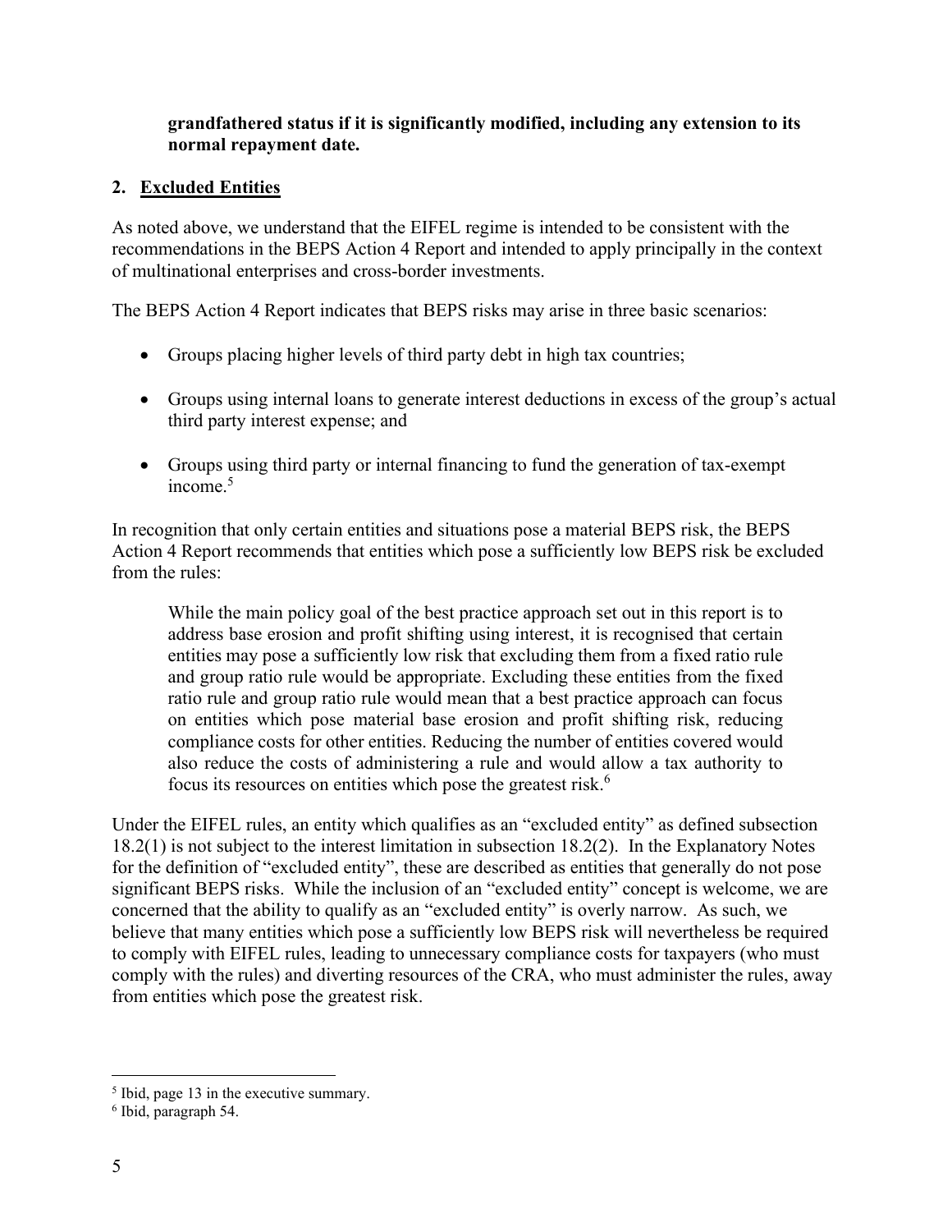**grandfathered status if it is significantly modified, including any extension to its normal repayment date.**

## 2. Excluded Entities

As noted above, we understand that the EIFEL regime is intended to be consistent with the recommendations in the BEPS Action 4 Report and intended to apply principally in the context of multinational enterprises and cross-border investments.

The BEPS Action 4 Report indicates that BEPS risks may arise in three basic scenarios:

- Groups placing higher levels of third party debt in high tax countries;
- Groups using internal loans to generate interest deductions in excess of the group's actual third party interest expense; and
- Groups using third party or internal financing to fund the generation of tax-exempt income.[5]

In recognition that only certain entities and situations pose a material BEPS risk, the BEPS Action 4 Report recommends that entities which pose a sufficiently low BEPS risk be excluded from the rules:

> While the main policy goal of the best practice approach set out in this report is to address base erosion and profit shifting using interest, it is recognised that certain entities may pose a sufficiently low risk that excluding them from a fixed ratio rule and group ratio rule would be appropriate. Excluding these entities from the fixed ratio rule and group ratio rule would mean that a best practice approach can focus on entities which pose material base erosion and profit shifting risk, reducing compliance costs for other entities. Reducing the number of entities covered would also reduce the costs of administering a rule and would allow a tax authority to focus its resources on entities which pose the greatest risk.[6]

Under the EIFEL rules, an entity which qualifies as an "excluded entity" as defined subsection 18.2(1) is not subject to the interest limitation in subsection 18.2(2). In the Explanatory Notes for the definition of "excluded entity", these are described as entities that generally do not pose significant BEPS risks. While the inclusion of an "excluded entity" concept is welcome, we are concerned that the ability to qualify as an "excluded entity" is overly narrow. As such, we believe that many entities which pose a sufficiently low BEPS risk will nevertheless be required to comply with EIFEL rules, leading to unnecessary compliance costs for taxpayers (who must comply with the rules) and diverting resources of the CRA, who must administer the rules, away from entities which pose the greatest risk.

---

[5] Ibid, page 13 in the executive summary.

[6] Ibid, paragraph 54.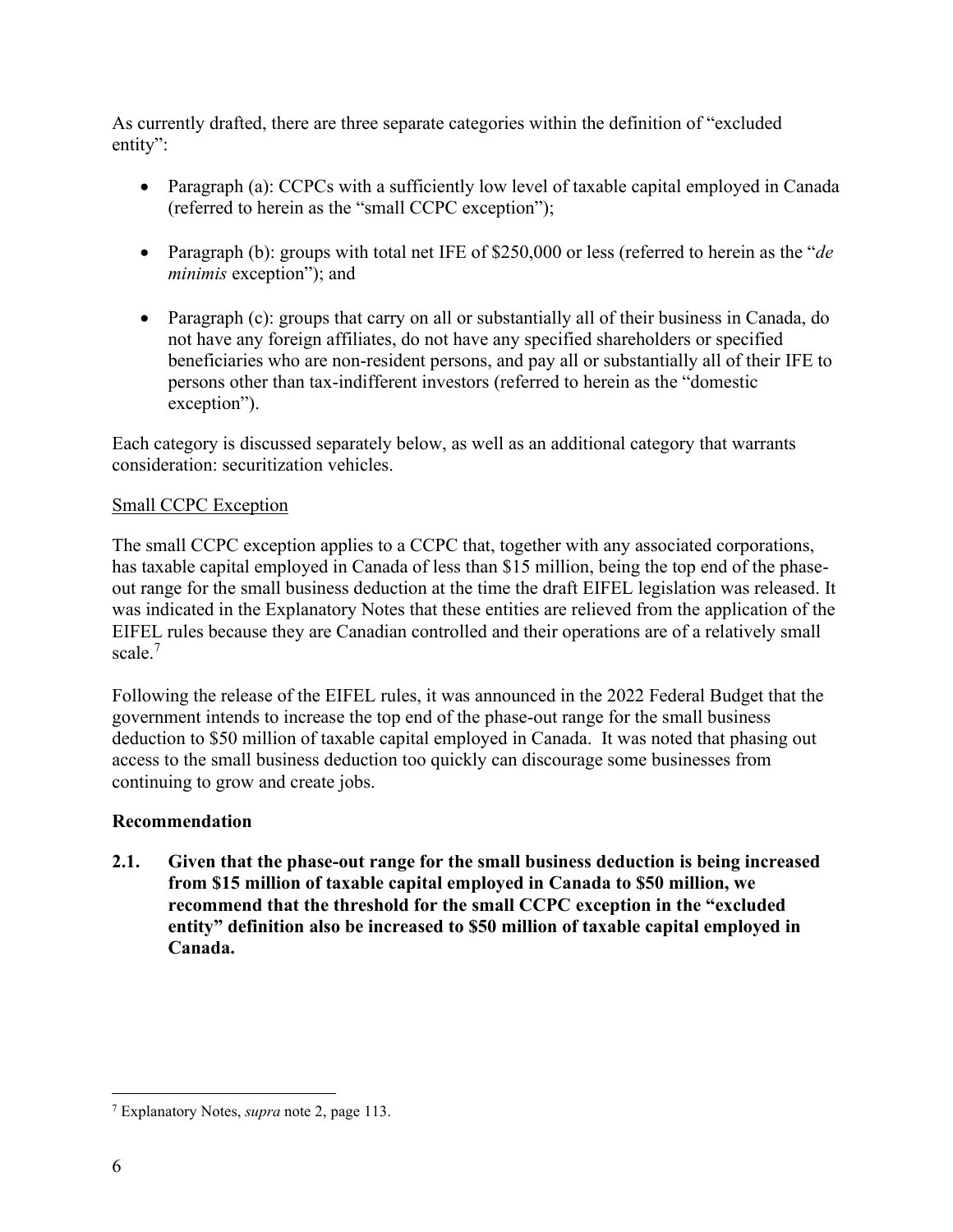As currently drafted, there are three separate categories within the definition of "excluded entity":

- Paragraph (a): CCPCs with a sufficiently low level of taxable capital employed in Canada (referred to herein as the "small CCPC exception");
- Paragraph (b): groups with total net IFE of $250,000 or less (referred to herein as the "*de minimis* exception"); and
- Paragraph (c): groups that carry on all or substantially all of their business in Canada, do not have any foreign affiliates, do not have any specified shareholders or specified beneficiaries who are non-resident persons, and pay all or substantially all of their IFE to persons other than tax-indifferent investors (referred to herein as the "domestic exception").

Each category is discussed separately below, as well as an additional category that warrants consideration: securitization vehicles.

Small CCPC Exception

The small CCPC exception applies to a CCPC that, together with any associated corporations, has taxable capital employed in Canada of less than $15 million, being the top end of the phase-out range for the small business deduction at the time the draft EIFEL legislation was released. It was indicated in the Explanatory Notes that these entities are relieved from the application of the EIFEL rules because they are Canadian controlled and their operations are of a relatively small scale.[7]

Following the release of the EIFEL rules, it was announced in the 2022 Federal Budget that the government intends to increase the top end of the phase-out range for the small business deduction to $50 million of taxable capital employed in Canada. It was noted that phasing out access to the small business deduction too quickly can discourage some businesses from continuing to grow and create jobs.

**Recommendation**

**2.1. Given that the phase-out range for the small business deduction is being increased from $15 million of taxable capital employed in Canada to $50 million, we recommend that the threshold for the small CCPC exception in the "excluded entity" definition also be increased to $50 million of taxable capital employed in Canada.**

[7] Explanatory Notes, *supra* note 2, page 113.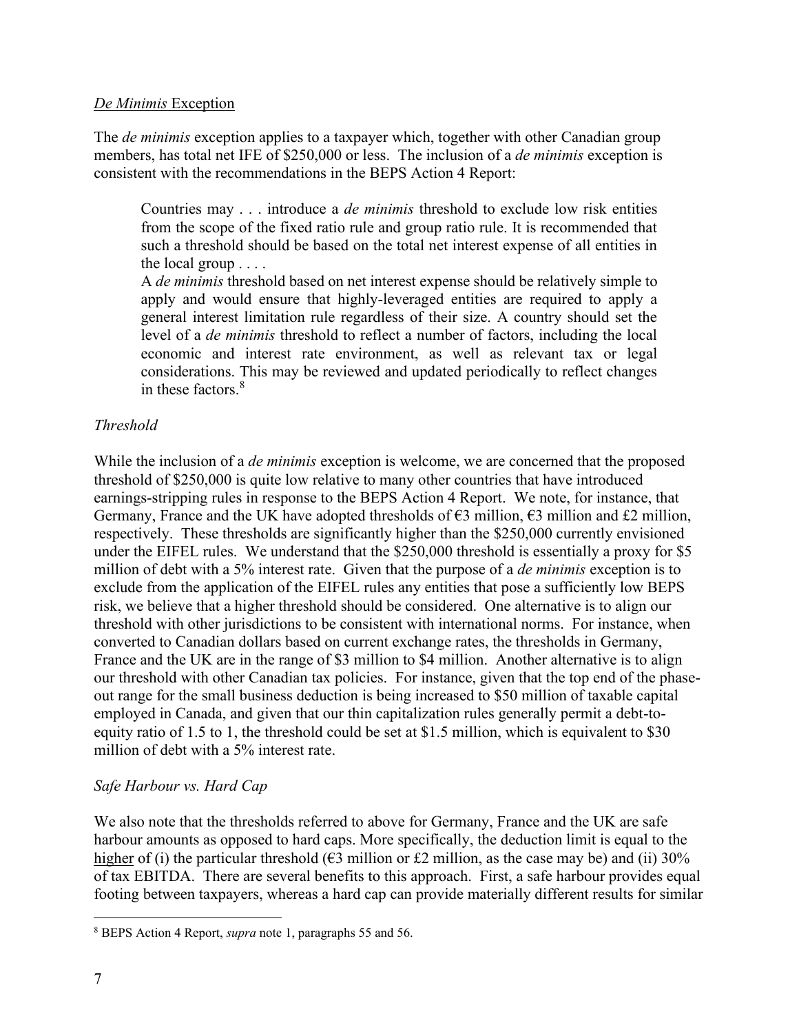*De Minimis* Exception

The *de minimis* exception applies to a taxpayer which, together with other Canadian group members, has total net IFE of $250,000 or less. The inclusion of a *de minimis* exception is consistent with the recommendations in the BEPS Action 4 Report:

> Countries may . . . introduce a *de minimis* threshold to exclude low risk entities from the scope of the fixed ratio rule and group ratio rule. It is recommended that such a threshold should be based on the total net interest expense of all entities in the local group . . . .
>
> A *de minimis* threshold based on net interest expense should be relatively simple to apply and would ensure that highly-leveraged entities are required to apply a general interest limitation rule regardless of their size. A country should set the level of a *de minimis* threshold to reflect a number of factors, including the local economic and interest rate environment, as well as relevant tax or legal considerations. This may be reviewed and updated periodically to reflect changes in these factors.[8]

*Threshold*

While the inclusion of a *de minimis* exception is welcome, we are concerned that the proposed threshold of $250,000 is quite low relative to many other countries that have introduced earnings-stripping rules in response to the BEPS Action 4 Report. We note, for instance, that Germany, France and the UK have adopted thresholds of €3 million, €3 million and £2 million, respectively. These thresholds are significantly higher than the $250,000 currently envisioned under the EIFEL rules. We understand that the $250,000 threshold is essentially a proxy for $5 million of debt with a 5% interest rate. Given that the purpose of a *de minimis* exception is to exclude from the application of the EIFEL rules any entities that pose a sufficiently low BEPS risk, we believe that a higher threshold should be considered. One alternative is to align our threshold with other jurisdictions to be consistent with international norms. For instance, when converted to Canadian dollars based on current exchange rates, the thresholds in Germany, France and the UK are in the range of $3 million to $4 million. Another alternative is to align our threshold with other Canadian tax policies. For instance, given that the top end of the phase-out range for the small business deduction is being increased to $50 million of taxable capital employed in Canada, and given that our thin capitalization rules generally permit a debt-to-equity ratio of 1.5 to 1, the threshold could be set at $1.5 million, which is equivalent to $30 million of debt with a 5% interest rate.

*Safe Harbour vs. Hard Cap*

We also note that the thresholds referred to above for Germany, France and the UK are safe harbour amounts as opposed to hard caps. More specifically, the deduction limit is equal to the higher of (i) the particular threshold (€3 million or £2 million, as the case may be) and (ii) 30% of tax EBITDA. There are several benefits to this approach. First, a safe harbour provides equal footing between taxpayers, whereas a hard cap can provide materially different results for similar

[8] BEPS Action 4 Report, *supra* note 1, paragraphs 55 and 56.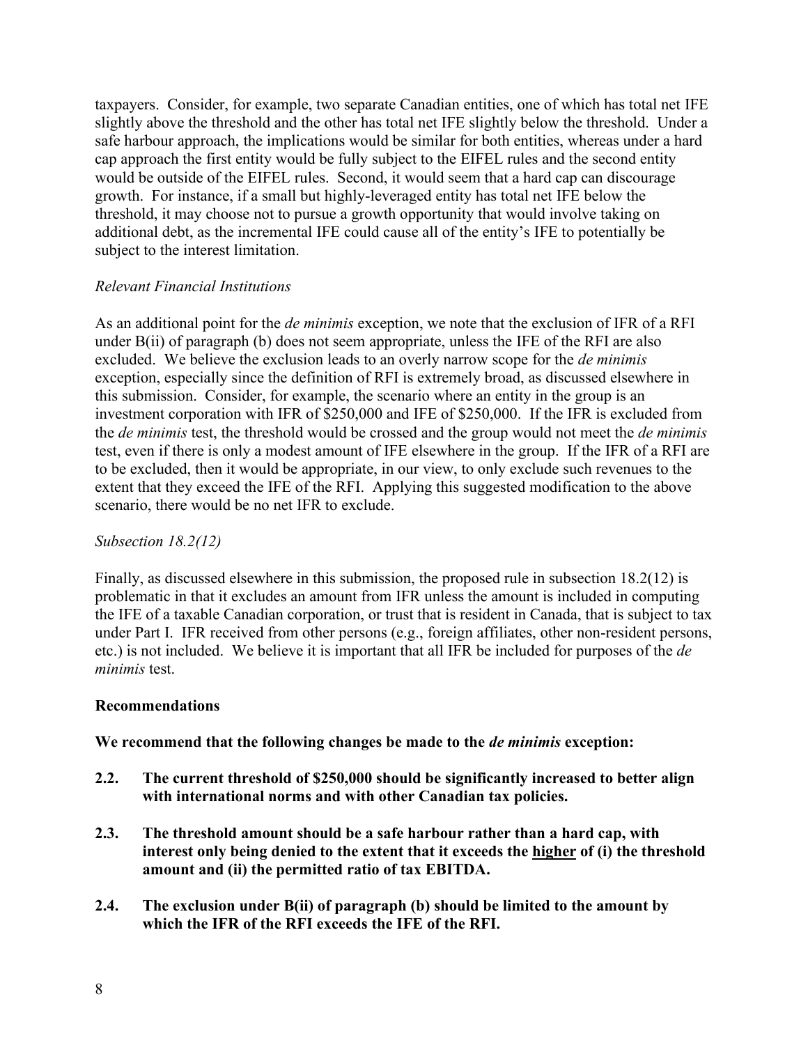taxpayers. Consider, for example, two separate Canadian entities, one of which has total net IFE slightly above the threshold and the other has total net IFE slightly below the threshold. Under a safe harbour approach, the implications would be similar for both entities, whereas under a hard cap approach the first entity would be fully subject to the EIFEL rules and the second entity would be outside of the EIFEL rules. Second, it would seem that a hard cap can discourage growth. For instance, if a small but highly-leveraged entity has total net IFE below the threshold, it may choose not to pursue a growth opportunity that would involve taking on additional debt, as the incremental IFE could cause all of the entity's IFE to potentially be subject to the interest limitation.

*Relevant Financial Institutions*

As an additional point for the *de minimis* exception, we note that the exclusion of IFR of a RFI under B(ii) of paragraph (b) does not seem appropriate, unless the IFE of the RFI are also excluded. We believe the exclusion leads to an overly narrow scope for the *de minimis* exception, especially since the definition of RFI is extremely broad, as discussed elsewhere in this submission. Consider, for example, the scenario where an entity in the group is an investment corporation with IFR of $250,000 and IFE of $250,000. If the IFR is excluded from the *de minimis* test, the threshold would be crossed and the group would not meet the *de minimis* test, even if there is only a modest amount of IFE elsewhere in the group. If the IFR of a RFI are to be excluded, then it would be appropriate, in our view, to only exclude such revenues to the extent that they exceed the IFE of the RFI. Applying this suggested modification to the above scenario, there would be no net IFR to exclude.

*Subsection 18.2(12)*

Finally, as discussed elsewhere in this submission, the proposed rule in subsection 18.2(12) is problematic in that it excludes an amount from IFR unless the amount is included in computing the IFE of a taxable Canadian corporation, or trust that is resident in Canada, that is subject to tax under Part I. IFR received from other persons (e.g., foreign affiliates, other non-resident persons, etc.) is not included. We believe it is important that all IFR be included for purposes of the *de minimis* test.

**Recommendations**

**We recommend that the following changes be made to the *de minimis* exception:**

**2.2. The current threshold of $250,000 should be significantly increased to better align with international norms and with other Canadian tax policies.**

**2.3. The threshold amount should be a safe harbour rather than a hard cap, with interest only being denied to the extent that it exceeds the <u>higher</u> of (i) the threshold amount and (ii) the permitted ratio of tax EBITDA.**

**2.4. The exclusion under B(ii) of paragraph (b) should be limited to the amount by which the IFR of the RFI exceeds the IFE of the RFI.**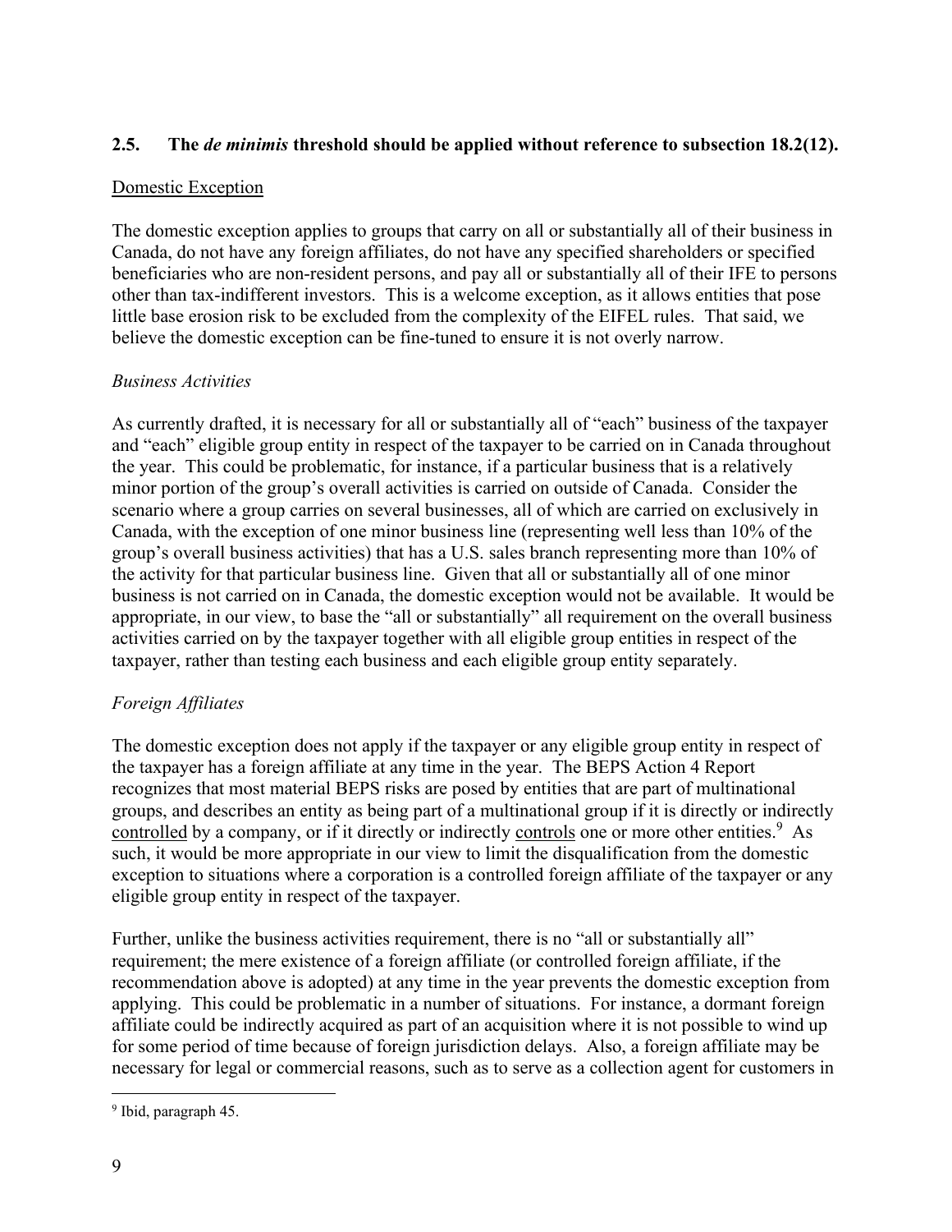## 2.5. The *de minimis* threshold should be applied without reference to subsection 18.2(12).

Domestic Exception

The domestic exception applies to groups that carry on all or substantially all of their business in Canada, do not have any foreign affiliates, do not have any specified shareholders or specified beneficiaries who are non-resident persons, and pay all or substantially all of their IFE to persons other than tax-indifferent investors. This is a welcome exception, as it allows entities that pose little base erosion risk to be excluded from the complexity of the EIFEL rules. That said, we believe the domestic exception can be fine-tuned to ensure it is not overly narrow.

*Business Activities*

As currently drafted, it is necessary for all or substantially all of "each" business of the taxpayer and "each" eligible group entity in respect of the taxpayer to be carried on in Canada throughout the year. This could be problematic, for instance, if a particular business that is a relatively minor portion of the group's overall activities is carried on outside of Canada. Consider the scenario where a group carries on several businesses, all of which are carried on exclusively in Canada, with the exception of one minor business line (representing well less than 10% of the group's overall business activities) that has a U.S. sales branch representing more than 10% of the activity for that particular business line. Given that all or substantially all of one minor business is not carried on in Canada, the domestic exception would not be available. It would be appropriate, in our view, to base the "all or substantially" all requirement on the overall business activities carried on by the taxpayer together with all eligible group entities in respect of the taxpayer, rather than testing each business and each eligible group entity separately.

*Foreign Affiliates*

The domestic exception does not apply if the taxpayer or any eligible group entity in respect of the taxpayer has a foreign affiliate at any time in the year. The BEPS Action 4 Report recognizes that most material BEPS risks are posed by entities that are part of multinational groups, and describes an entity as being part of a multinational group if it is directly or indirectly controlled by a company, or if it directly or indirectly controls one or more other entities.[9] As such, it would be more appropriate in our view to limit the disqualification from the domestic exception to situations where a corporation is a controlled foreign affiliate of the taxpayer or any eligible group entity in respect of the taxpayer.

Further, unlike the business activities requirement, there is no "all or substantially all" requirement; the mere existence of a foreign affiliate (or controlled foreign affiliate, if the recommendation above is adopted) at any time in the year prevents the domestic exception from applying. This could be problematic in a number of situations. For instance, a dormant foreign affiliate could be indirectly acquired as part of an acquisition where it is not possible to wind up for some period of time because of foreign jurisdiction delays. Also, a foreign affiliate may be necessary for legal or commercial reasons, such as to serve as a collection agent for customers in

[9] Ibid, paragraph 45.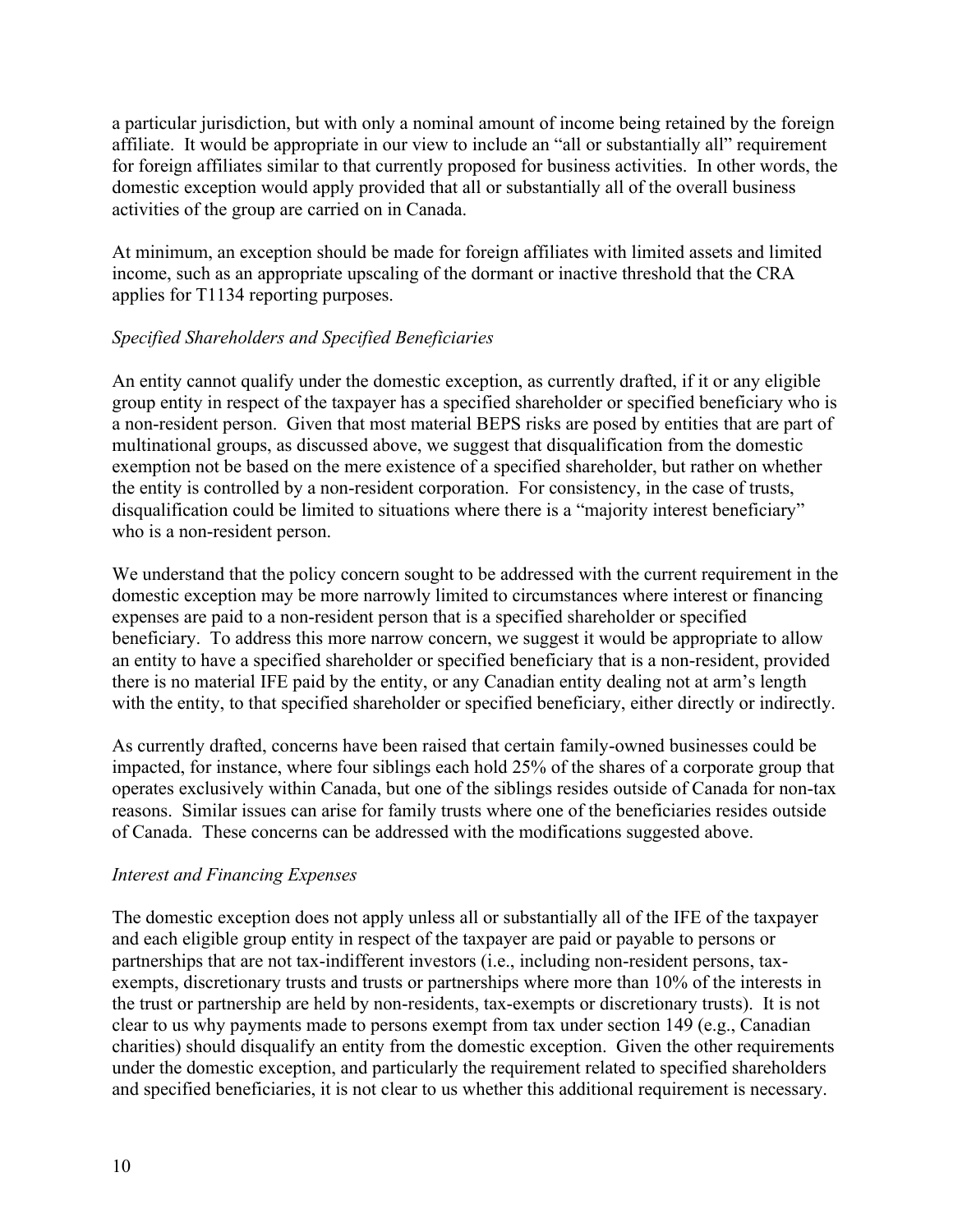a particular jurisdiction, but with only a nominal amount of income being retained by the foreign affiliate. It would be appropriate in our view to include an "all or substantially all" requirement for foreign affiliates similar to that currently proposed for business activities. In other words, the domestic exception would apply provided that all or substantially all of the overall business activities of the group are carried on in Canada.

At minimum, an exception should be made for foreign affiliates with limited assets and limited income, such as an appropriate upscaling of the dormant or inactive threshold that the CRA applies for T1134 reporting purposes.

*Specified Shareholders and Specified Beneficiaries*

An entity cannot qualify under the domestic exception, as currently drafted, if it or any eligible group entity in respect of the taxpayer has a specified shareholder or specified beneficiary who is a non-resident person. Given that most material BEPS risks are posed by entities that are part of multinational groups, as discussed above, we suggest that disqualification from the domestic exemption not be based on the mere existence of a specified shareholder, but rather on whether the entity is controlled by a non-resident corporation. For consistency, in the case of trusts, disqualification could be limited to situations where there is a "majority interest beneficiary" who is a non-resident person.

We understand that the policy concern sought to be addressed with the current requirement in the domestic exception may be more narrowly limited to circumstances where interest or financing expenses are paid to a non-resident person that is a specified shareholder or specified beneficiary. To address this more narrow concern, we suggest it would be appropriate to allow an entity to have a specified shareholder or specified beneficiary that is a non-resident, provided there is no material IFE paid by the entity, or any Canadian entity dealing not at arm's length with the entity, to that specified shareholder or specified beneficiary, either directly or indirectly.

As currently drafted, concerns have been raised that certain family-owned businesses could be impacted, for instance, where four siblings each hold 25% of the shares of a corporate group that operates exclusively within Canada, but one of the siblings resides outside of Canada for non-tax reasons. Similar issues can arise for family trusts where one of the beneficiaries resides outside of Canada. These concerns can be addressed with the modifications suggested above.

*Interest and Financing Expenses*

The domestic exception does not apply unless all or substantially all of the IFE of the taxpayer and each eligible group entity in respect of the taxpayer are paid or payable to persons or partnerships that are not tax-indifferent investors (i.e., including non-resident persons, tax-exempts, discretionary trusts and trusts or partnerships where more than 10% of the interests in the trust or partnership are held by non-residents, tax-exempts or discretionary trusts). It is not clear to us why payments made to persons exempt from tax under section 149 (e.g., Canadian charities) should disqualify an entity from the domestic exception. Given the other requirements under the domestic exception, and particularly the requirement related to specified shareholders and specified beneficiaries, it is not clear to us whether this additional requirement is necessary.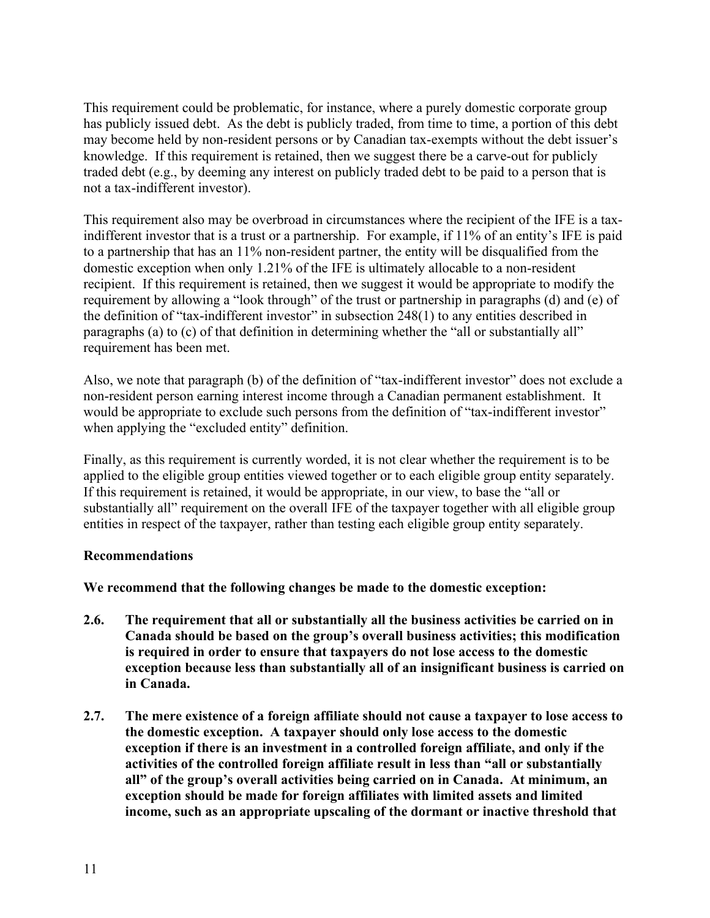This requirement could be problematic, for instance, where a purely domestic corporate group has publicly issued debt. As the debt is publicly traded, from time to time, a portion of this debt may become held by non-resident persons or by Canadian tax-exempts without the debt issuer's knowledge. If this requirement is retained, then we suggest there be a carve-out for publicly traded debt (e.g., by deeming any interest on publicly traded debt to be paid to a person that is not a tax-indifferent investor).

This requirement also may be overbroad in circumstances where the recipient of the IFE is a tax-indifferent investor that is a trust or a partnership. For example, if 11% of an entity's IFE is paid to a partnership that has an 11% non-resident partner, the entity will be disqualified from the domestic exception when only 1.21% of the IFE is ultimately allocable to a non-resident recipient. If this requirement is retained, then we suggest it would be appropriate to modify the requirement by allowing a "look through" of the trust or partnership in paragraphs (d) and (e) of the definition of "tax-indifferent investor" in subsection 248(1) to any entities described in paragraphs (a) to (c) of that definition in determining whether the "all or substantially all" requirement has been met.

Also, we note that paragraph (b) of the definition of "tax-indifferent investor" does not exclude a non-resident person earning interest income through a Canadian permanent establishment. It would be appropriate to exclude such persons from the definition of "tax-indifferent investor" when applying the "excluded entity" definition.

Finally, as this requirement is currently worded, it is not clear whether the requirement is to be applied to the eligible group entities viewed together or to each eligible group entity separately. If this requirement is retained, it would be appropriate, in our view, to base the "all or substantially all" requirement on the overall IFE of the taxpayer together with all eligible group entities in respect of the taxpayer, rather than testing each eligible group entity separately.

**Recommendations**

**We recommend that the following changes be made to the domestic exception:**

**2.6. The requirement that all or substantially all the business activities be carried on in Canada should be based on the group's overall business activities; this modification is required in order to ensure that taxpayers do not lose access to the domestic exception because less than substantially all of an insignificant business is carried on in Canada.**

**2.7. The mere existence of a foreign affiliate should not cause a taxpayer to lose access to the domestic exception. A taxpayer should only lose access to the domestic exception if there is an investment in a controlled foreign affiliate, and only if the activities of the controlled foreign affiliate result in less than "all or substantially all" of the group's overall activities being carried on in Canada. At minimum, an exception should be made for foreign affiliates with limited assets and limited income, such as an appropriate upscaling of the dormant or inactive threshold that**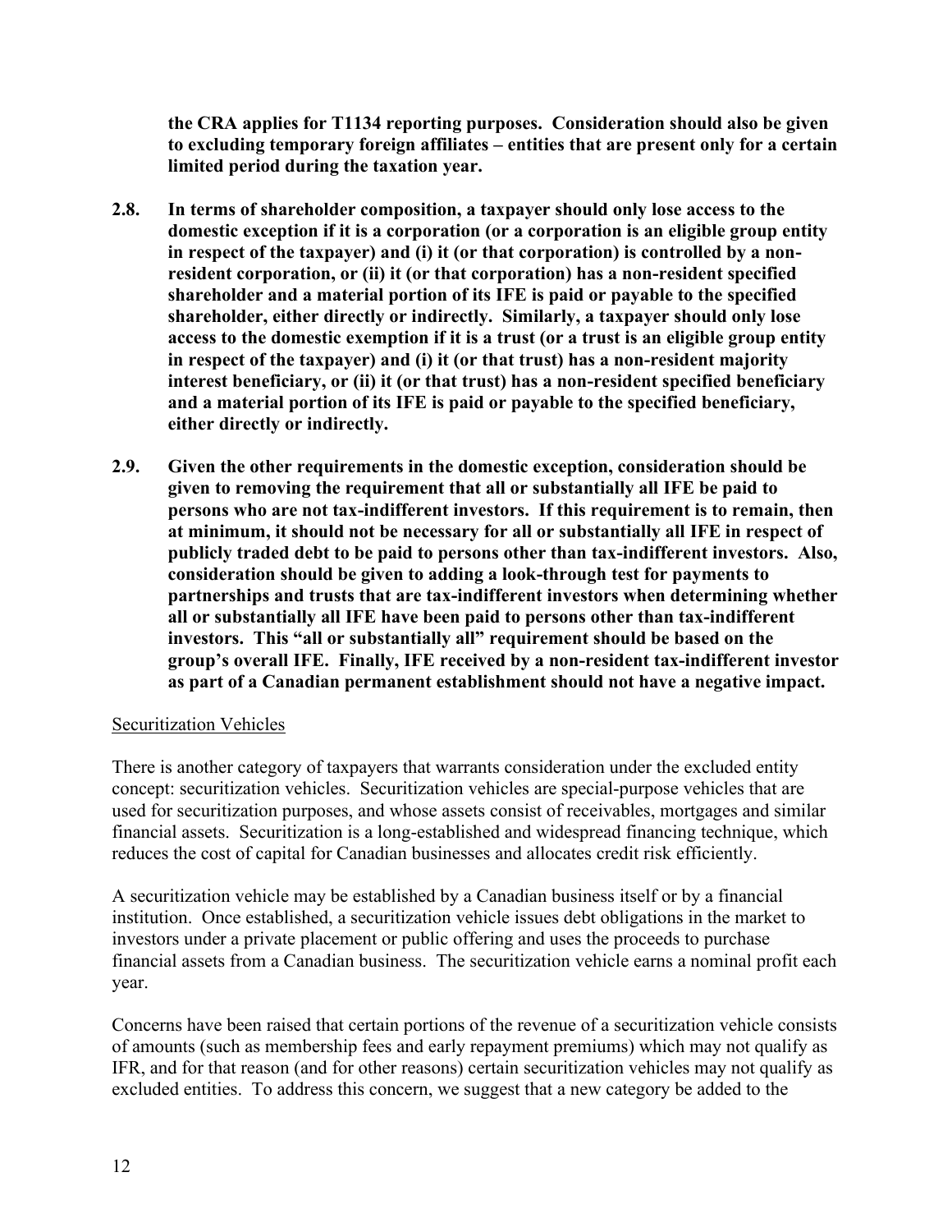**the CRA applies for T1134 reporting purposes. Consideration should also be given to excluding temporary foreign affiliates – entities that are present only for a certain limited period during the taxation year.**

**2.8. In terms of shareholder composition, a taxpayer should only lose access to the domestic exception if it is a corporation (or a corporation is an eligible group entity in respect of the taxpayer) and (i) it (or that corporation) is controlled by a non-resident corporation, or (ii) it (or that corporation) has a non-resident specified shareholder and a material portion of its IFE is paid or payable to the specified shareholder, either directly or indirectly. Similarly, a taxpayer should only lose access to the domestic exemption if it is a trust (or a trust is an eligible group entity in respect of the taxpayer) and (i) it (or that trust) has a non-resident majority interest beneficiary, or (ii) it (or that trust) has a non-resident specified beneficiary and a material portion of its IFE is paid or payable to the specified beneficiary, either directly or indirectly.**

**2.9. Given the other requirements in the domestic exception, consideration should be given to removing the requirement that all or substantially all IFE be paid to persons who are not tax-indifferent investors. If this requirement is to remain, then at minimum, it should not be necessary for all or substantially all IFE in respect of publicly traded debt to be paid to persons other than tax-indifferent investors. Also, consideration should be given to adding a look-through test for payments to partnerships and trusts that are tax-indifferent investors when determining whether all or substantially all IFE have been paid to persons other than tax-indifferent investors. This "all or substantially all" requirement should be based on the group's overall IFE. Finally, IFE received by a non-resident tax-indifferent investor as part of a Canadian permanent establishment should not have a negative impact.**

Securitization Vehicles

There is another category of taxpayers that warrants consideration under the excluded entity concept: securitization vehicles. Securitization vehicles are special-purpose vehicles that are used for securitization purposes, and whose assets consist of receivables, mortgages and similar financial assets. Securitization is a long-established and widespread financing technique, which reduces the cost of capital for Canadian businesses and allocates credit risk efficiently.

A securitization vehicle may be established by a Canadian business itself or by a financial institution. Once established, a securitization vehicle issues debt obligations in the market to investors under a private placement or public offering and uses the proceeds to purchase financial assets from a Canadian business. The securitization vehicle earns a nominal profit each year.

Concerns have been raised that certain portions of the revenue of a securitization vehicle consists of amounts (such as membership fees and early repayment premiums) which may not qualify as IFR, and for that reason (and for other reasons) certain securitization vehicles may not qualify as excluded entities. To address this concern, we suggest that a new category be added to the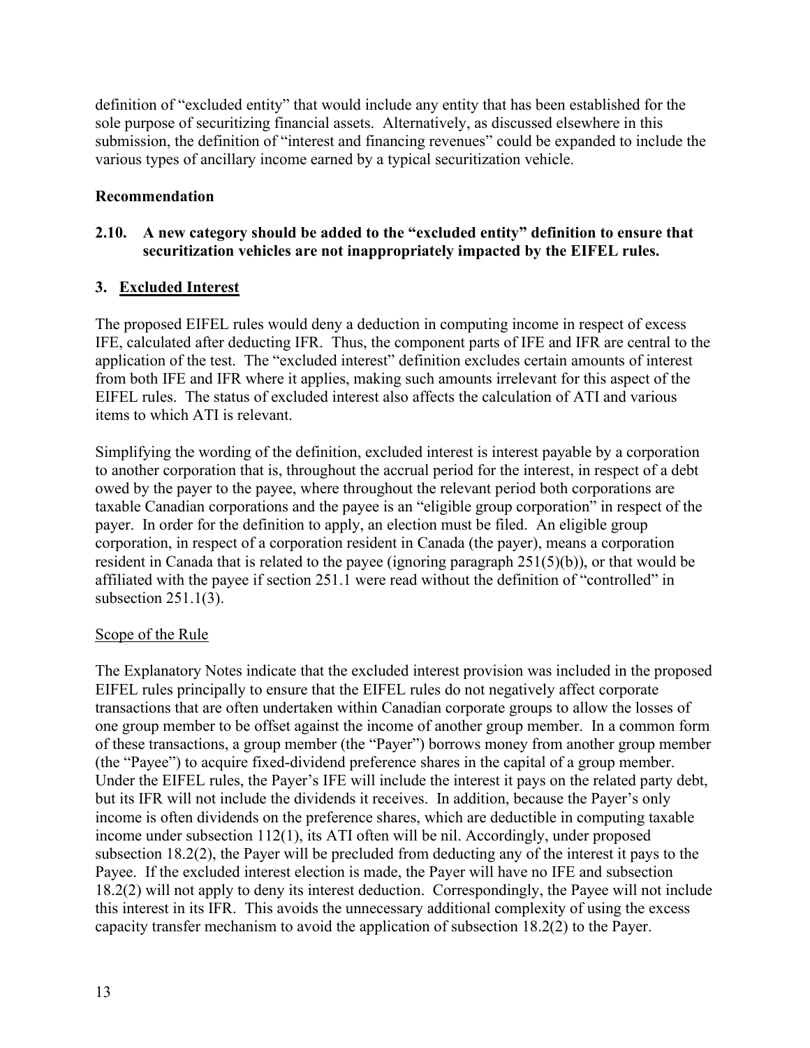definition of "excluded entity" that would include any entity that has been established for the sole purpose of securitizing financial assets. Alternatively, as discussed elsewhere in this submission, the definition of "interest and financing revenues" could be expanded to include the various types of ancillary income earned by a typical securitization vehicle.

**Recommendation**

**2.10. A new category should be added to the "excluded entity" definition to ensure that securitization vehicles are not inappropriately impacted by the EIFEL rules.**

## 3. Excluded Interest

The proposed EIFEL rules would deny a deduction in computing income in respect of excess IFE, calculated after deducting IFR. Thus, the component parts of IFE and IFR are central to the application of the test. The "excluded interest" definition excludes certain amounts of interest from both IFE and IFR where it applies, making such amounts irrelevant for this aspect of the EIFEL rules. The status of excluded interest also affects the calculation of ATI and various items to which ATI is relevant.

Simplifying the wording of the definition, excluded interest is interest payable by a corporation to another corporation that is, throughout the accrual period for the interest, in respect of a debt owed by the payer to the payee, where throughout the relevant period both corporations are taxable Canadian corporations and the payee is an "eligible group corporation" in respect of the payer. In order for the definition to apply, an election must be filed. An eligible group corporation, in respect of a corporation resident in Canada (the payer), means a corporation resident in Canada that is related to the payee (ignoring paragraph 251(5)(b)), or that would be affiliated with the payee if section 251.1 were read without the definition of "controlled" in subsection 251.1(3).

Scope of the Rule

The Explanatory Notes indicate that the excluded interest provision was included in the proposed EIFEL rules principally to ensure that the EIFEL rules do not negatively affect corporate transactions that are often undertaken within Canadian corporate groups to allow the losses of one group member to be offset against the income of another group member. In a common form of these transactions, a group member (the "Payer") borrows money from another group member (the "Payee") to acquire fixed-dividend preference shares in the capital of a group member. Under the EIFEL rules, the Payer's IFE will include the interest it pays on the related party debt, but its IFR will not include the dividends it receives. In addition, because the Payer's only income is often dividends on the preference shares, which are deductible in computing taxable income under subsection 112(1), its ATI often will be nil. Accordingly, under proposed subsection 18.2(2), the Payer will be precluded from deducting any of the interest it pays to the Payee. If the excluded interest election is made, the Payer will have no IFE and subsection 18.2(2) will not apply to deny its interest deduction. Correspondingly, the Payee will not include this interest in its IFR. This avoids the unnecessary additional complexity of using the excess capacity transfer mechanism to avoid the application of subsection 18.2(2) to the Payer.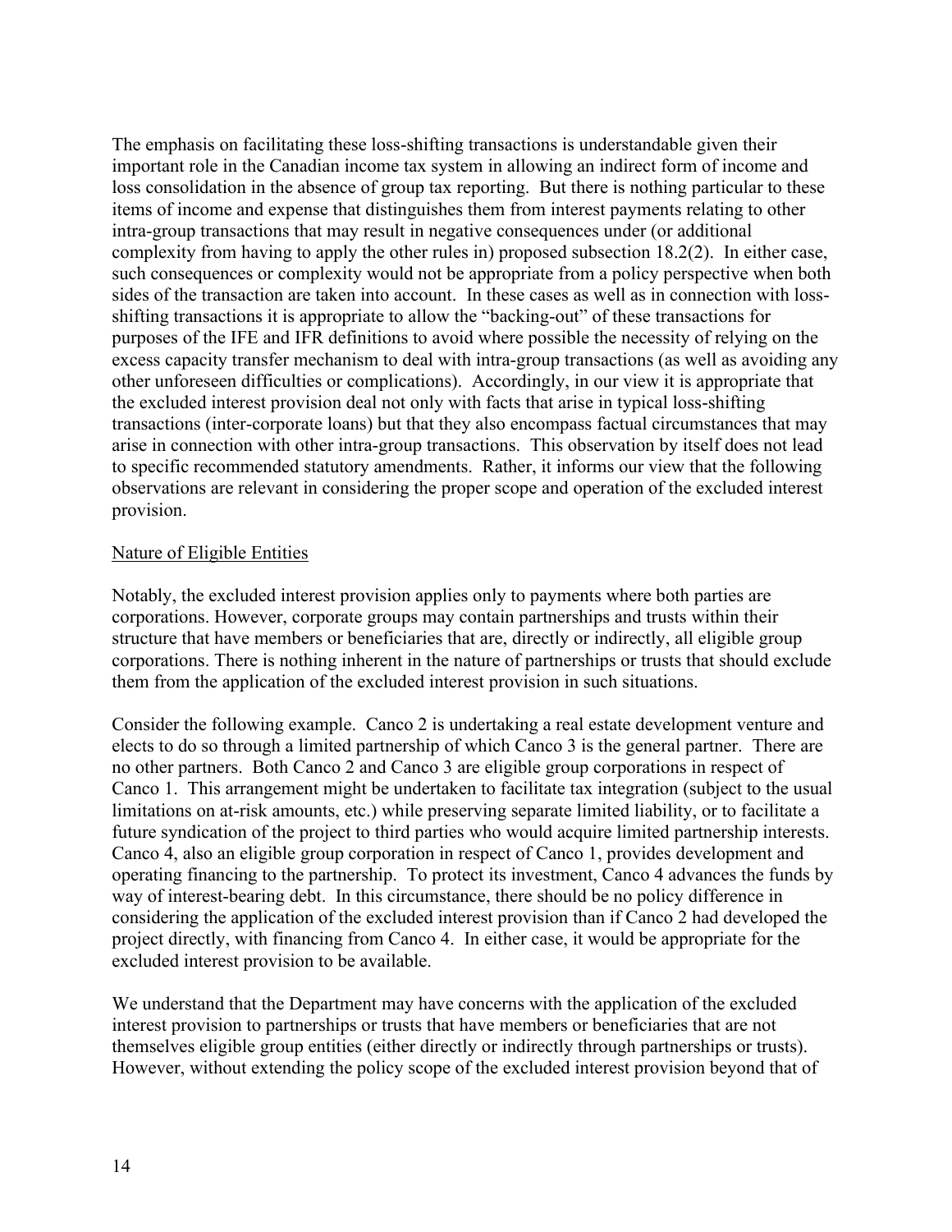The emphasis on facilitating these loss-shifting transactions is understandable given their important role in the Canadian income tax system in allowing an indirect form of income and loss consolidation in the absence of group tax reporting. But there is nothing particular to these items of income and expense that distinguishes them from interest payments relating to other intra-group transactions that may result in negative consequences under (or additional complexity from having to apply the other rules in) proposed subsection 18.2(2). In either case, such consequences or complexity would not be appropriate from a policy perspective when both sides of the transaction are taken into account. In these cases as well as in connection with loss-shifting transactions it is appropriate to allow the "backing-out" of these transactions for purposes of the IFE and IFR definitions to avoid where possible the necessity of relying on the excess capacity transfer mechanism to deal with intra-group transactions (as well as avoiding any other unforeseen difficulties or complications). Accordingly, in our view it is appropriate that the excluded interest provision deal not only with facts that arise in typical loss-shifting transactions (inter-corporate loans) but that they also encompass factual circumstances that may arise in connection with other intra-group transactions. This observation by itself does not lead to specific recommended statutory amendments. Rather, it informs our view that the following observations are relevant in considering the proper scope and operation of the excluded interest provision.

Nature of Eligible Entities

Notably, the excluded interest provision applies only to payments where both parties are corporations. However, corporate groups may contain partnerships and trusts within their structure that have members or beneficiaries that are, directly or indirectly, all eligible group corporations. There is nothing inherent in the nature of partnerships or trusts that should exclude them from the application of the excluded interest provision in such situations.

Consider the following example. Canco 2 is undertaking a real estate development venture and elects to do so through a limited partnership of which Canco 3 is the general partner. There are no other partners. Both Canco 2 and Canco 3 are eligible group corporations in respect of Canco 1. This arrangement might be undertaken to facilitate tax integration (subject to the usual limitations on at-risk amounts, etc.) while preserving separate limited liability, or to facilitate a future syndication of the project to third parties who would acquire limited partnership interests. Canco 4, also an eligible group corporation in respect of Canco 1, provides development and operating financing to the partnership. To protect its investment, Canco 4 advances the funds by way of interest-bearing debt. In this circumstance, there should be no policy difference in considering the application of the excluded interest provision than if Canco 2 had developed the project directly, with financing from Canco 4. In either case, it would be appropriate for the excluded interest provision to be available.

We understand that the Department may have concerns with the application of the excluded interest provision to partnerships or trusts that have members or beneficiaries that are not themselves eligible group entities (either directly or indirectly through partnerships or trusts). However, without extending the policy scope of the excluded interest provision beyond that of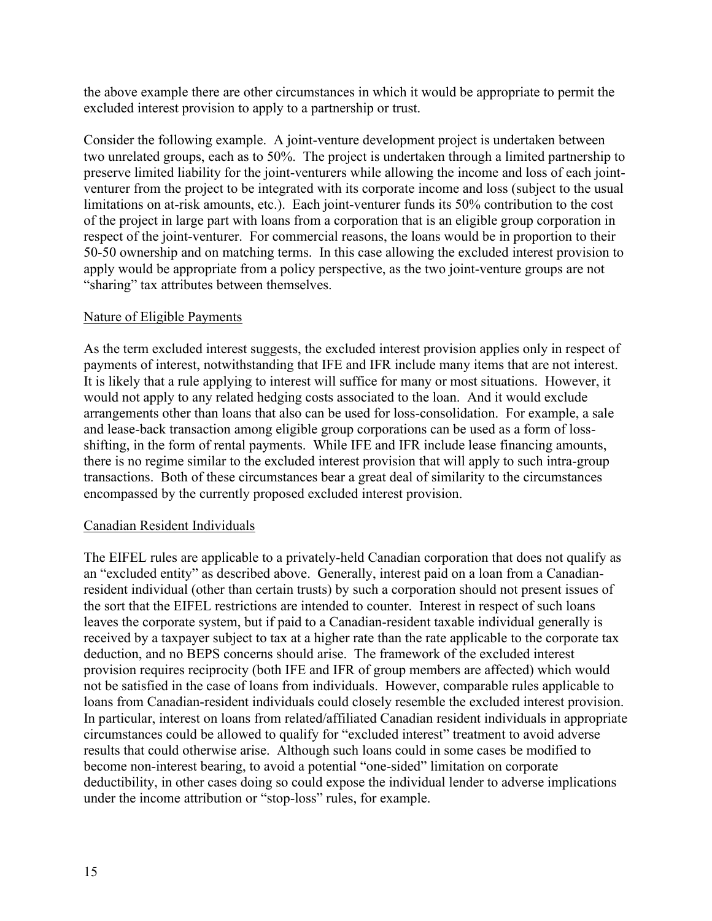the above example there are other circumstances in which it would be appropriate to permit the excluded interest provision to apply to a partnership or trust.

Consider the following example. A joint-venture development project is undertaken between two unrelated groups, each as to 50%. The project is undertaken through a limited partnership to preserve limited liability for the joint-venturers while allowing the income and loss of each joint-venturer from the project to be integrated with its corporate income and loss (subject to the usual limitations on at-risk amounts, etc.). Each joint-venturer funds its 50% contribution to the cost of the project in large part with loans from a corporation that is an eligible group corporation in respect of the joint-venturer. For commercial reasons, the loans would be in proportion to their 50-50 ownership and on matching terms. In this case allowing the excluded interest provision to apply would be appropriate from a policy perspective, as the two joint-venture groups are not "sharing" tax attributes between themselves.

## Nature of Eligible Payments

As the term excluded interest suggests, the excluded interest provision applies only in respect of payments of interest, notwithstanding that IFE and IFR include many items that are not interest. It is likely that a rule applying to interest will suffice for many or most situations. However, it would not apply to any related hedging costs associated to the loan. And it would exclude arrangements other than loans that also can be used for loss-consolidation. For example, a sale and lease-back transaction among eligible group corporations can be used as a form of loss-shifting, in the form of rental payments. While IFE and IFR include lease financing amounts, there is no regime similar to the excluded interest provision that will apply to such intra-group transactions. Both of these circumstances bear a great deal of similarity to the circumstances encompassed by the currently proposed excluded interest provision.

## Canadian Resident Individuals

The EIFEL rules are applicable to a privately-held Canadian corporation that does not qualify as an "excluded entity" as described above. Generally, interest paid on a loan from a Canadian-resident individual (other than certain trusts) by such a corporation should not present issues of the sort that the EIFEL restrictions are intended to counter. Interest in respect of such loans leaves the corporate system, but if paid to a Canadian-resident taxable individual generally is received by a taxpayer subject to tax at a higher rate than the rate applicable to the corporate tax deduction, and no BEPS concerns should arise. The framework of the excluded interest provision requires reciprocity (both IFE and IFR of group members are affected) which would not be satisfied in the case of loans from individuals. However, comparable rules applicable to loans from Canadian-resident individuals could closely resemble the excluded interest provision. In particular, interest on loans from related/affiliated Canadian resident individuals in appropriate circumstances could be allowed to qualify for "excluded interest" treatment to avoid adverse results that could otherwise arise. Although such loans could in some cases be modified to become non-interest bearing, to avoid a potential "one-sided" limitation on corporate deductibility, in other cases doing so could expose the individual lender to adverse implications under the income attribution or "stop-loss" rules, for example.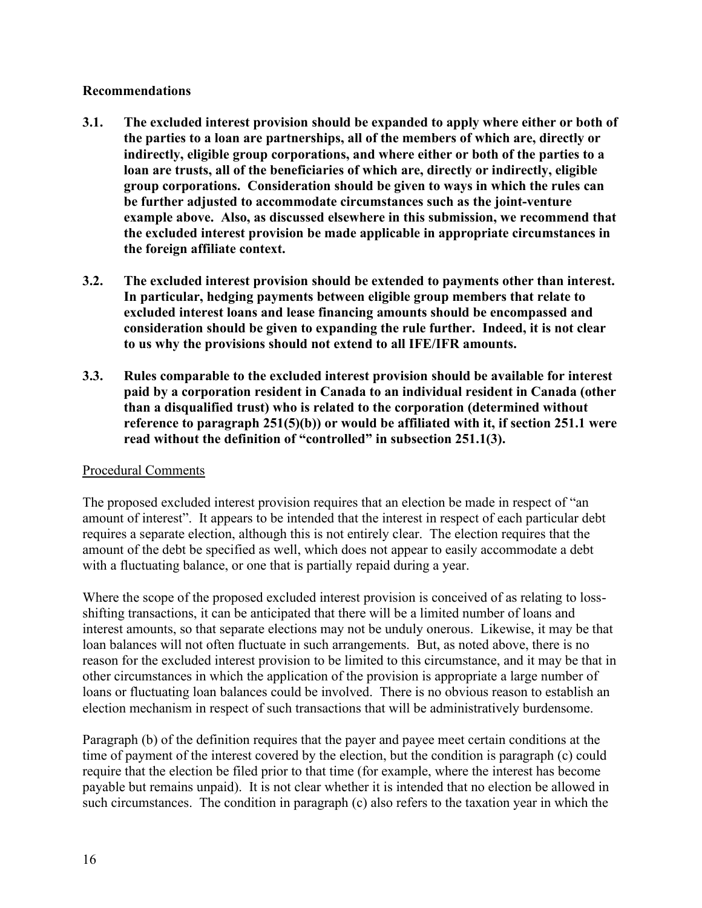**Recommendations**

**3.1. The excluded interest provision should be expanded to apply where either or both of the parties to a loan are partnerships, all of the members of which are, directly or indirectly, eligible group corporations, and where either or both of the parties to a loan are trusts, all of the beneficiaries of which are, directly or indirectly, eligible group corporations. Consideration should be given to ways in which the rules can be further adjusted to accommodate circumstances such as the joint-venture example above. Also, as discussed elsewhere in this submission, we recommend that the excluded interest provision be made applicable in appropriate circumstances in the foreign affiliate context.**

**3.2. The excluded interest provision should be extended to payments other than interest. In particular, hedging payments between eligible group members that relate to excluded interest loans and lease financing amounts should be encompassed and consideration should be given to expanding the rule further. Indeed, it is not clear to us why the provisions should not extend to all IFE/IFR amounts.**

**3.3. Rules comparable to the excluded interest provision should be available for interest paid by a corporation resident in Canada to an individual resident in Canada (other than a disqualified trust) who is related to the corporation (determined without reference to paragraph 251(5)(b)) or would be affiliated with it, if section 251.1 were read without the definition of "controlled" in subsection 251.1(3).**

<u>Procedural Comments</u>

The proposed excluded interest provision requires that an election be made in respect of "an amount of interest". It appears to be intended that the interest in respect of each particular debt requires a separate election, although this is not entirely clear. The election requires that the amount of the debt be specified as well, which does not appear to easily accommodate a debt with a fluctuating balance, or one that is partially repaid during a year.

Where the scope of the proposed excluded interest provision is conceived of as relating to loss-shifting transactions, it can be anticipated that there will be a limited number of loans and interest amounts, so that separate elections may not be unduly onerous. Likewise, it may be that loan balances will not often fluctuate in such arrangements. But, as noted above, there is no reason for the excluded interest provision to be limited to this circumstance, and it may be that in other circumstances in which the application of the provision is appropriate a large number of loans or fluctuating loan balances could be involved. There is no obvious reason to establish an election mechanism in respect of such transactions that will be administratively burdensome.

Paragraph (b) of the definition requires that the payer and payee meet certain conditions at the time of payment of the interest covered by the election, but the condition is paragraph (c) could require that the election be filed prior to that time (for example, where the interest has become payable but remains unpaid). It is not clear whether it is intended that no election be allowed in such circumstances. The condition in paragraph (c) also refers to the taxation year in which the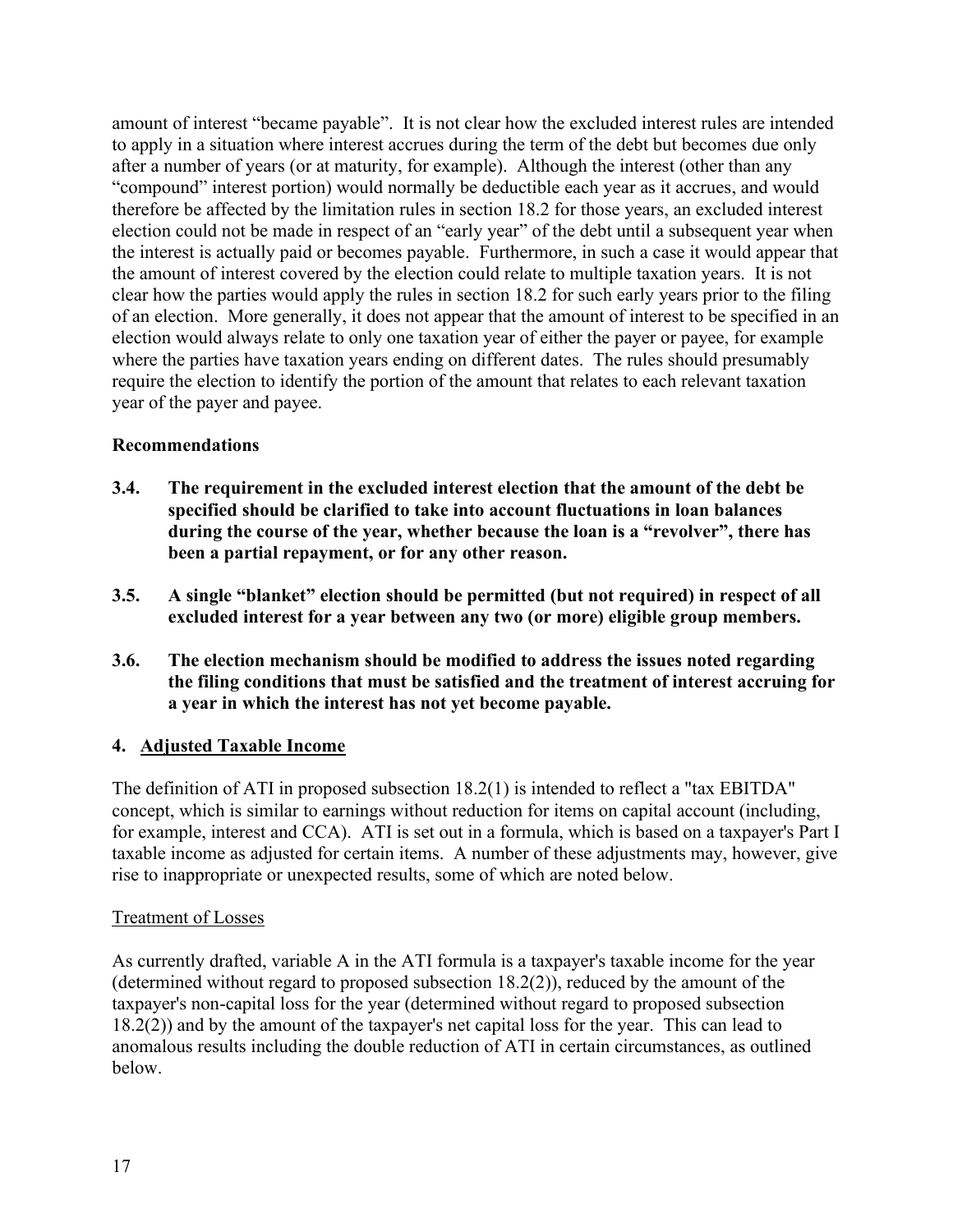amount of interest "became payable". It is not clear how the excluded interest rules are intended to apply in a situation where interest accrues during the term of the debt but becomes due only after a number of years (or at maturity, for example). Although the interest (other than any "compound" interest portion) would normally be deductible each year as it accrues, and would therefore be affected by the limitation rules in section 18.2 for those years, an excluded interest election could not be made in respect of an "early year" of the debt until a subsequent year when the interest is actually paid or becomes payable. Furthermore, in such a case it would appear that the amount of interest covered by the election could relate to multiple taxation years. It is not clear how the parties would apply the rules in section 18.2 for such early years prior to the filing of an election. More generally, it does not appear that the amount of interest to be specified in an election would always relate to only one taxation year of either the payer or payee, for example where the parties have taxation years ending on different dates. The rules should presumably require the election to identify the portion of the amount that relates to each relevant taxation year of the payer and payee.

**Recommendations**

**3.4. The requirement in the excluded interest election that the amount of the debt be specified should be clarified to take into account fluctuations in loan balances during the course of the year, whether because the loan is a "revolver", there has been a partial repayment, or for any other reason.**

**3.5. A single "blanket" election should be permitted (but not required) in respect of all excluded interest for a year between any two (or more) eligible group members.**

**3.6. The election mechanism should be modified to address the issues noted regarding the filing conditions that must be satisfied and the treatment of interest accruing for a year in which the interest has not yet become payable.**

## 4. Adjusted Taxable Income

The definition of ATI in proposed subsection 18.2(1) is intended to reflect a "tax EBITDA" concept, which is similar to earnings without reduction for items on capital account (including, for example, interest and CCA). ATI is set out in a formula, which is based on a taxpayer's Part I taxable income as adjusted for certain items. A number of these adjustments may, however, give rise to inappropriate or unexpected results, some of which are noted below.

### Treatment of Losses

As currently drafted, variable A in the ATI formula is a taxpayer's taxable income for the year (determined without regard to proposed subsection 18.2(2)), reduced by the amount of the taxpayer's non-capital loss for the year (determined without regard to proposed subsection 18.2(2)) and by the amount of the taxpayer's net capital loss for the year. This can lead to anomalous results including the double reduction of ATI in certain circumstances, as outlined below.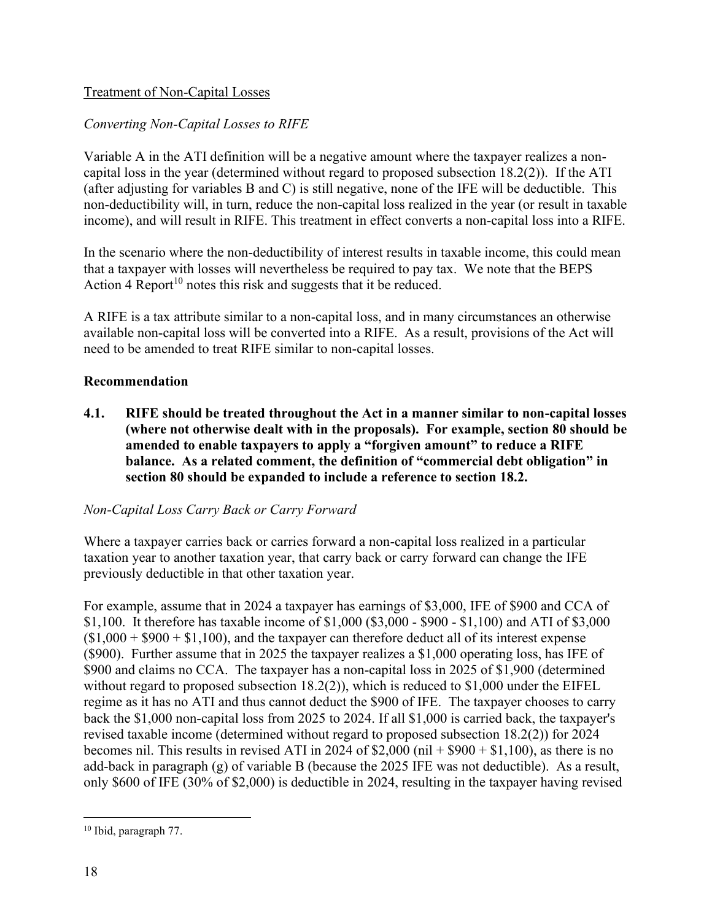Treatment of Non-Capital Losses

*Converting Non-Capital Losses to RIFE*

Variable A in the ATI definition will be a negative amount where the taxpayer realizes a non-capital loss in the year (determined without regard to proposed subsection 18.2(2)). If the ATI (after adjusting for variables B and C) is still negative, none of the IFE will be deductible. This non-deductibility will, in turn, reduce the non-capital loss realized in the year (or result in taxable income), and will result in RIFE. This treatment in effect converts a non-capital loss into a RIFE.

In the scenario where the non-deductibility of interest results in taxable income, this could mean that a taxpayer with losses will nevertheless be required to pay tax. We note that the BEPS Action 4 Report[10] notes this risk and suggests that it be reduced.

A RIFE is a tax attribute similar to a non-capital loss, and in many circumstances an otherwise available non-capital loss will be converted into a RIFE. As a result, provisions of the Act will need to be amended to treat RIFE similar to non-capital losses.

**Recommendation**

**4.1. RIFE should be treated throughout the Act in a manner similar to non-capital losses (where not otherwise dealt with in the proposals). For example, section 80 should be amended to enable taxpayers to apply a "forgiven amount" to reduce a RIFE balance. As a related comment, the definition of "commercial debt obligation" in section 80 should be expanded to include a reference to section 18.2.**

*Non-Capital Loss Carry Back or Carry Forward*

Where a taxpayer carries back or carries forward a non-capital loss realized in a particular taxation year to another taxation year, that carry back or carry forward can change the IFE previously deductible in that other taxation year.

For example, assume that in 2024 a taxpayer has earnings of $3,000, IFE of $900 and CCA of $1,100. It therefore has taxable income of $1,000 ($3,000 - $900 - $1,100) and ATI of $3,000 ($1,000 + $900 + $1,100), and the taxpayer can therefore deduct all of its interest expense ($900). Further assume that in 2025 the taxpayer realizes a $1,000 operating loss, has IFE of $900 and claims no CCA. The taxpayer has a non-capital loss in 2025 of $1,900 (determined without regard to proposed subsection 18.2(2)), which is reduced to $1,000 under the EIFEL regime as it has no ATI and thus cannot deduct the $900 of IFE. The taxpayer chooses to carry back the $1,000 non-capital loss from 2025 to 2024. If all $1,000 is carried back, the taxpayer's revised taxable income (determined without regard to proposed subsection 18.2(2)) for 2024 becomes nil. This results in revised ATI in 2024 of $2,000 (nil + $900 + $1,100), as there is no add-back in paragraph (g) of variable B (because the 2025 IFE was not deductible). As a result, only $600 of IFE (30% of $2,000) is deductible in 2024, resulting in the taxpayer having revised

[10] Ibid, paragraph 77.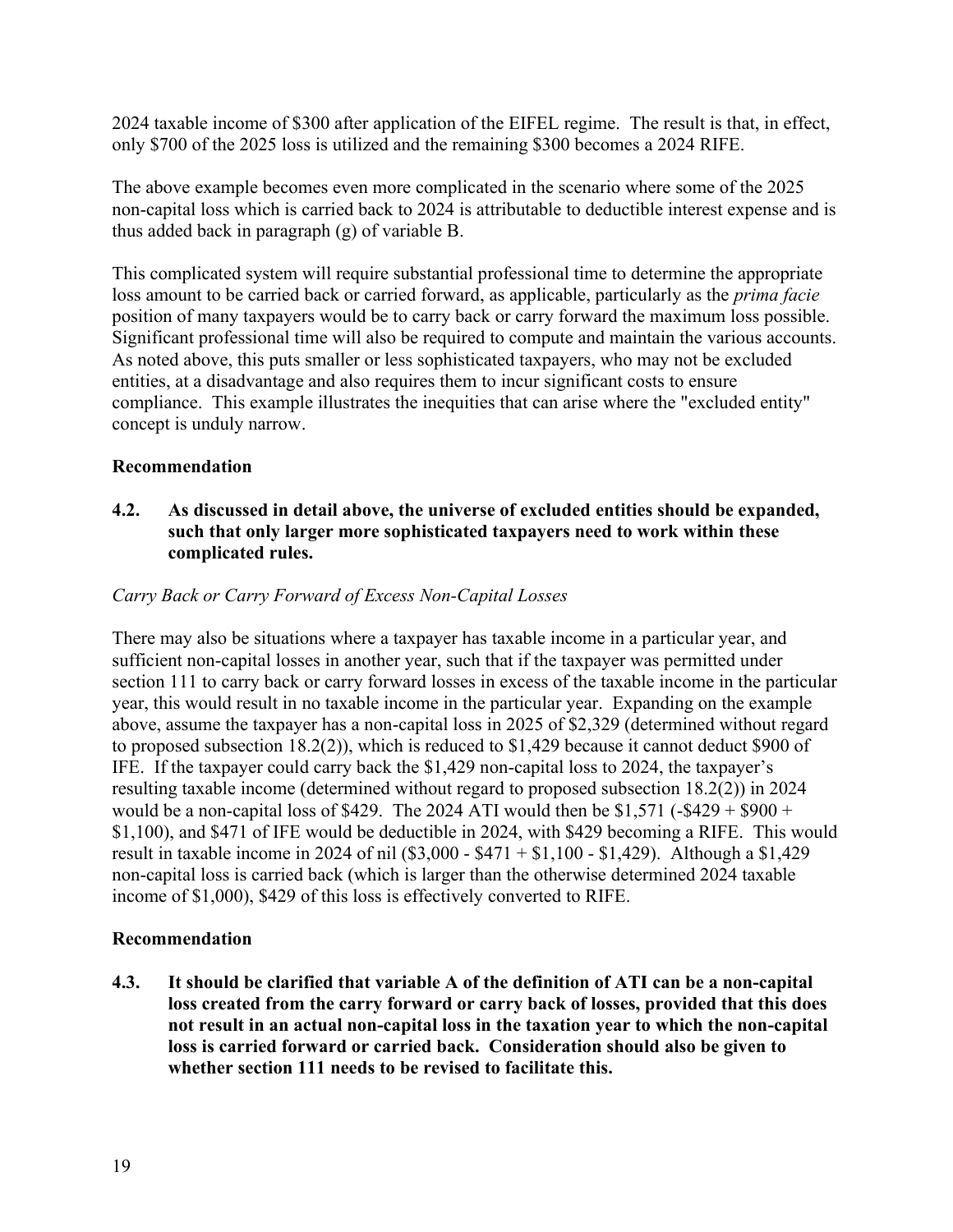2024 taxable income of $300 after application of the EIFEL regime. The result is that, in effect, only $700 of the 2025 loss is utilized and the remaining $300 becomes a 2024 RIFE.

The above example becomes even more complicated in the scenario where some of the 2025 non-capital loss which is carried back to 2024 is attributable to deductible interest expense and is thus added back in paragraph (g) of variable B.

This complicated system will require substantial professional time to determine the appropriate loss amount to be carried back or carried forward, as applicable, particularly as the *prima facie* position of many taxpayers would be to carry back or carry forward the maximum loss possible. Significant professional time will also be required to compute and maintain the various accounts. As noted above, this puts smaller or less sophisticated taxpayers, who may not be excluded entities, at a disadvantage and also requires them to incur significant costs to ensure compliance. This example illustrates the inequities that can arise where the "excluded entity" concept is unduly narrow.

**Recommendation**

**4.2. As discussed in detail above, the universe of excluded entities should be expanded, such that only larger more sophisticated taxpayers need to work within these complicated rules.**

*Carry Back or Carry Forward of Excess Non-Capital Losses*

There may also be situations where a taxpayer has taxable income in a particular year, and sufficient non-capital losses in another year, such that if the taxpayer was permitted under section 111 to carry back or carry forward losses in excess of the taxable income in the particular year, this would result in no taxable income in the particular year. Expanding on the example above, assume the taxpayer has a non-capital loss in 2025 of $2,329 (determined without regard to proposed subsection 18.2(2)), which is reduced to $1,429 because it cannot deduct $900 of IFE. If the taxpayer could carry back the $1,429 non-capital loss to 2024, the taxpayer's resulting taxable income (determined without regard to proposed subsection 18.2(2)) in 2024 would be a non-capital loss of $429. The 2024 ATI would then be $1,571 (-$429 + $900 + $1,100), and $471 of IFE would be deductible in 2024, with $429 becoming a RIFE. This would result in taxable income in 2024 of nil ($3,000 - $471 + $1,100 - $1,429). Although a $1,429 non-capital loss is carried back (which is larger than the otherwise determined 2024 taxable income of $1,000), $429 of this loss is effectively converted to RIFE.

**Recommendation**

**4.3. It should be clarified that variable A of the definition of ATI can be a non-capital loss created from the carry forward or carry back of losses, provided that this does not result in an actual non-capital loss in the taxation year to which the non-capital loss is carried forward or carried back. Consideration should also be given to whether section 111 needs to be revised to facilitate this.**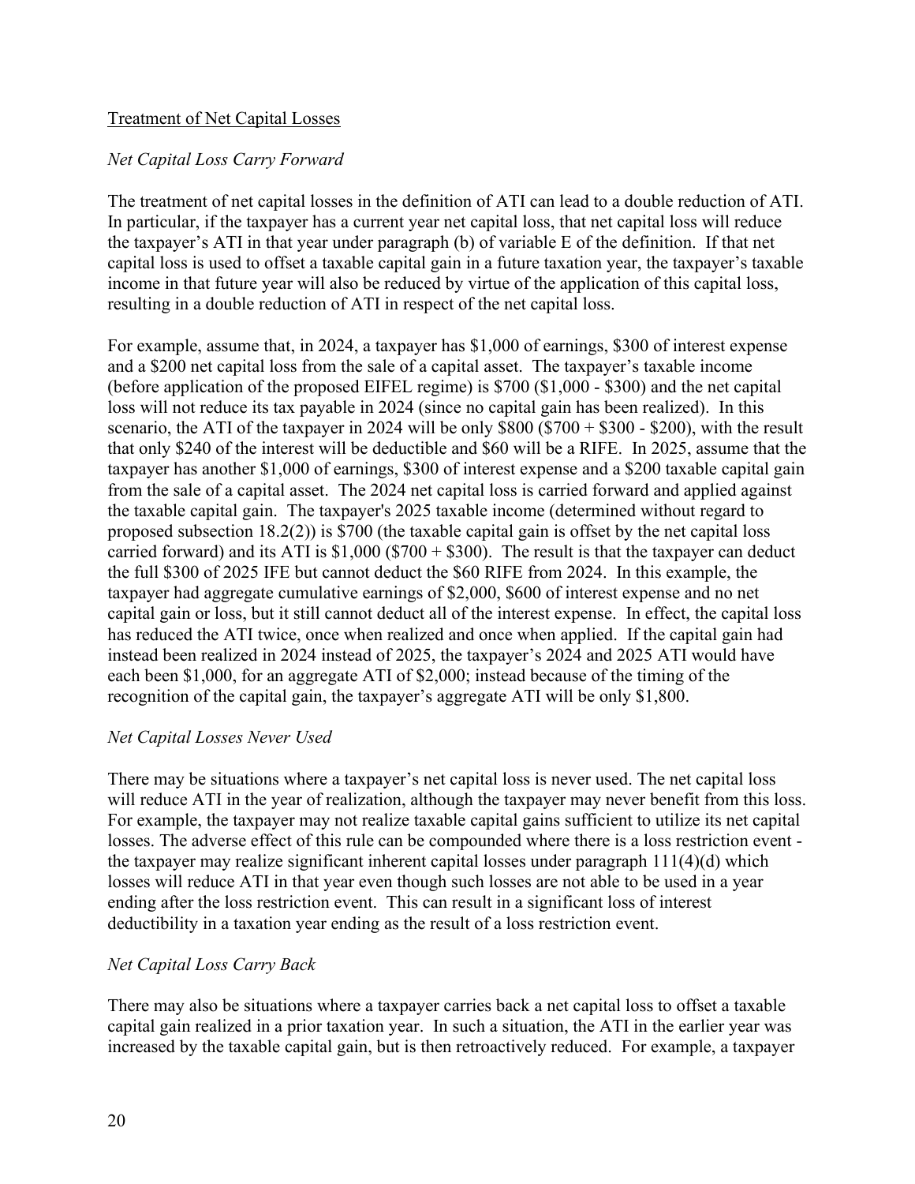Treatment of Net Capital Losses

*Net Capital Loss Carry Forward*

The treatment of net capital losses in the definition of ATI can lead to a double reduction of ATI. In particular, if the taxpayer has a current year net capital loss, that net capital loss will reduce the taxpayer's ATI in that year under paragraph (b) of variable E of the definition. If that net capital loss is used to offset a taxable capital gain in a future taxation year, the taxpayer's taxable income in that future year will also be reduced by virtue of the application of this capital loss, resulting in a double reduction of ATI in respect of the net capital loss.

For example, assume that, in 2024, a taxpayer has $1,000 of earnings, $300 of interest expense and a $200 net capital loss from the sale of a capital asset. The taxpayer's taxable income (before application of the proposed EIFEL regime) is $700 ($1,000 - $300) and the net capital loss will not reduce its tax payable in 2024 (since no capital gain has been realized). In this scenario, the ATI of the taxpayer in 2024 will be only $800 ($700 + $300 - $200), with the result that only $240 of the interest will be deductible and $60 will be a RIFE. In 2025, assume that the taxpayer has another $1,000 of earnings, $300 of interest expense and a $200 taxable capital gain from the sale of a capital asset. The 2024 net capital loss is carried forward and applied against the taxable capital gain. The taxpayer's 2025 taxable income (determined without regard to proposed subsection 18.2(2)) is $700 (the taxable capital gain is offset by the net capital loss carried forward) and its ATI is $1,000 ($700 + $300). The result is that the taxpayer can deduct the full $300 of 2025 IFE but cannot deduct the $60 RIFE from 2024. In this example, the taxpayer had aggregate cumulative earnings of $2,000, $600 of interest expense and no net capital gain or loss, but it still cannot deduct all of the interest expense. In effect, the capital loss has reduced the ATI twice, once when realized and once when applied. If the capital gain had instead been realized in 2024 instead of 2025, the taxpayer's 2024 and 2025 ATI would have each been $1,000, for an aggregate ATI of $2,000; instead because of the timing of the recognition of the capital gain, the taxpayer's aggregate ATI will be only $1,800.

*Net Capital Losses Never Used*

There may be situations where a taxpayer's net capital loss is never used. The net capital loss will reduce ATI in the year of realization, although the taxpayer may never benefit from this loss. For example, the taxpayer may not realize taxable capital gains sufficient to utilize its net capital losses. The adverse effect of this rule can be compounded where there is a loss restriction event - the taxpayer may realize significant inherent capital losses under paragraph 111(4)(d) which losses will reduce ATI in that year even though such losses are not able to be used in a year ending after the loss restriction event. This can result in a significant loss of interest deductibility in a taxation year ending as the result of a loss restriction event.

*Net Capital Loss Carry Back*

There may also be situations where a taxpayer carries back a net capital loss to offset a taxable capital gain realized in a prior taxation year. In such a situation, the ATI in the earlier year was increased by the taxable capital gain, but is then retroactively reduced. For example, a taxpayer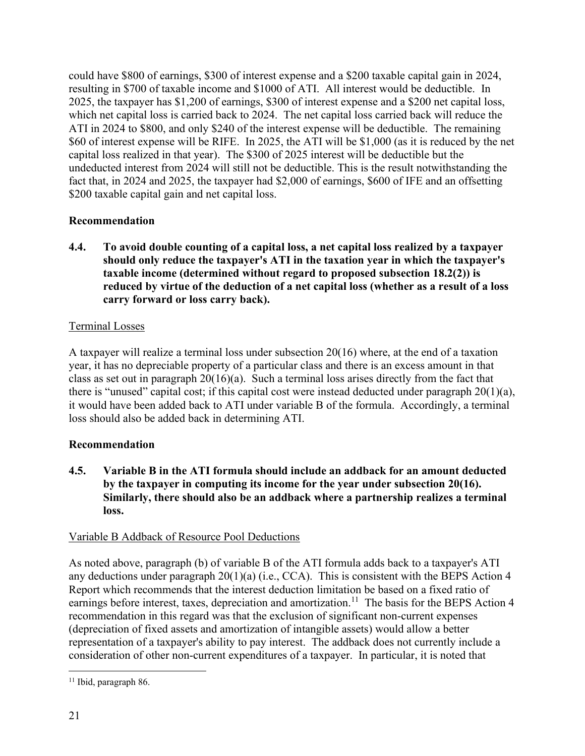could have $800 of earnings, $300 of interest expense and a $200 taxable capital gain in 2024, resulting in $700 of taxable income and $1000 of ATI. All interest would be deductible. In 2025, the taxpayer has $1,200 of earnings, $300 of interest expense and a $200 net capital loss, which net capital loss is carried back to 2024. The net capital loss carried back will reduce the ATI in 2024 to $800, and only $240 of the interest expense will be deductible. The remaining $60 of interest expense will be RIFE. In 2025, the ATI will be $1,000 (as it is reduced by the net capital loss realized in that year). The $300 of 2025 interest will be deductible but the undeducted interest from 2024 will still not be deductible. This is the result notwithstanding the fact that, in 2024 and 2025, the taxpayer had $2,000 of earnings, $600 of IFE and an offsetting $200 taxable capital gain and net capital loss.

**Recommendation**

**4.4. To avoid double counting of a capital loss, a net capital loss realized by a taxpayer should only reduce the taxpayer's ATI in the taxation year in which the taxpayer's taxable income (determined without regard to proposed subsection 18.2(2)) is reduced by virtue of the deduction of a net capital loss (whether as a result of a loss carry forward or loss carry back).**

Terminal Losses

A taxpayer will realize a terminal loss under subsection 20(16) where, at the end of a taxation year, it has no depreciable property of a particular class and there is an excess amount in that class as set out in paragraph 20(16)(a). Such a terminal loss arises directly from the fact that there is "unused" capital cost; if this capital cost were instead deducted under paragraph 20(1)(a), it would have been added back to ATI under variable B of the formula. Accordingly, a terminal loss should also be added back in determining ATI.

**Recommendation**

**4.5. Variable B in the ATI formula should include an addback for an amount deducted by the taxpayer in computing its income for the year under subsection 20(16). Similarly, there should also be an addback where a partnership realizes a terminal loss.**

Variable B Addback of Resource Pool Deductions

As noted above, paragraph (b) of variable B of the ATI formula adds back to a taxpayer's ATI any deductions under paragraph 20(1)(a) (i.e., CCA). This is consistent with the BEPS Action 4 Report which recommends that the interest deduction limitation be based on a fixed ratio of earnings before interest, taxes, depreciation and amortization.[11] The basis for the BEPS Action 4 recommendation in this regard was that the exclusion of significant non-current expenses (depreciation of fixed assets and amortization of intangible assets) would allow a better representation of a taxpayer's ability to pay interest. The addback does not currently include a consideration of other non-current expenditures of a taxpayer. In particular, it is noted that

[11] Ibid, paragraph 86.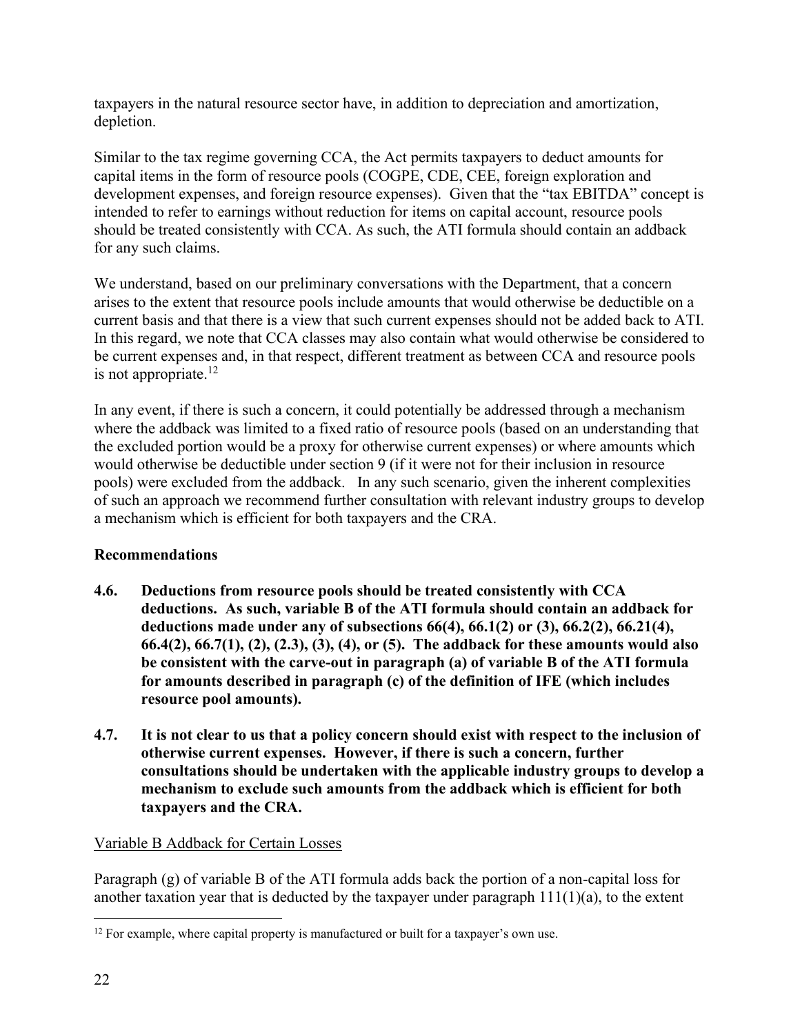taxpayers in the natural resource sector have, in addition to depreciation and amortization, depletion.

Similar to the tax regime governing CCA, the Act permits taxpayers to deduct amounts for capital items in the form of resource pools (COGPE, CDE, CEE, foreign exploration and development expenses, and foreign resource expenses). Given that the "tax EBITDA" concept is intended to refer to earnings without reduction for items on capital account, resource pools should be treated consistently with CCA. As such, the ATI formula should contain an addback for any such claims.

We understand, based on our preliminary conversations with the Department, that a concern arises to the extent that resource pools include amounts that would otherwise be deductible on a current basis and that there is a view that such current expenses should not be added back to ATI. In this regard, we note that CCA classes may also contain what would otherwise be considered to be current expenses and, in that respect, different treatment as between CCA and resource pools is not appropriate.[12]

In any event, if there is such a concern, it could potentially be addressed through a mechanism where the addback was limited to a fixed ratio of resource pools (based on an understanding that the excluded portion would be a proxy for otherwise current expenses) or where amounts which would otherwise be deductible under section 9 (if it were not for their inclusion in resource pools) were excluded from the addback. In any such scenario, given the inherent complexities of such an approach we recommend further consultation with relevant industry groups to develop a mechanism which is efficient for both taxpayers and the CRA.

**Recommendations**

**4.6. Deductions from resource pools should be treated consistently with CCA deductions. As such, variable B of the ATI formula should contain an addback for deductions made under any of subsections 66(4), 66.1(2) or (3), 66.2(2), 66.21(4), 66.4(2), 66.7(1), (2), (2.3), (3), (4), or (5). The addback for these amounts would also be consistent with the carve-out in paragraph (a) of variable B of the ATI formula for amounts described in paragraph (c) of the definition of IFE (which includes resource pool amounts).**

**4.7. It is not clear to us that a policy concern should exist with respect to the inclusion of otherwise current expenses. However, if there is such a concern, further consultations should be undertaken with the applicable industry groups to develop a mechanism to exclude such amounts from the addback which is efficient for both taxpayers and the CRA.**

<u>Variable B Addback for Certain Losses</u>

Paragraph (g) of variable B of the ATI formula adds back the portion of a non-capital loss for another taxation year that is deducted by the taxpayer under paragraph 111(1)(a), to the extent

[12] For example, where capital property is manufactured or built for a taxpayer's own use.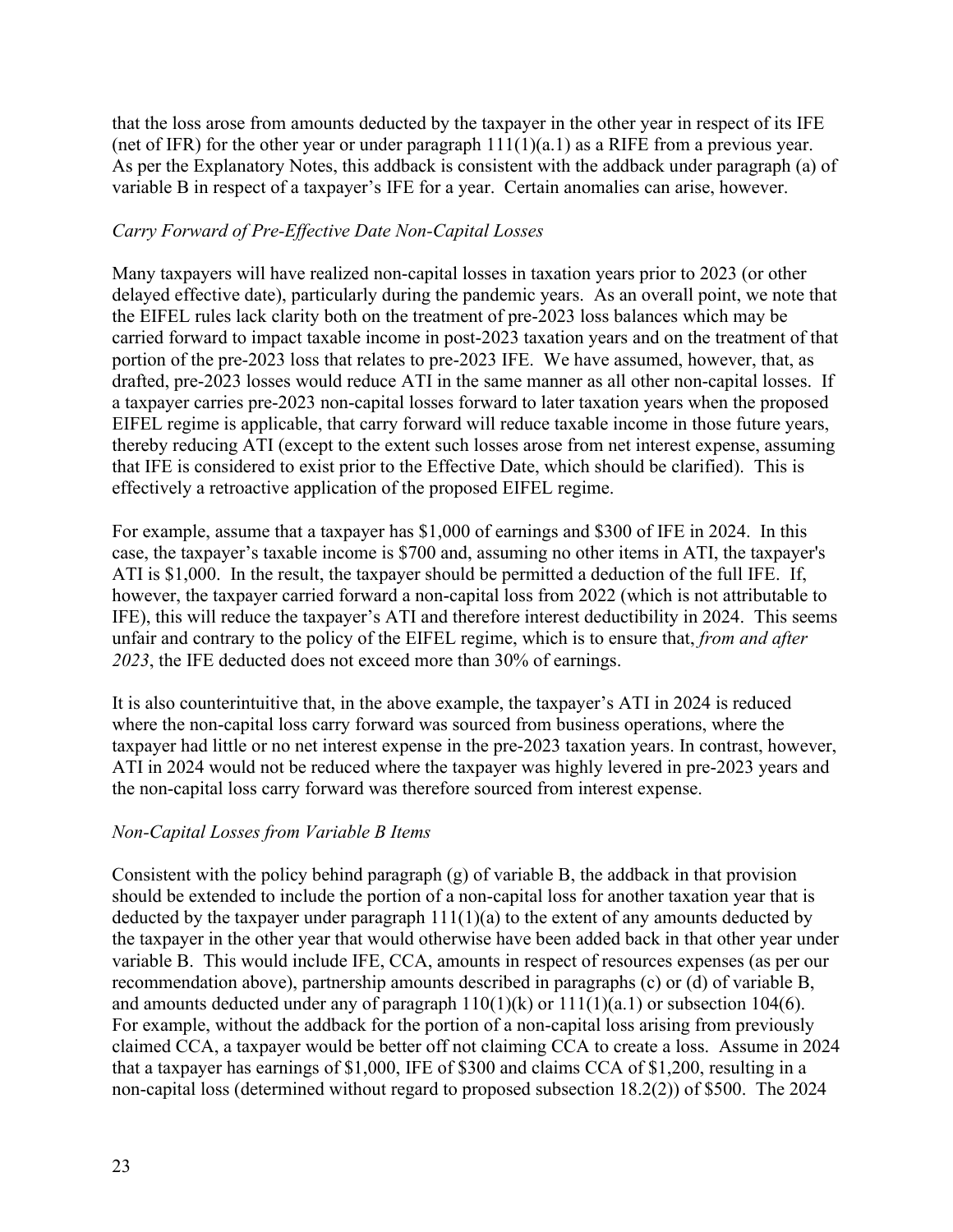that the loss arose from amounts deducted by the taxpayer in the other year in respect of its IFE (net of IFR) for the other year or under paragraph 111(1)(a.1) as a RIFE from a previous year. As per the Explanatory Notes, this addback is consistent with the addback under paragraph (a) of variable B in respect of a taxpayer's IFE for a year. Certain anomalies can arise, however.

*Carry Forward of Pre-Effective Date Non-Capital Losses*

Many taxpayers will have realized non-capital losses in taxation years prior to 2023 (or other delayed effective date), particularly during the pandemic years. As an overall point, we note that the EIFEL rules lack clarity both on the treatment of pre-2023 loss balances which may be carried forward to impact taxable income in post-2023 taxation years and on the treatment of that portion of the pre-2023 loss that relates to pre-2023 IFE. We have assumed, however, that, as drafted, pre-2023 losses would reduce ATI in the same manner as all other non-capital losses. If a taxpayer carries pre-2023 non-capital losses forward to later taxation years when the proposed EIFEL regime is applicable, that carry forward will reduce taxable income in those future years, thereby reducing ATI (except to the extent such losses arose from net interest expense, assuming that IFE is considered to exist prior to the Effective Date, which should be clarified). This is effectively a retroactive application of the proposed EIFEL regime.

For example, assume that a taxpayer has $1,000 of earnings and $300 of IFE in 2024. In this case, the taxpayer's taxable income is $700 and, assuming no other items in ATI, the taxpayer's ATI is $1,000. In the result, the taxpayer should be permitted a deduction of the full IFE. If, however, the taxpayer carried forward a non-capital loss from 2022 (which is not attributable to IFE), this will reduce the taxpayer's ATI and therefore interest deductibility in 2024. This seems unfair and contrary to the policy of the EIFEL regime, which is to ensure that, *from and after 2023*, the IFE deducted does not exceed more than 30% of earnings.

It is also counterintuitive that, in the above example, the taxpayer's ATI in 2024 is reduced where the non-capital loss carry forward was sourced from business operations, where the taxpayer had little or no net interest expense in the pre-2023 taxation years. In contrast, however, ATI in 2024 would not be reduced where the taxpayer was highly levered in pre-2023 years and the non-capital loss carry forward was therefore sourced from interest expense.

*Non-Capital Losses from Variable B Items*

Consistent with the policy behind paragraph (g) of variable B, the addback in that provision should be extended to include the portion of a non-capital loss for another taxation year that is deducted by the taxpayer under paragraph 111(1)(a) to the extent of any amounts deducted by the taxpayer in the other year that would otherwise have been added back in that other year under variable B. This would include IFE, CCA, amounts in respect of resources expenses (as per our recommendation above), partnership amounts described in paragraphs (c) or (d) of variable B, and amounts deducted under any of paragraph 110(1)(k) or 111(1)(a.1) or subsection 104(6). For example, without the addback for the portion of a non-capital loss arising from previously claimed CCA, a taxpayer would be better off not claiming CCA to create a loss. Assume in 2024 that a taxpayer has earnings of $1,000, IFE of $300 and claims CCA of $1,200, resulting in a non-capital loss (determined without regard to proposed subsection 18.2(2)) of $500. The 2024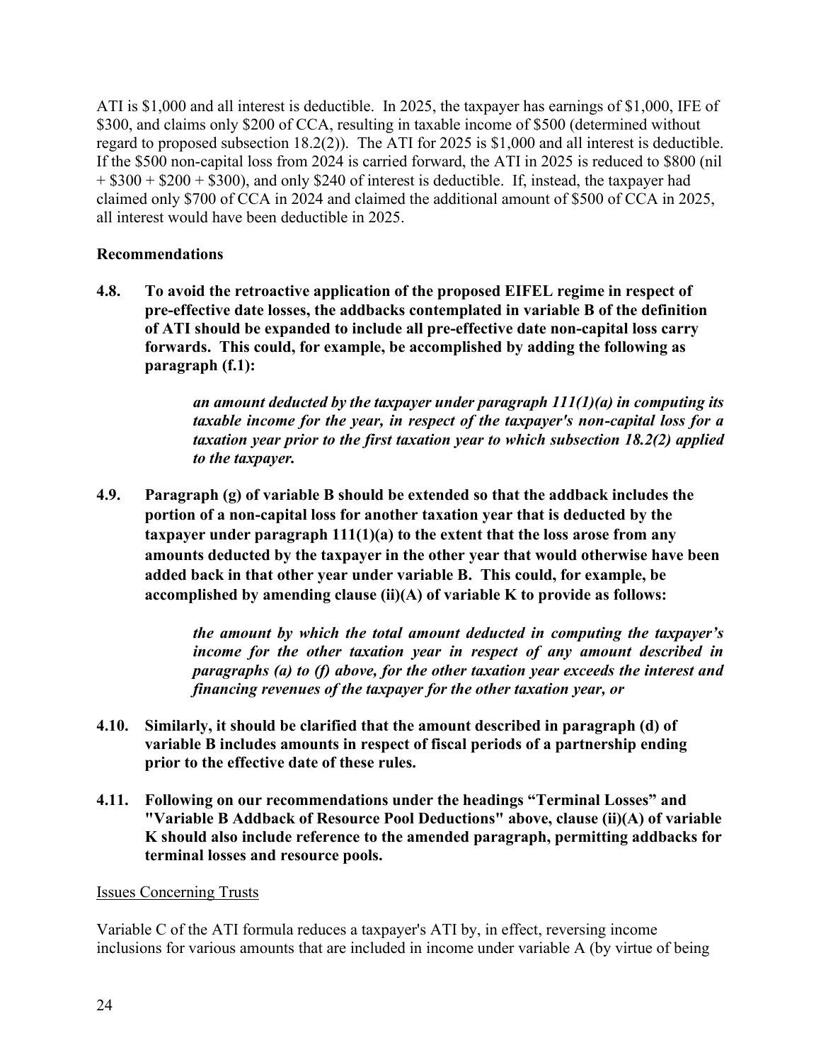ATI is $1,000 and all interest is deductible. In 2025, the taxpayer has earnings of $1,000, IFE of $300, and claims only $200 of CCA, resulting in taxable income of $500 (determined without regard to proposed subsection 18.2(2)). The ATI for 2025 is $1,000 and all interest is deductible. If the $500 non-capital loss from 2024 is carried forward, the ATI in 2025 is reduced to $800 (nil + $300 + $200 + $300), and only $240 of interest is deductible. If, instead, the taxpayer had claimed only $700 of CCA in 2024 and claimed the additional amount of $500 of CCA in 2025, all interest would have been deductible in 2025.

**Recommendations**

**4.8. To avoid the retroactive application of the proposed EIFEL regime in respect of pre-effective date losses, the addbacks contemplated in variable B of the definition of ATI should be expanded to include all pre-effective date non-capital loss carry forwards. This could, for example, be accomplished by adding the following as paragraph (f.1):**

> ***an amount deducted by the taxpayer under paragraph 111(1)(a) in computing its taxable income for the year, in respect of the taxpayer's non-capital loss for a taxation year prior to the first taxation year to which subsection 18.2(2) applied to the taxpayer.***

**4.9. Paragraph (g) of variable B should be extended so that the addback includes the portion of a non-capital loss for another taxation year that is deducted by the taxpayer under paragraph 111(1)(a) to the extent that the loss arose from any amounts deducted by the taxpayer in the other year that would otherwise have been added back in that other year under variable B. This could, for example, be accomplished by amending clause (ii)(A) of variable K to provide as follows:**

> ***the amount by which the total amount deducted in computing the taxpayer's income for the other taxation year in respect of any amount described in paragraphs (a) to (f) above, for the other taxation year exceeds the interest and financing revenues of the taxpayer for the other taxation year, or***

**4.10. Similarly, it should be clarified that the amount described in paragraph (d) of variable B includes amounts in respect of fiscal periods of a partnership ending prior to the effective date of these rules.**

**4.11. Following on our recommendations under the headings "Terminal Losses" and "Variable B Addback of Resource Pool Deductions" above, clause (ii)(A) of variable K should also include reference to the amended paragraph, permitting addbacks for terminal losses and resource pools.**

Issues Concerning Trusts

Variable C of the ATI formula reduces a taxpayer's ATI by, in effect, reversing income inclusions for various amounts that are included in income under variable A (by virtue of being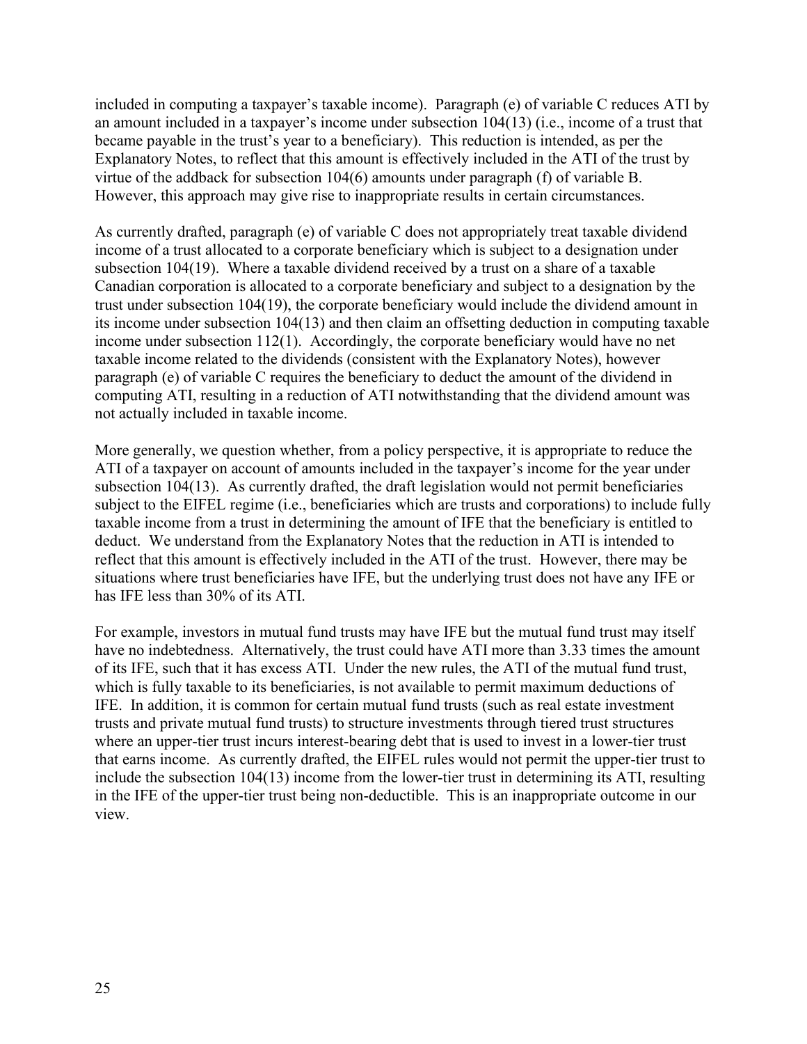included in computing a taxpayer's taxable income). Paragraph (e) of variable C reduces ATI by an amount included in a taxpayer's income under subsection 104(13) (i.e., income of a trust that became payable in the trust's year to a beneficiary). This reduction is intended, as per the Explanatory Notes, to reflect that this amount is effectively included in the ATI of the trust by virtue of the addback for subsection 104(6) amounts under paragraph (f) of variable B. However, this approach may give rise to inappropriate results in certain circumstances.

As currently drafted, paragraph (e) of variable C does not appropriately treat taxable dividend income of a trust allocated to a corporate beneficiary which is subject to a designation under subsection 104(19). Where a taxable dividend received by a trust on a share of a taxable Canadian corporation is allocated to a corporate beneficiary and subject to a designation by the trust under subsection 104(19), the corporate beneficiary would include the dividend amount in its income under subsection 104(13) and then claim an offsetting deduction in computing taxable income under subsection 112(1). Accordingly, the corporate beneficiary would have no net taxable income related to the dividends (consistent with the Explanatory Notes), however paragraph (e) of variable C requires the beneficiary to deduct the amount of the dividend in computing ATI, resulting in a reduction of ATI notwithstanding that the dividend amount was not actually included in taxable income.

More generally, we question whether, from a policy perspective, it is appropriate to reduce the ATI of a taxpayer on account of amounts included in the taxpayer's income for the year under subsection 104(13). As currently drafted, the draft legislation would not permit beneficiaries subject to the EIFEL regime (i.e., beneficiaries which are trusts and corporations) to include fully taxable income from a trust in determining the amount of IFE that the beneficiary is entitled to deduct. We understand from the Explanatory Notes that the reduction in ATI is intended to reflect that this amount is effectively included in the ATI of the trust. However, there may be situations where trust beneficiaries have IFE, but the underlying trust does not have any IFE or has IFE less than 30% of its ATI.

For example, investors in mutual fund trusts may have IFE but the mutual fund trust may itself have no indebtedness. Alternatively, the trust could have ATI more than 3.33 times the amount of its IFE, such that it has excess ATI. Under the new rules, the ATI of the mutual fund trust, which is fully taxable to its beneficiaries, is not available to permit maximum deductions of IFE. In addition, it is common for certain mutual fund trusts (such as real estate investment trusts and private mutual fund trusts) to structure investments through tiered trust structures where an upper-tier trust incurs interest-bearing debt that is used to invest in a lower-tier trust that earns income. As currently drafted, the EIFEL rules would not permit the upper-tier trust to include the subsection 104(13) income from the lower-tier trust in determining its ATI, resulting in the IFE of the upper-tier trust being non-deductible. This is an inappropriate outcome in our view.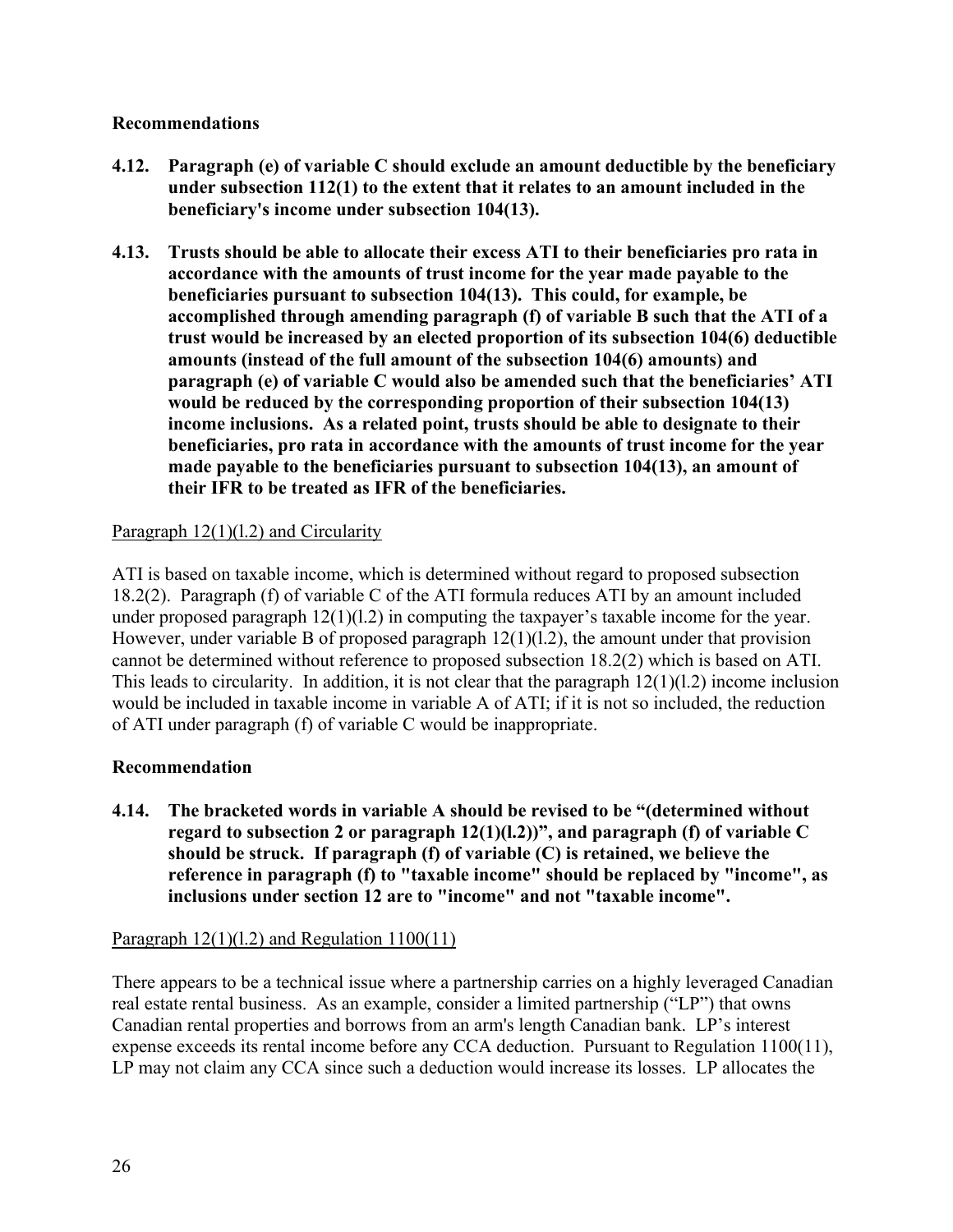**Recommendations**

**4.12. Paragraph (e) of variable C should exclude an amount deductible by the beneficiary under subsection 112(1) to the extent that it relates to an amount included in the beneficiary's income under subsection 104(13).**

**4.13. Trusts should be able to allocate their excess ATI to their beneficiaries pro rata in accordance with the amounts of trust income for the year made payable to the beneficiaries pursuant to subsection 104(13). This could, for example, be accomplished through amending paragraph (f) of variable B such that the ATI of a trust would be increased by an elected proportion of its subsection 104(6) deductible amounts (instead of the full amount of the subsection 104(6) amounts) and paragraph (e) of variable C would also be amended such that the beneficiaries' ATI would be reduced by the corresponding proportion of their subsection 104(13) income inclusions. As a related point, trusts should be able to designate to their beneficiaries, pro rata in accordance with the amounts of trust income for the year made payable to the beneficiaries pursuant to subsection 104(13), an amount of their IFR to be treated as IFR of the beneficiaries.**

Paragraph 12(1)(l.2) and Circularity

ATI is based on taxable income, which is determined without regard to proposed subsection 18.2(2). Paragraph (f) of variable C of the ATI formula reduces ATI by an amount included under proposed paragraph 12(1)(l.2) in computing the taxpayer's taxable income for the year. However, under variable B of proposed paragraph 12(1)(l.2), the amount under that provision cannot be determined without reference to proposed subsection 18.2(2) which is based on ATI. This leads to circularity. In addition, it is not clear that the paragraph 12(1)(l.2) income inclusion would be included in taxable income in variable A of ATI; if it is not so included, the reduction of ATI under paragraph (f) of variable C would be inappropriate.

**Recommendation**

**4.14. The bracketed words in variable A should be revised to be "(determined without regard to subsection 2 or paragraph 12(1)(l.2))", and paragraph (f) of variable C should be struck. If paragraph (f) of variable (C) is retained, we believe the reference in paragraph (f) to "taxable income" should be replaced by "income", as inclusions under section 12 are to "income" and not "taxable income".**

Paragraph 12(1)(l.2) and Regulation 1100(11)

There appears to be a technical issue where a partnership carries on a highly leveraged Canadian real estate rental business. As an example, consider a limited partnership ("LP") that owns Canadian rental properties and borrows from an arm's length Canadian bank. LP's interest expense exceeds its rental income before any CCA deduction. Pursuant to Regulation 1100(11), LP may not claim any CCA since such a deduction would increase its losses. LP allocates the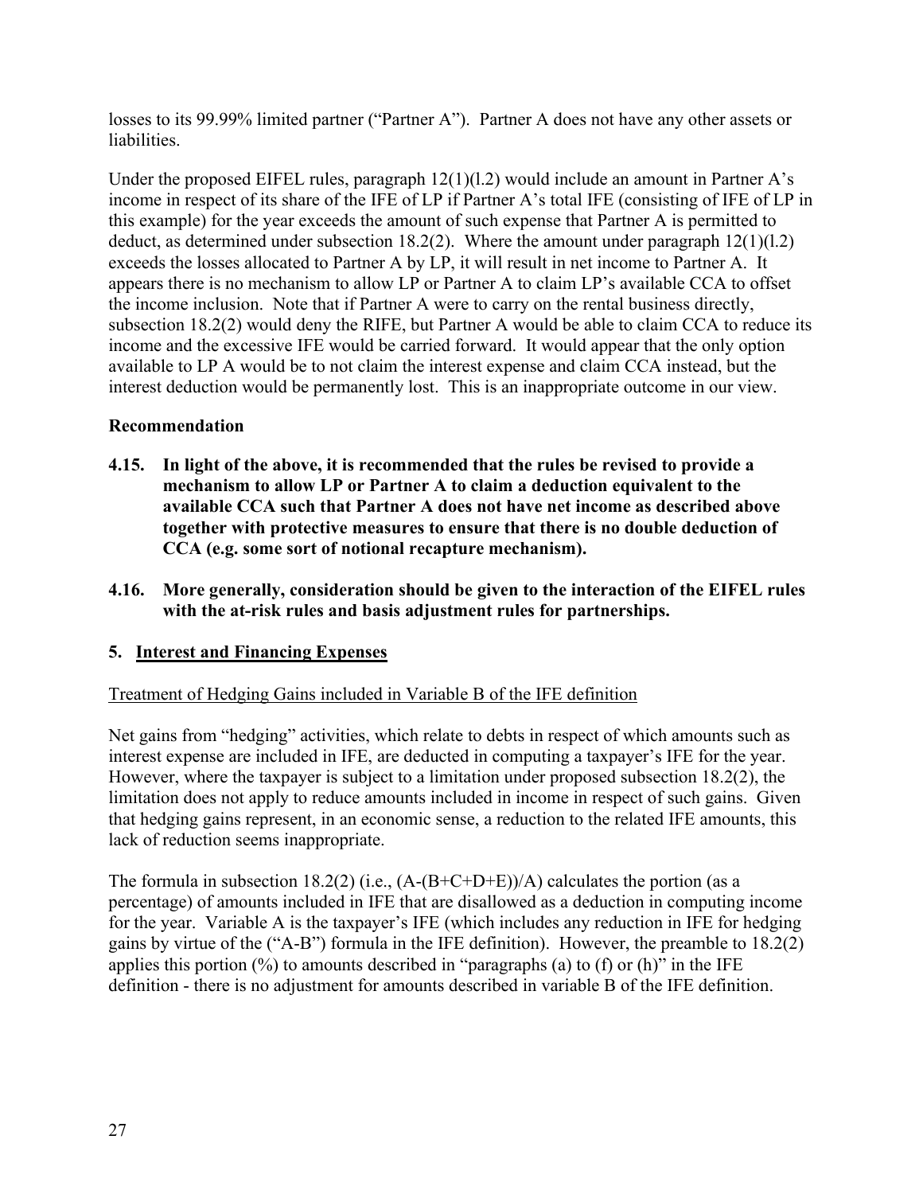losses to its 99.99% limited partner ("Partner A"). Partner A does not have any other assets or liabilities.

Under the proposed EIFEL rules, paragraph 12(1)(l.2) would include an amount in Partner A's income in respect of its share of the IFE of LP if Partner A's total IFE (consisting of IFE of LP in this example) for the year exceeds the amount of such expense that Partner A is permitted to deduct, as determined under subsection 18.2(2). Where the amount under paragraph 12(1)(l.2) exceeds the losses allocated to Partner A by LP, it will result in net income to Partner A. It appears there is no mechanism to allow LP or Partner A to claim LP's available CCA to offset the income inclusion. Note that if Partner A were to carry on the rental business directly, subsection 18.2(2) would deny the RIFE, but Partner A would be able to claim CCA to reduce its income and the excessive IFE would be carried forward. It would appear that the only option available to LP A would be to not claim the interest expense and claim CCA instead, but the interest deduction would be permanently lost. This is an inappropriate outcome in our view.

**Recommendation**

**4.15. In light of the above, it is recommended that the rules be revised to provide a mechanism to allow LP or Partner A to claim a deduction equivalent to the available CCA such that Partner A does not have net income as described above together with protective measures to ensure that there is no double deduction of CCA (e.g. some sort of notional recapture mechanism).**

**4.16. More generally, consideration should be given to the interaction of the EIFEL rules with the at-risk rules and basis adjustment rules for partnerships.**

## 5. Interest and Financing Expenses

Treatment of Hedging Gains included in Variable B of the IFE definition

Net gains from "hedging" activities, which relate to debts in respect of which amounts such as interest expense are included in IFE, are deducted in computing a taxpayer's IFE for the year. However, where the taxpayer is subject to a limitation under proposed subsection 18.2(2), the limitation does not apply to reduce amounts included in income in respect of such gains. Given that hedging gains represent, in an economic sense, a reduction to the related IFE amounts, this lack of reduction seems inappropriate.

The formula in subsection 18.2(2) (i.e., (A-(B+C+D+E))/A) calculates the portion (as a percentage) of amounts included in IFE that are disallowed as a deduction in computing income for the year. Variable A is the taxpayer's IFE (which includes any reduction in IFE for hedging gains by virtue of the ("A-B") formula in the IFE definition). However, the preamble to 18.2(2) applies this portion (%) to amounts described in "paragraphs (a) to (f) or (h)" in the IFE definition - there is no adjustment for amounts described in variable B of the IFE definition.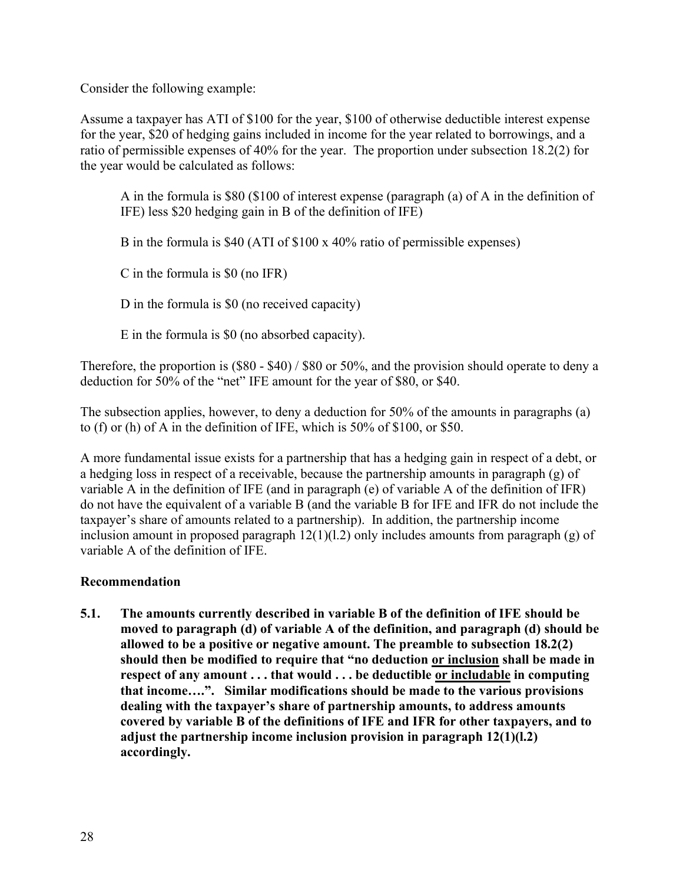Consider the following example:

Assume a taxpayer has ATI of $100 for the year, $100 of otherwise deductible interest expense for the year, $20 of hedging gains included in income for the year related to borrowings, and a ratio of permissible expenses of 40% for the year. The proportion under subsection 18.2(2) for the year would be calculated as follows:

> A in the formula is $80 ($100 of interest expense (paragraph (a) of A in the definition of IFE) less $20 hedging gain in B of the definition of IFE)
>
> B in the formula is $40 (ATI of $100 x 40% ratio of permissible expenses)
>
> C in the formula is $0 (no IFR)
>
> D in the formula is $0 (no received capacity)
>
> E in the formula is $0 (no absorbed capacity).

Therefore, the proportion is ($80 - $40) / $80 or 50%, and the provision should operate to deny a deduction for 50% of the "net" IFE amount for the year of $80, or $40.

The subsection applies, however, to deny a deduction for 50% of the amounts in paragraphs (a) to (f) or (h) of A in the definition of IFE, which is 50% of $100, or $50.

A more fundamental issue exists for a partnership that has a hedging gain in respect of a debt, or a hedging loss in respect of a receivable, because the partnership amounts in paragraph (g) of variable A in the definition of IFE (and in paragraph (e) of variable A of the definition of IFR) do not have the equivalent of a variable B (and the variable B for IFE and IFR do not include the taxpayer's share of amounts related to a partnership). In addition, the partnership income inclusion amount in proposed paragraph 12(1)(l.2) only includes amounts from paragraph (g) of variable A of the definition of IFE.

**Recommendation**

**5.1. The amounts currently described in variable B of the definition of IFE should be moved to paragraph (d) of variable A of the definition, and paragraph (d) should be allowed to be a positive or negative amount. The preamble to subsection 18.2(2) should then be modified to require that "no deduction <u>or inclusion</u> shall be made in respect of any amount . . . that would . . . be deductible <u>or includable</u> in computing that income….". Similar modifications should be made to the various provisions dealing with the taxpayer's share of partnership amounts, to address amounts covered by variable B of the definitions of IFE and IFR for other taxpayers, and to adjust the partnership income inclusion provision in paragraph 12(1)(l.2) accordingly.**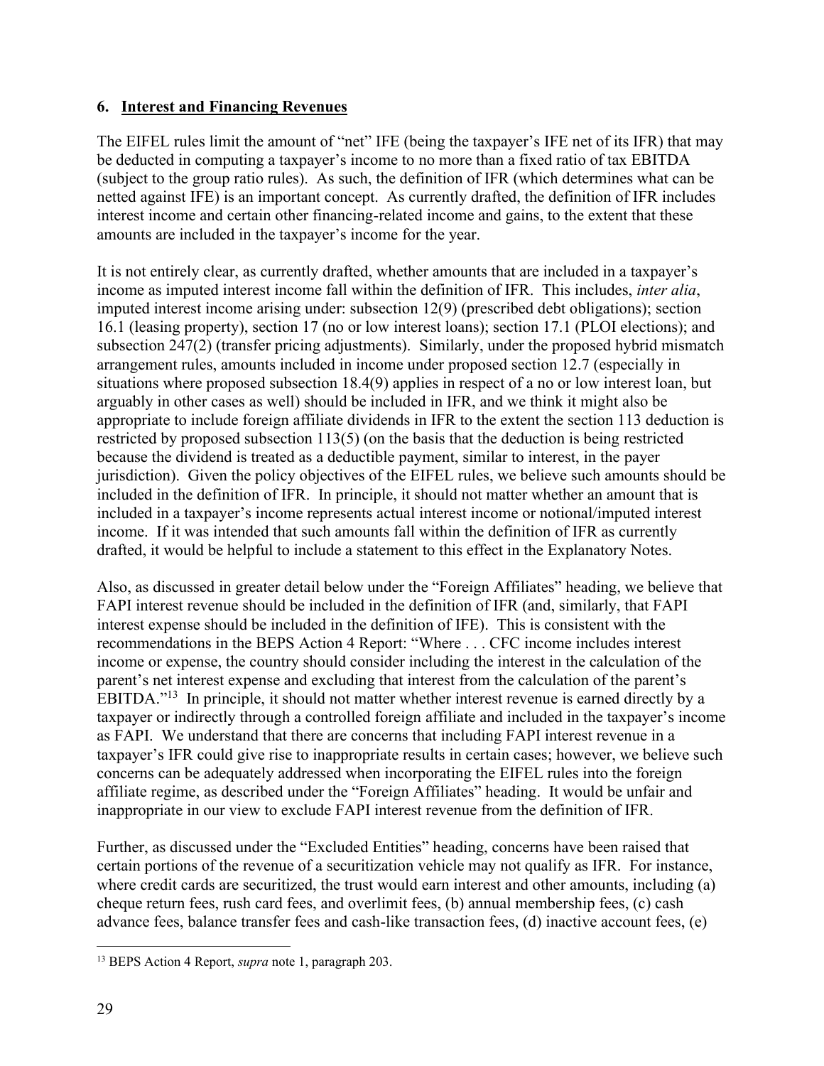## 6. Interest and Financing Revenues

The EIFEL rules limit the amount of "net" IFE (being the taxpayer's IFE net of its IFR) that may be deducted in computing a taxpayer's income to no more than a fixed ratio of tax EBITDA (subject to the group ratio rules). As such, the definition of IFR (which determines what can be netted against IFE) is an important concept. As currently drafted, the definition of IFR includes interest income and certain other financing-related income and gains, to the extent that these amounts are included in the taxpayer's income for the year.

It is not entirely clear, as currently drafted, whether amounts that are included in a taxpayer's income as imputed interest income fall within the definition of IFR. This includes, *inter alia*, imputed interest income arising under: subsection 12(9) (prescribed debt obligations); section 16.1 (leasing property), section 17 (no or low interest loans); section 17.1 (PLOI elections); and subsection 247(2) (transfer pricing adjustments). Similarly, under the proposed hybrid mismatch arrangement rules, amounts included in income under proposed section 12.7 (especially in situations where proposed subsection 18.4(9) applies in respect of a no or low interest loan, but arguably in other cases as well) should be included in IFR, and we think it might also be appropriate to include foreign affiliate dividends in IFR to the extent the section 113 deduction is restricted by proposed subsection 113(5) (on the basis that the deduction is being restricted because the dividend is treated as a deductible payment, similar to interest, in the payer jurisdiction). Given the policy objectives of the EIFEL rules, we believe such amounts should be included in the definition of IFR. In principle, it should not matter whether an amount that is included in a taxpayer's income represents actual interest income or notional/imputed interest income. If it was intended that such amounts fall within the definition of IFR as currently drafted, it would be helpful to include a statement to this effect in the Explanatory Notes.

Also, as discussed in greater detail below under the "Foreign Affiliates" heading, we believe that FAPI interest revenue should be included in the definition of IFR (and, similarly, that FAPI interest expense should be included in the definition of IFE). This is consistent with the recommendations in the BEPS Action 4 Report: "Where . . . CFC income includes interest income or expense, the country should consider including the interest in the calculation of the parent's net interest expense and excluding that interest from the calculation of the parent's EBITDA."[13] In principle, it should not matter whether interest revenue is earned directly by a taxpayer or indirectly through a controlled foreign affiliate and included in the taxpayer's income as FAPI. We understand that there are concerns that including FAPI interest revenue in a taxpayer's IFR could give rise to inappropriate results in certain cases; however, we believe such concerns can be adequately addressed when incorporating the EIFEL rules into the foreign affiliate regime, as described under the "Foreign Affiliates" heading. It would be unfair and inappropriate in our view to exclude FAPI interest revenue from the definition of IFR.

Further, as discussed under the "Excluded Entities" heading, concerns have been raised that certain portions of the revenue of a securitization vehicle may not qualify as IFR. For instance, where credit cards are securitized, the trust would earn interest and other amounts, including (a) cheque return fees, rush card fees, and overlimit fees, (b) annual membership fees, (c) cash advance fees, balance transfer fees and cash-like transaction fees, (d) inactive account fees, (e)

---

[13] BEPS Action 4 Report, *supra* note 1, paragraph 203.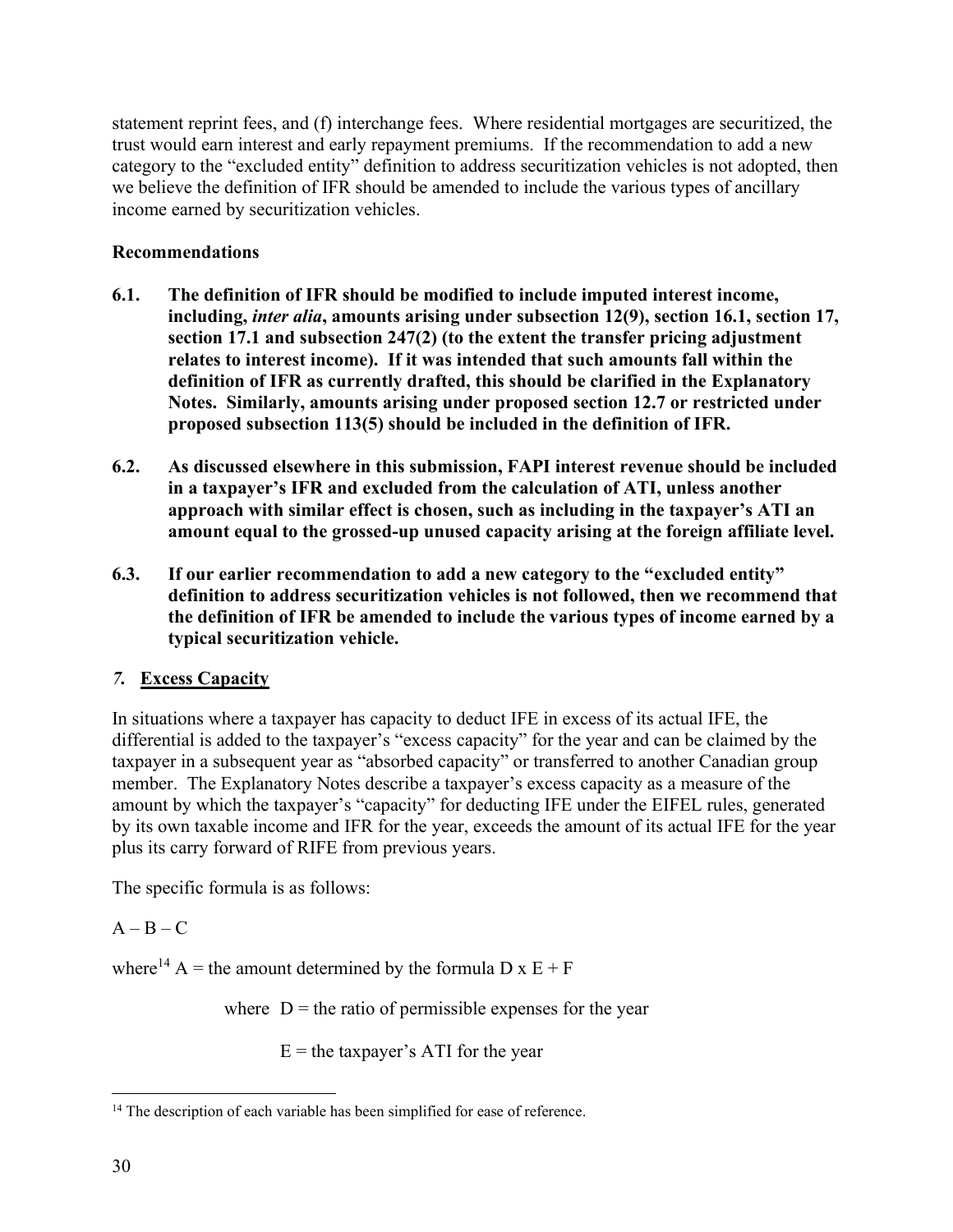statement reprint fees, and (f) interchange fees. Where residential mortgages are securitized, the trust would earn interest and early repayment premiums. If the recommendation to add a new category to the "excluded entity" definition to address securitization vehicles is not adopted, then we believe the definition of IFR should be amended to include the various types of ancillary income earned by securitization vehicles.

**Recommendations**

**6.1. The definition of IFR should be modified to include imputed interest income, including, *inter alia*, amounts arising under subsection 12(9), section 16.1, section 17, section 17.1 and subsection 247(2) (to the extent the transfer pricing adjustment relates to interest income). If it was intended that such amounts fall within the definition of IFR as currently drafted, this should be clarified in the Explanatory Notes. Similarly, amounts arising under proposed section 12.7 or restricted under proposed subsection 113(5) should be included in the definition of IFR.**

**6.2. As discussed elsewhere in this submission, FAPI interest revenue should be included in a taxpayer's IFR and excluded from the calculation of ATI, unless another approach with similar effect is chosen, such as including in the taxpayer's ATI an amount equal to the grossed-up unused capacity arising at the foreign affiliate level.**

**6.3. If our earlier recommendation to add a new category to the "excluded entity" definition to address securitization vehicles is not followed, then we recommend that the definition of IFR be amended to include the various types of income earned by a typical securitization vehicle.**

## *7.* Excess Capacity

In situations where a taxpayer has capacity to deduct IFE in excess of its actual IFE, the differential is added to the taxpayer's "excess capacity" for the year and can be claimed by the taxpayer in a subsequent year as "absorbed capacity" or transferred to another Canadian group member. The Explanatory Notes describe a taxpayer's excess capacity as a measure of the amount by which the taxpayer's "capacity" for deducting IFE under the EIFEL rules, generated by its own taxable income and IFR for the year, exceeds the amount of its actual IFE for the year plus its carry forward of RIFE from previous years.

The specific formula is as follows:

$A – B – C$

where[14] A = the amount determined by the formula $D \times E + F$

where D = the ratio of permissible expenses for the year

E = the taxpayer's ATI for the year

[14] The description of each variable has been simplified for ease of reference.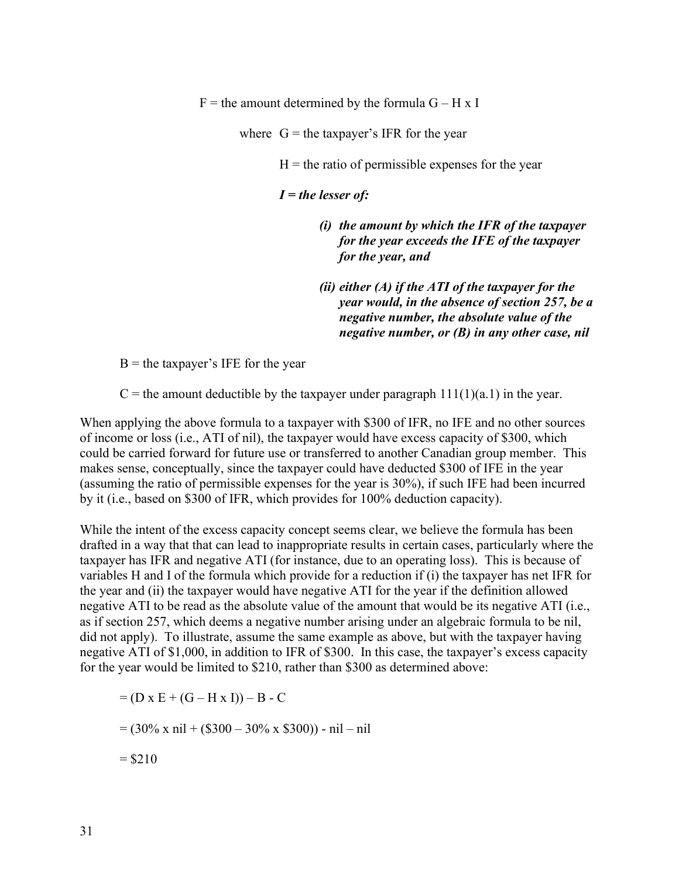F = the amount determined by the formula G – H x I

where G = the taxpayer's IFR for the year

H = the ratio of permissible expenses for the year

***I = the lesser of:***

> ***(i) the amount by which the IFR of the taxpayer for the year exceeds the IFE of the taxpayer for the year, and***
>
> ***(ii) either (A) if the ATI of the taxpayer for the year would, in the absence of section 257, be a negative number, the absolute value of the negative number, or (B) in any other case, nil***

B = the taxpayer's IFE for the year

C = the amount deductible by the taxpayer under paragraph 111(1)(a.1) in the year.

When applying the above formula to a taxpayer with $300 of IFR, no IFE and no other sources of income or loss (i.e., ATI of nil), the taxpayer would have excess capacity of $300, which could be carried forward for future use or transferred to another Canadian group member. This makes sense, conceptually, since the taxpayer could have deducted $300 of IFE in the year (assuming the ratio of permissible expenses for the year is 30%), if such IFE had been incurred by it (i.e., based on $300 of IFR, which provides for 100% deduction capacity).

While the intent of the excess capacity concept seems clear, we believe the formula has been drafted in a way that that can lead to inappropriate results in certain cases, particularly where the taxpayer has IFR and negative ATI (for instance, due to an operating loss). This is because of variables H and I of the formula which provide for a reduction if (i) the taxpayer has net IFR for the year and (ii) the taxpayer would have negative ATI for the year if the definition allowed negative ATI to be read as the absolute value of the amount that would be its negative ATI (i.e., as if section 257, which deems a negative number arising under an algebraic formula to be nil, did not apply). To illustrate, assume the same example as above, but with the taxpayer having negative ATI of $1,000, in addition to IFR of $300. In this case, the taxpayer's excess capacity for the year would be limited to $210, rather than $300 as determined above:

= (D x E + (G – H x I)) – B - C

= (30% x nil + ($300 – 30% x $300)) - nil – nil

= $210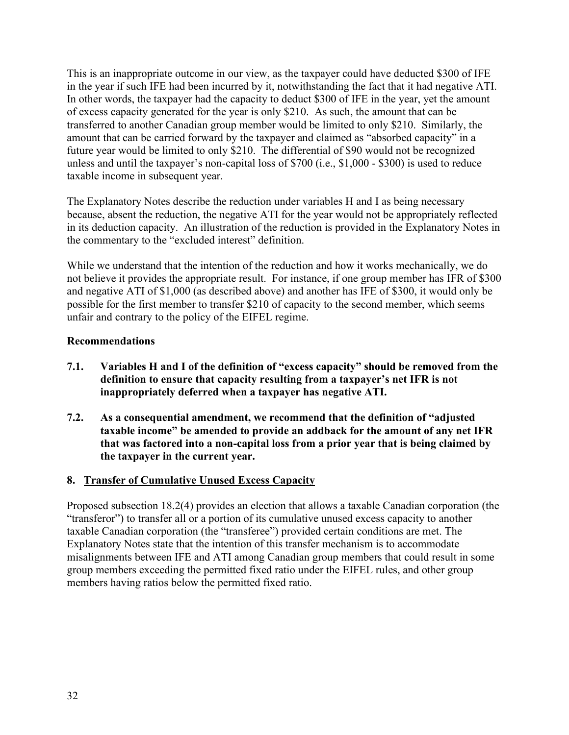This is an inappropriate outcome in our view, as the taxpayer could have deducted $300 of IFE in the year if such IFE had been incurred by it, notwithstanding the fact that it had negative ATI. In other words, the taxpayer had the capacity to deduct $300 of IFE in the year, yet the amount of excess capacity generated for the year is only $210. As such, the amount that can be transferred to another Canadian group member would be limited to only $210. Similarly, the amount that can be carried forward by the taxpayer and claimed as "absorbed capacity" in a future year would be limited to only $210. The differential of $90 would not be recognized unless and until the taxpayer's non-capital loss of $700 (i.e., $1,000 - $300) is used to reduce taxable income in subsequent year.

The Explanatory Notes describe the reduction under variables H and I as being necessary because, absent the reduction, the negative ATI for the year would not be appropriately reflected in its deduction capacity. An illustration of the reduction is provided in the Explanatory Notes in the commentary to the "excluded interest" definition.

While we understand that the intention of the reduction and how it works mechanically, we do not believe it provides the appropriate result. For instance, if one group member has IFR of $300 and negative ATI of $1,000 (as described above) and another has IFE of $300, it would only be possible for the first member to transfer $210 of capacity to the second member, which seems unfair and contrary to the policy of the EIFEL regime.

**Recommendations**

**7.1. Variables H and I of the definition of "excess capacity" should be removed from the definition to ensure that capacity resulting from a taxpayer's net IFR is not inappropriately deferred when a taxpayer has negative ATI.**

**7.2. As a consequential amendment, we recommend that the definition of "adjusted taxable income" be amended to provide an addback for the amount of any net IFR that was factored into a non-capital loss from a prior year that is being claimed by the taxpayer in the current year.**

## 8. Transfer of Cumulative Unused Excess Capacity

Proposed subsection 18.2(4) provides an election that allows a taxable Canadian corporation (the "transferor") to transfer all or a portion of its cumulative unused excess capacity to another taxable Canadian corporation (the "transferee") provided certain conditions are met. The Explanatory Notes state that the intention of this transfer mechanism is to accommodate misalignments between IFE and ATI among Canadian group members that could result in some group members exceeding the permitted fixed ratio under the EIFEL rules, and other group members having ratios below the permitted fixed ratio.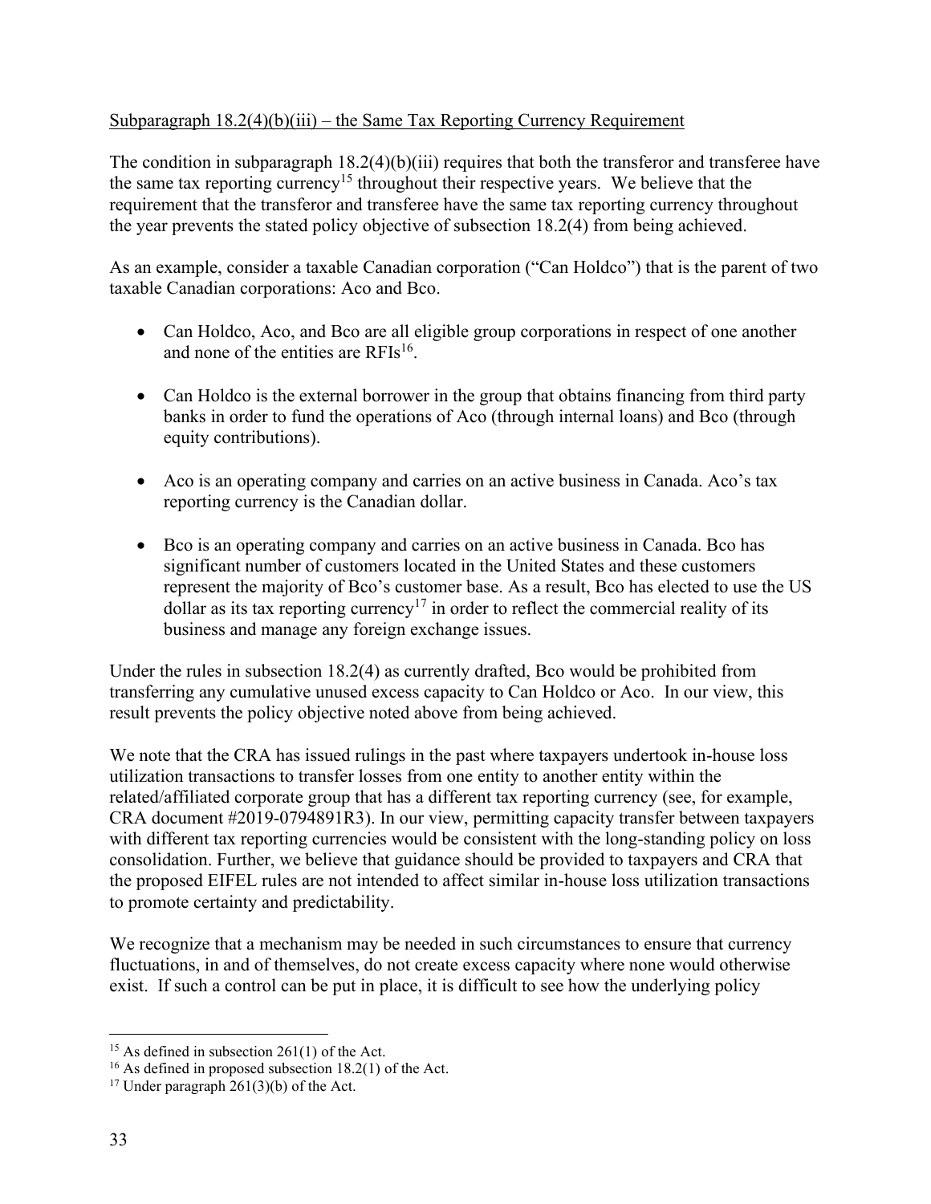Subparagraph 18.2(4)(b)(iii) – the Same Tax Reporting Currency Requirement

The condition in subparagraph 18.2(4)(b)(iii) requires that both the transferor and transferee have the same tax reporting currency[15] throughout their respective years. We believe that the requirement that the transferor and transferee have the same tax reporting currency throughout the year prevents the stated policy objective of subsection 18.2(4) from being achieved.

As an example, consider a taxable Canadian corporation ("Can Holdco") that is the parent of two taxable Canadian corporations: Aco and Bco.

- Can Holdco, Aco, and Bco are all eligible group corporations in respect of one another and none of the entities are RFIs[16].

- Can Holdco is the external borrower in the group that obtains financing from third party banks in order to fund the operations of Aco (through internal loans) and Bco (through equity contributions).

- Aco is an operating company and carries on an active business in Canada. Aco's tax reporting currency is the Canadian dollar.

- Bco is an operating company and carries on an active business in Canada. Bco has significant number of customers located in the United States and these customers represent the majority of Bco's customer base. As a result, Bco has elected to use the US dollar as its tax reporting currency[17] in order to reflect the commercial reality of its business and manage any foreign exchange issues.

Under the rules in subsection 18.2(4) as currently drafted, Bco would be prohibited from transferring any cumulative unused excess capacity to Can Holdco or Aco. In our view, this result prevents the policy objective noted above from being achieved.

We note that the CRA has issued rulings in the past where taxpayers undertook in-house loss utilization transactions to transfer losses from one entity to another entity within the related/affiliated corporate group that has a different tax reporting currency (see, for example, CRA document #2019-0794891R3). In our view, permitting capacity transfer between taxpayers with different tax reporting currencies would be consistent with the long-standing policy on loss consolidation. Further, we believe that guidance should be provided to taxpayers and CRA that the proposed EIFEL rules are not intended to affect similar in-house loss utilization transactions to promote certainty and predictability.

We recognize that a mechanism may be needed in such circumstances to ensure that currency fluctuations, in and of themselves, do not create excess capacity where none would otherwise exist. If such a control can be put in place, it is difficult to see how the underlying policy

[15] As defined in subsection 261(1) of the Act.

[16] As defined in proposed subsection 18.2(1) of the Act.

[17] Under paragraph 261(3)(b) of the Act.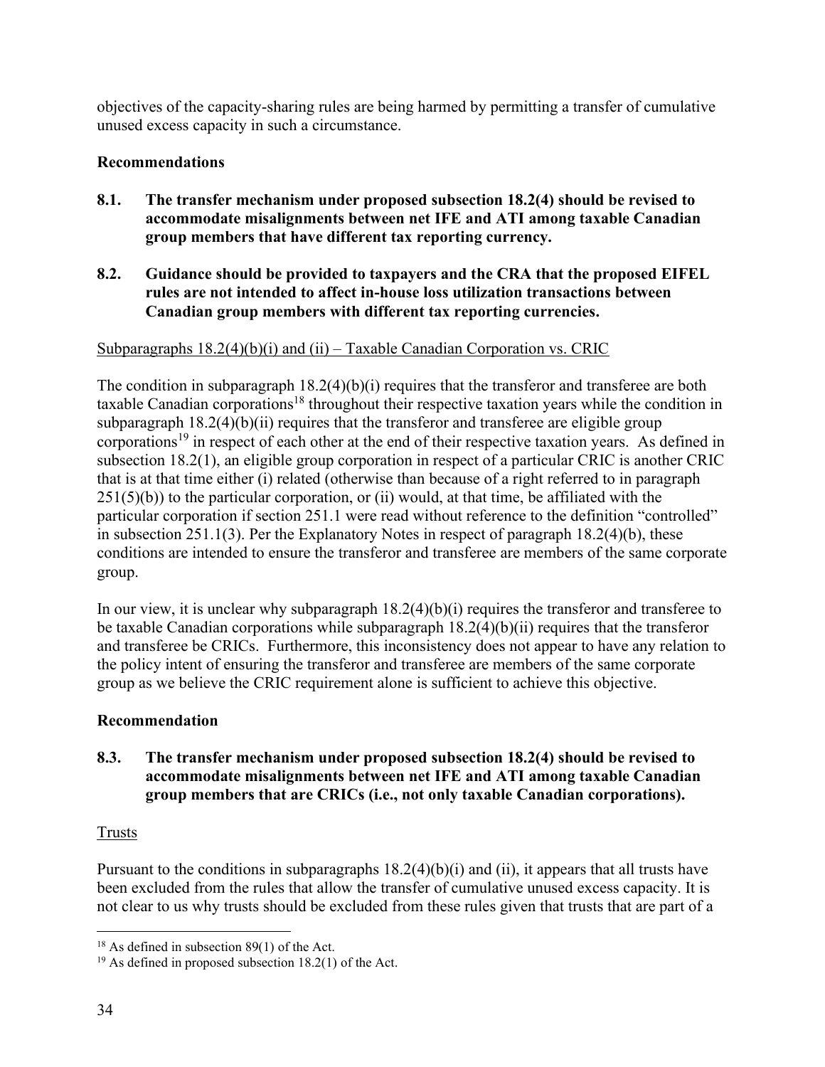objectives of the capacity-sharing rules are being harmed by permitting a transfer of cumulative unused excess capacity in such a circumstance.

**Recommendations**

**8.1. The transfer mechanism under proposed subsection 18.2(4) should be revised to accommodate misalignments between net IFE and ATI among taxable Canadian group members that have different tax reporting currency.**

**8.2. Guidance should be provided to taxpayers and the CRA that the proposed EIFEL rules are not intended to affect in-house loss utilization transactions between Canadian group members with different tax reporting currencies.**

Subparagraphs 18.2(4)(b)(i) and (ii) – Taxable Canadian Corporation vs. CRIC

The condition in subparagraph 18.2(4)(b)(i) requires that the transferor and transferee are both taxable Canadian corporations[18] throughout their respective taxation years while the condition in subparagraph 18.2(4)(b)(ii) requires that the transferor and transferee are eligible group corporations[19] in respect of each other at the end of their respective taxation years. As defined in subsection 18.2(1), an eligible group corporation in respect of a particular CRIC is another CRIC that is at that time either (i) related (otherwise than because of a right referred to in paragraph 251(5)(b)) to the particular corporation, or (ii) would, at that time, be affiliated with the particular corporation if section 251.1 were read without reference to the definition "controlled" in subsection 251.1(3). Per the Explanatory Notes in respect of paragraph 18.2(4)(b), these conditions are intended to ensure the transferor and transferee are members of the same corporate group.

In our view, it is unclear why subparagraph 18.2(4)(b)(i) requires the transferor and transferee to be taxable Canadian corporations while subparagraph 18.2(4)(b)(ii) requires that the transferor and transferee be CRICs. Furthermore, this inconsistency does not appear to have any relation to the policy intent of ensuring the transferor and transferee are members of the same corporate group as we believe the CRIC requirement alone is sufficient to achieve this objective.

**Recommendation**

**8.3. The transfer mechanism under proposed subsection 18.2(4) should be revised to accommodate misalignments between net IFE and ATI among taxable Canadian group members that are CRICs (i.e., not only taxable Canadian corporations).**

Trusts

Pursuant to the conditions in subparagraphs 18.2(4)(b)(i) and (ii), it appears that all trusts have been excluded from the rules that allow the transfer of cumulative unused excess capacity. It is not clear to us why trusts should be excluded from these rules given that trusts that are part of a

[18] As defined in subsection 89(1) of the Act.

[19] As defined in proposed subsection 18.2(1) of the Act.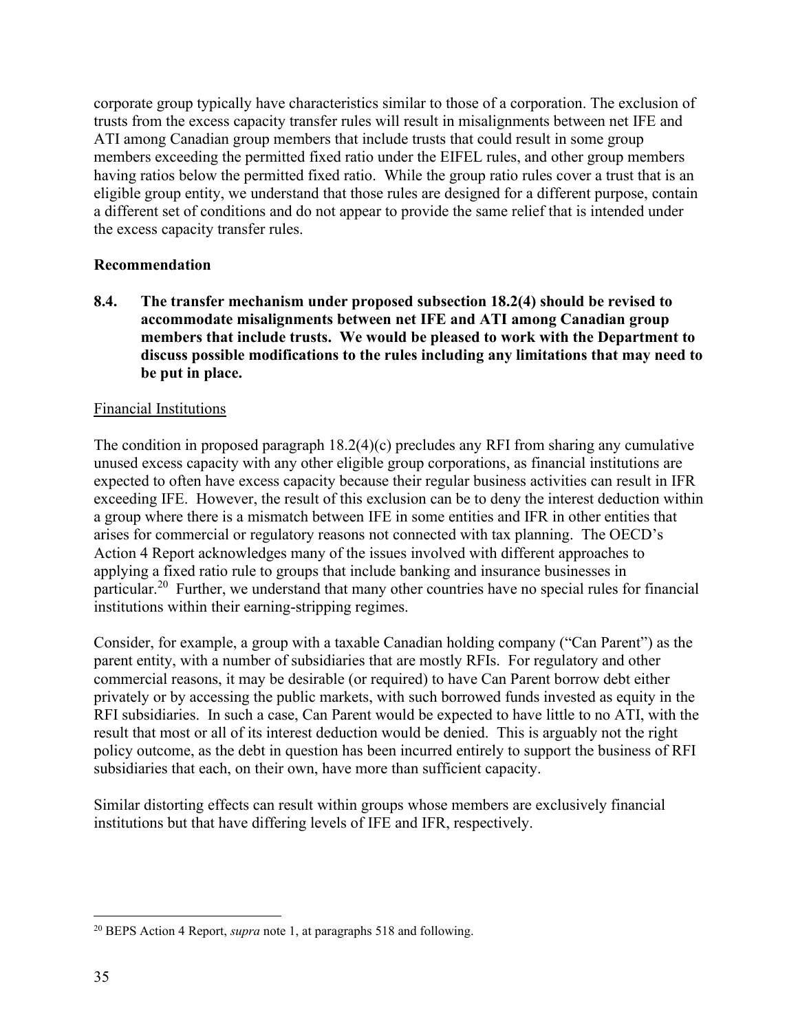corporate group typically have characteristics similar to those of a corporation. The exclusion of trusts from the excess capacity transfer rules will result in misalignments between net IFE and ATI among Canadian group members that include trusts that could result in some group members exceeding the permitted fixed ratio under the EIFEL rules, and other group members having ratios below the permitted fixed ratio. While the group ratio rules cover a trust that is an eligible group entity, we understand that those rules are designed for a different purpose, contain a different set of conditions and do not appear to provide the same relief that is intended under the excess capacity transfer rules.

**Recommendation**

**8.4. The transfer mechanism under proposed subsection 18.2(4) should be revised to accommodate misalignments between net IFE and ATI among Canadian group members that include trusts. We would be pleased to work with the Department to discuss possible modifications to the rules including any limitations that may need to be put in place.**

Financial Institutions

The condition in proposed paragraph 18.2(4)(c) precludes any RFI from sharing any cumulative unused excess capacity with any other eligible group corporations, as financial institutions are expected to often have excess capacity because their regular business activities can result in IFR exceeding IFE. However, the result of this exclusion can be to deny the interest deduction within a group where there is a mismatch between IFE in some entities and IFR in other entities that arises for commercial or regulatory reasons not connected with tax planning. The OECD's Action 4 Report acknowledges many of the issues involved with different approaches to applying a fixed ratio rule to groups that include banking and insurance businesses in particular.[20] Further, we understand that many other countries have no special rules for financial institutions within their earning-stripping regimes.

Consider, for example, a group with a taxable Canadian holding company ("Can Parent") as the parent entity, with a number of subsidiaries that are mostly RFIs. For regulatory and other commercial reasons, it may be desirable (or required) to have Can Parent borrow debt either privately or by accessing the public markets, with such borrowed funds invested as equity in the RFI subsidiaries. In such a case, Can Parent would be expected to have little to no ATI, with the result that most or all of its interest deduction would be denied. This is arguably not the right policy outcome, as the debt in question has been incurred entirely to support the business of RFI subsidiaries that each, on their own, have more than sufficient capacity.

Similar distorting effects can result within groups whose members are exclusively financial institutions but that have differing levels of IFE and IFR, respectively.

[20] BEPS Action 4 Report, *supra* note 1, at paragraphs 518 and following.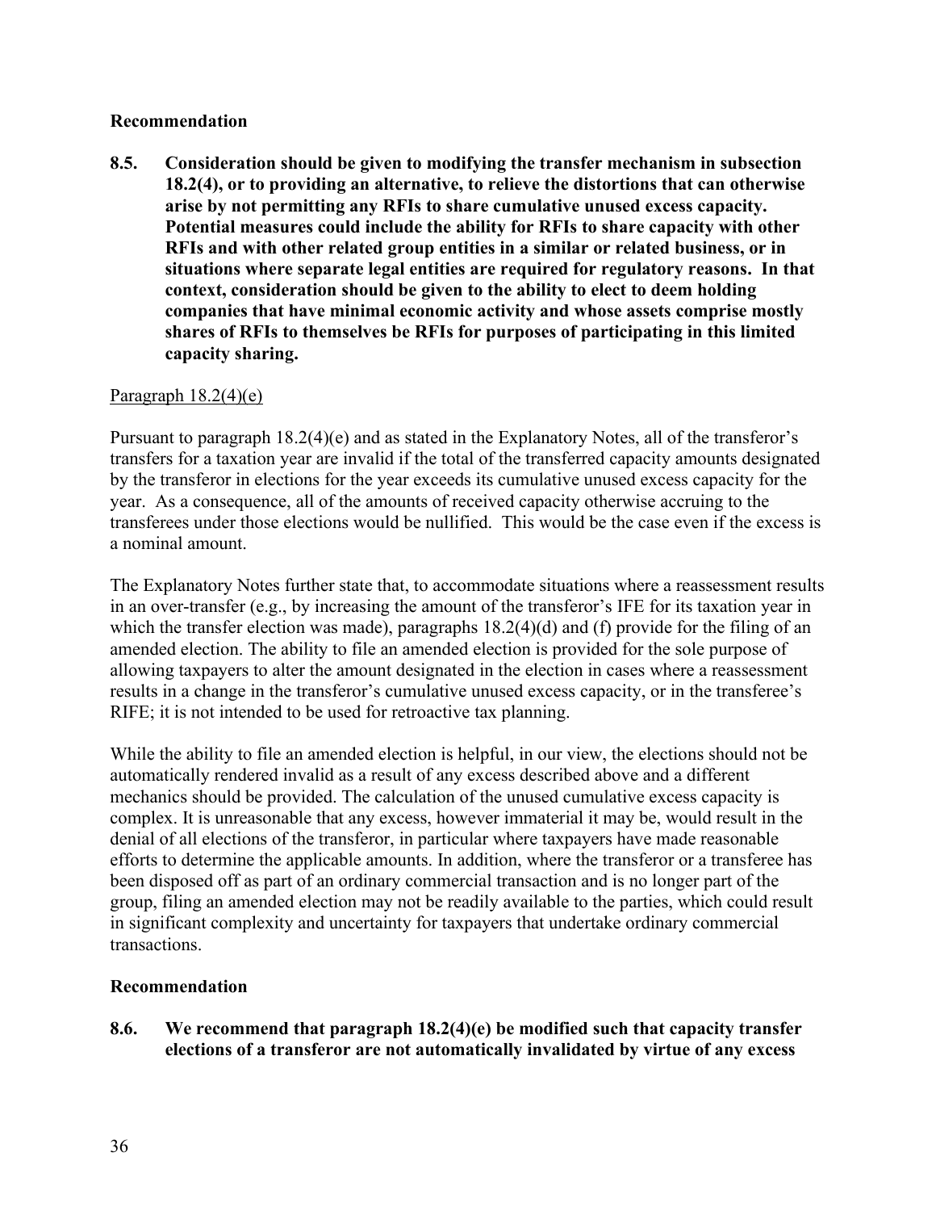### Recommendation

**8.5. Consideration should be given to modifying the transfer mechanism in subsection 18.2(4), or to providing an alternative, to relieve the distortions that can otherwise arise by not permitting any RFIs to share cumulative unused excess capacity. Potential measures could include the ability for RFIs to share capacity with other RFIs and with other related group entities in a similar or related business, or in situations where separate legal entities are required for regulatory reasons. In that context, consideration should be given to the ability to elect to deem holding companies that have minimal economic activity and whose assets comprise mostly shares of RFIs to themselves be RFIs for purposes of participating in this limited capacity sharing.**

<u>Paragraph 18.2(4)(e)</u>

Pursuant to paragraph 18.2(4)(e) and as stated in the Explanatory Notes, all of the transferor's transfers for a taxation year are invalid if the total of the transferred capacity amounts designated by the transferor in elections for the year exceeds its cumulative unused excess capacity for the year. As a consequence, all of the amounts of received capacity otherwise accruing to the transferees under those elections would be nullified. This would be the case even if the excess is a nominal amount.

The Explanatory Notes further state that, to accommodate situations where a reassessment results in an over-transfer (e.g., by increasing the amount of the transferor's IFE for its taxation year in which the transfer election was made), paragraphs 18.2(4)(d) and (f) provide for the filing of an amended election. The ability to file an amended election is provided for the sole purpose of allowing taxpayers to alter the amount designated in the election in cases where a reassessment results in a change in the transferor's cumulative unused excess capacity, or in the transferee's RIFE; it is not intended to be used for retroactive tax planning.

While the ability to file an amended election is helpful, in our view, the elections should not be automatically rendered invalid as a result of any excess described above and a different mechanics should be provided. The calculation of the unused cumulative excess capacity is complex. It is unreasonable that any excess, however immaterial it may be, would result in the denial of all elections of the transferor, in particular where taxpayers have made reasonable efforts to determine the applicable amounts. In addition, where the transferor or a transferee has been disposed off as part of an ordinary commercial transaction and is no longer part of the group, filing an amended election may not be readily available to the parties, which could result in significant complexity and uncertainty for taxpayers that undertake ordinary commercial transactions.

### Recommendation

**8.6. We recommend that paragraph 18.2(4)(e) be modified such that capacity transfer elections of a transferor are not automatically invalidated by virtue of any excess**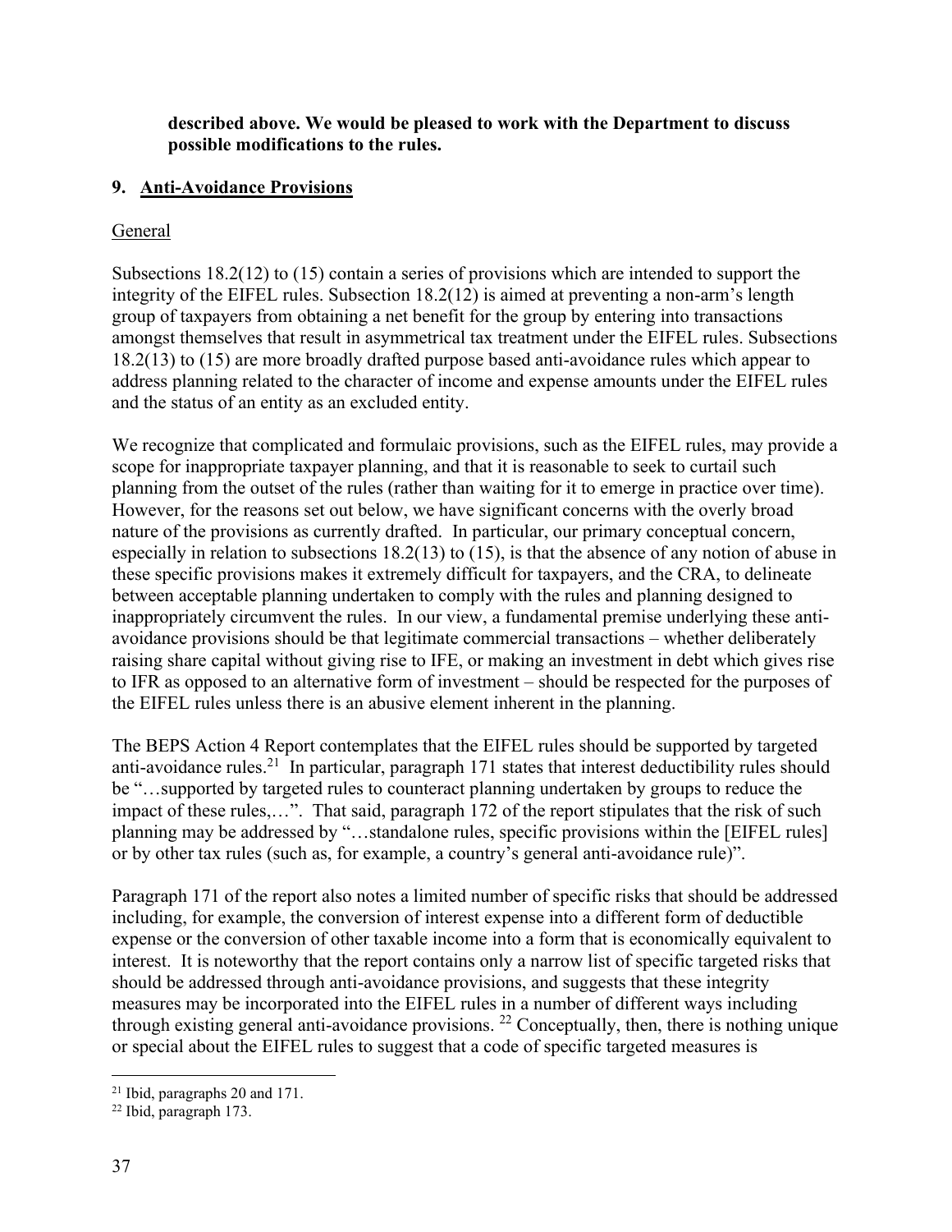**described above. We would be pleased to work with the Department to discuss possible modifications to the rules.**

## 9. Anti-Avoidance Provisions

### General

Subsections 18.2(12) to (15) contain a series of provisions which are intended to support the integrity of the EIFEL rules. Subsection 18.2(12) is aimed at preventing a non-arm's length group of taxpayers from obtaining a net benefit for the group by entering into transactions amongst themselves that result in asymmetrical tax treatment under the EIFEL rules. Subsections 18.2(13) to (15) are more broadly drafted purpose based anti-avoidance rules which appear to address planning related to the character of income and expense amounts under the EIFEL rules and the status of an entity as an excluded entity.

We recognize that complicated and formulaic provisions, such as the EIFEL rules, may provide a scope for inappropriate taxpayer planning, and that it is reasonable to seek to curtail such planning from the outset of the rules (rather than waiting for it to emerge in practice over time). However, for the reasons set out below, we have significant concerns with the overly broad nature of the provisions as currently drafted. In particular, our primary conceptual concern, especially in relation to subsections 18.2(13) to (15), is that the absence of any notion of abuse in these specific provisions makes it extremely difficult for taxpayers, and the CRA, to delineate between acceptable planning undertaken to comply with the rules and planning designed to inappropriately circumvent the rules. In our view, a fundamental premise underlying these anti-avoidance provisions should be that legitimate commercial transactions – whether deliberately raising share capital without giving rise to IFE, or making an investment in debt which gives rise to IFR as opposed to an alternative form of investment – should be respected for the purposes of the EIFEL rules unless there is an abusive element inherent in the planning.

The BEPS Action 4 Report contemplates that the EIFEL rules should be supported by targeted anti-avoidance rules.[21] In particular, paragraph 171 states that interest deductibility rules should be "…supported by targeted rules to counteract planning undertaken by groups to reduce the impact of these rules,…". That said, paragraph 172 of the report stipulates that the risk of such planning may be addressed by "…standalone rules, specific provisions within the [EIFEL rules] or by other tax rules (such as, for example, a country's general anti-avoidance rule)".

Paragraph 171 of the report also notes a limited number of specific risks that should be addressed including, for example, the conversion of interest expense into a different form of deductible expense or the conversion of other taxable income into a form that is economically equivalent to interest. It is noteworthy that the report contains only a narrow list of specific targeted risks that should be addressed through anti-avoidance provisions, and suggests that these integrity measures may be incorporated into the EIFEL rules in a number of different ways including through existing general anti-avoidance provisions.[22] Conceptually, then, there is nothing unique or special about the EIFEL rules to suggest that a code of specific targeted measures is

[21] Ibid, paragraphs 20 and 171.

[22] Ibid, paragraph 173.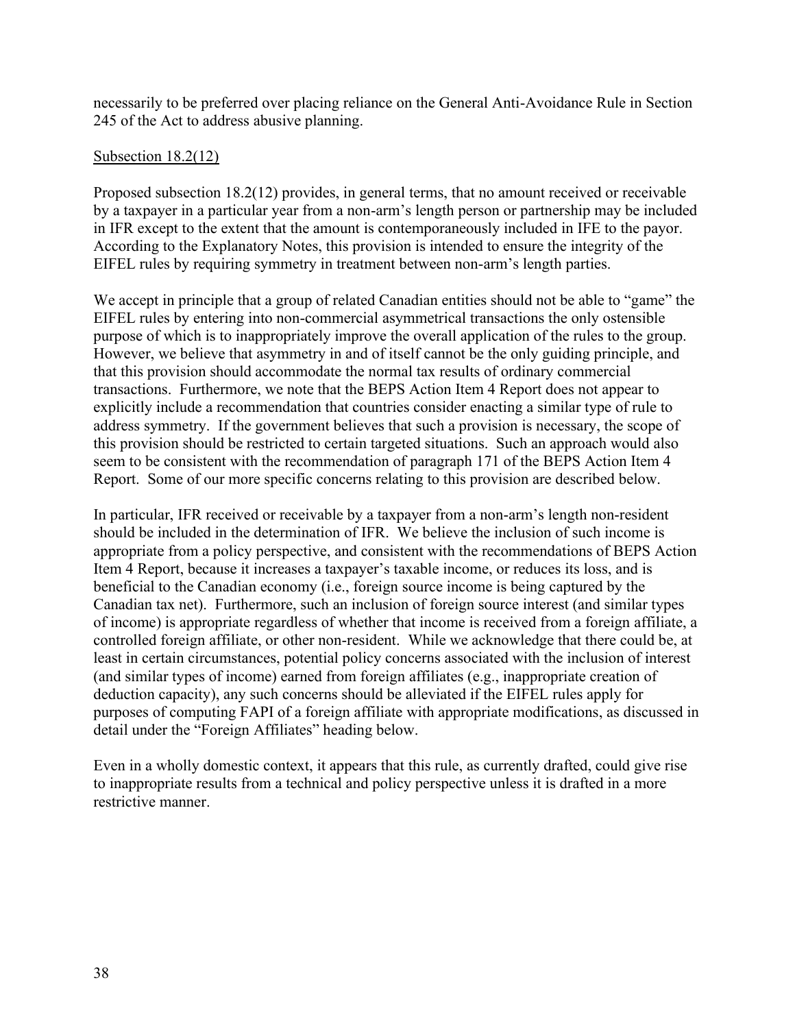necessarily to be preferred over placing reliance on the General Anti-Avoidance Rule in Section 245 of the Act to address abusive planning.

Subsection 18.2(12)

Proposed subsection 18.2(12) provides, in general terms, that no amount received or receivable by a taxpayer in a particular year from a non-arm's length person or partnership may be included in IFR except to the extent that the amount is contemporaneously included in IFE to the payor. According to the Explanatory Notes, this provision is intended to ensure the integrity of the EIFEL rules by requiring symmetry in treatment between non-arm's length parties.

We accept in principle that a group of related Canadian entities should not be able to "game" the EIFEL rules by entering into non-commercial asymmetrical transactions the only ostensible purpose of which is to inappropriately improve the overall application of the rules to the group. However, we believe that asymmetry in and of itself cannot be the only guiding principle, and that this provision should accommodate the normal tax results of ordinary commercial transactions. Furthermore, we note that the BEPS Action Item 4 Report does not appear to explicitly include a recommendation that countries consider enacting a similar type of rule to address symmetry. If the government believes that such a provision is necessary, the scope of this provision should be restricted to certain targeted situations. Such an approach would also seem to be consistent with the recommendation of paragraph 171 of the BEPS Action Item 4 Report. Some of our more specific concerns relating to this provision are described below.

In particular, IFR received or receivable by a taxpayer from a non-arm's length non-resident should be included in the determination of IFR. We believe the inclusion of such income is appropriate from a policy perspective, and consistent with the recommendations of BEPS Action Item 4 Report, because it increases a taxpayer's taxable income, or reduces its loss, and is beneficial to the Canadian economy (i.e., foreign source income is being captured by the Canadian tax net). Furthermore, such an inclusion of foreign source interest (and similar types of income) is appropriate regardless of whether that income is received from a foreign affiliate, a controlled foreign affiliate, or other non-resident. While we acknowledge that there could be, at least in certain circumstances, potential policy concerns associated with the inclusion of interest (and similar types of income) earned from foreign affiliates (e.g., inappropriate creation of deduction capacity), any such concerns should be alleviated if the EIFEL rules apply for purposes of computing FAPI of a foreign affiliate with appropriate modifications, as discussed in detail under the "Foreign Affiliates" heading below.

Even in a wholly domestic context, it appears that this rule, as currently drafted, could give rise to inappropriate results from a technical and policy perspective unless it is drafted in a more restrictive manner.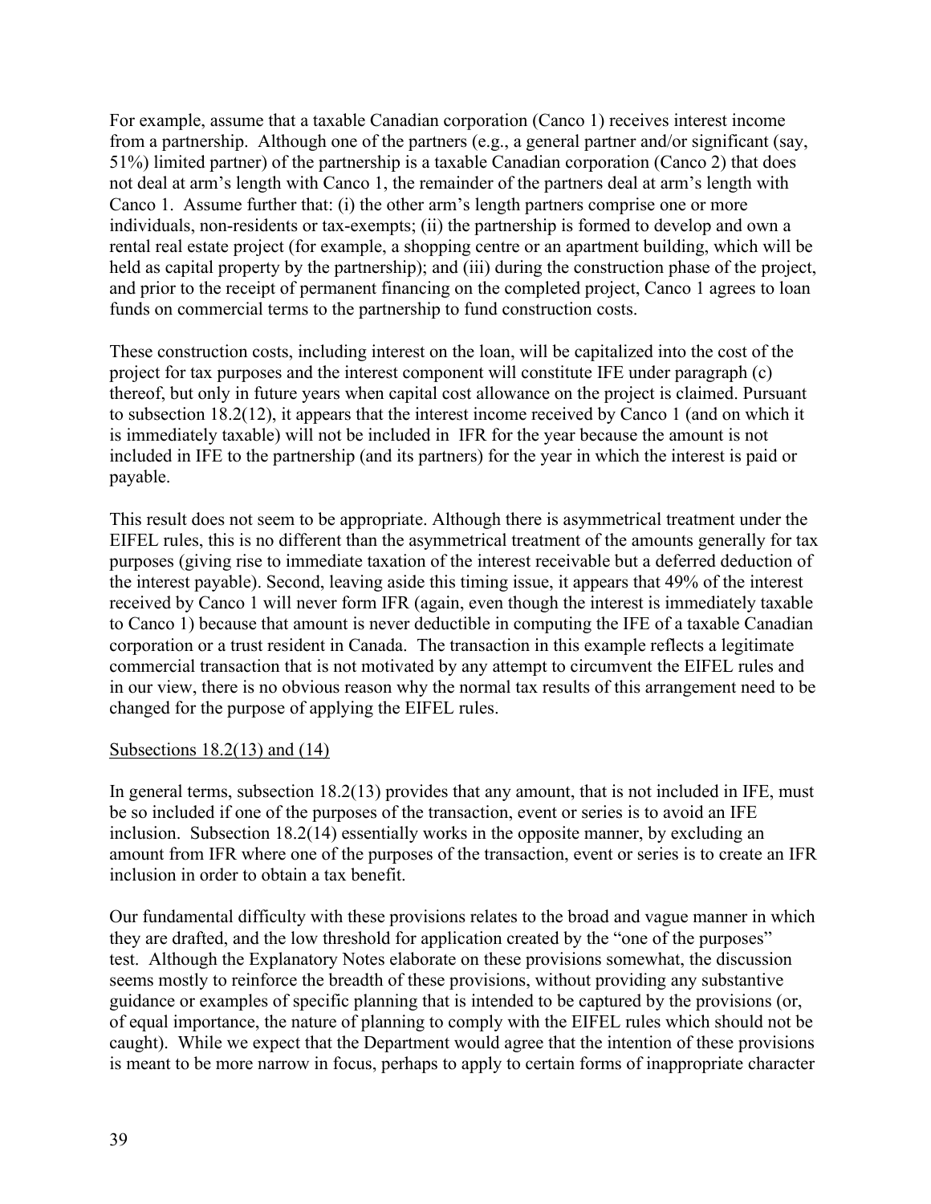For example, assume that a taxable Canadian corporation (Canco 1) receives interest income from a partnership. Although one of the partners (e.g., a general partner and/or significant (say, 51%) limited partner) of the partnership is a taxable Canadian corporation (Canco 2) that does not deal at arm's length with Canco 1, the remainder of the partners deal at arm's length with Canco 1. Assume further that: (i) the other arm's length partners comprise one or more individuals, non-residents or tax-exempts; (ii) the partnership is formed to develop and own a rental real estate project (for example, a shopping centre or an apartment building, which will be held as capital property by the partnership); and (iii) during the construction phase of the project, and prior to the receipt of permanent financing on the completed project, Canco 1 agrees to loan funds on commercial terms to the partnership to fund construction costs.

These construction costs, including interest on the loan, will be capitalized into the cost of the project for tax purposes and the interest component will constitute IFE under paragraph (c) thereof, but only in future years when capital cost allowance on the project is claimed. Pursuant to subsection 18.2(12), it appears that the interest income received by Canco 1 (and on which it is immediately taxable) will not be included in IFR for the year because the amount is not included in IFE to the partnership (and its partners) for the year in which the interest is paid or payable.

This result does not seem to be appropriate. Although there is asymmetrical treatment under the EIFEL rules, this is no different than the asymmetrical treatment of the amounts generally for tax purposes (giving rise to immediate taxation of the interest receivable but a deferred deduction of the interest payable). Second, leaving aside this timing issue, it appears that 49% of the interest received by Canco 1 will never form IFR (again, even though the interest is immediately taxable to Canco 1) because that amount is never deductible in computing the IFE of a taxable Canadian corporation or a trust resident in Canada. The transaction in this example reflects a legitimate commercial transaction that is not motivated by any attempt to circumvent the EIFEL rules and in our view, there is no obvious reason why the normal tax results of this arrangement need to be changed for the purpose of applying the EIFEL rules.

Subsections 18.2(13) and (14)

In general terms, subsection 18.2(13) provides that any amount, that is not included in IFE, must be so included if one of the purposes of the transaction, event or series is to avoid an IFE inclusion. Subsection 18.2(14) essentially works in the opposite manner, by excluding an amount from IFR where one of the purposes of the transaction, event or series is to create an IFR inclusion in order to obtain a tax benefit.

Our fundamental difficulty with these provisions relates to the broad and vague manner in which they are drafted, and the low threshold for application created by the "one of the purposes" test. Although the Explanatory Notes elaborate on these provisions somewhat, the discussion seems mostly to reinforce the breadth of these provisions, without providing any substantive guidance or examples of specific planning that is intended to be captured by the provisions (or, of equal importance, the nature of planning to comply with the EIFEL rules which should not be caught). While we expect that the Department would agree that the intention of these provisions is meant to be more narrow in focus, perhaps to apply to certain forms of inappropriate character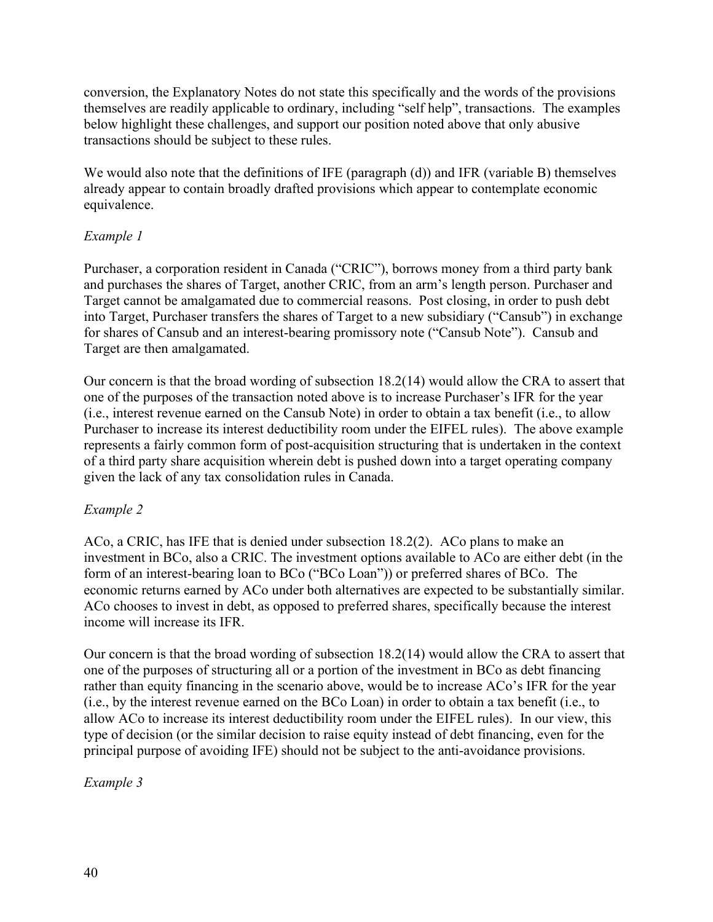conversion, the Explanatory Notes do not state this specifically and the words of the provisions themselves are readily applicable to ordinary, including "self help", transactions. The examples below highlight these challenges, and support our position noted above that only abusive transactions should be subject to these rules.

We would also note that the definitions of IFE (paragraph (d)) and IFR (variable B) themselves already appear to contain broadly drafted provisions which appear to contemplate economic equivalence.

*Example 1*

Purchaser, a corporation resident in Canada ("CRIC"), borrows money from a third party bank and purchases the shares of Target, another CRIC, from an arm's length person. Purchaser and Target cannot be amalgamated due to commercial reasons. Post closing, in order to push debt into Target, Purchaser transfers the shares of Target to a new subsidiary ("Cansub") in exchange for shares of Cansub and an interest-bearing promissory note ("Cansub Note"). Cansub and Target are then amalgamated.

Our concern is that the broad wording of subsection 18.2(14) would allow the CRA to assert that one of the purposes of the transaction noted above is to increase Purchaser's IFR for the year (i.e., interest revenue earned on the Cansub Note) in order to obtain a tax benefit (i.e., to allow Purchaser to increase its interest deductibility room under the EIFEL rules). The above example represents a fairly common form of post-acquisition structuring that is undertaken in the context of a third party share acquisition wherein debt is pushed down into a target operating company given the lack of any tax consolidation rules in Canada.

*Example 2*

ACo, a CRIC, has IFE that is denied under subsection 18.2(2). ACo plans to make an investment in BCo, also a CRIC. The investment options available to ACo are either debt (in the form of an interest-bearing loan to BCo ("BCo Loan")) or preferred shares of BCo. The economic returns earned by ACo under both alternatives are expected to be substantially similar. ACo chooses to invest in debt, as opposed to preferred shares, specifically because the interest income will increase its IFR.

Our concern is that the broad wording of subsection 18.2(14) would allow the CRA to assert that one of the purposes of structuring all or a portion of the investment in BCo as debt financing rather than equity financing in the scenario above, would be to increase ACo's IFR for the year (i.e., by the interest revenue earned on the BCo Loan) in order to obtain a tax benefit (i.e., to allow ACo to increase its interest deductibility room under the EIFEL rules). In our view, this type of decision (or the similar decision to raise equity instead of debt financing, even for the principal purpose of avoiding IFE) should not be subject to the anti-avoidance provisions.

*Example 3*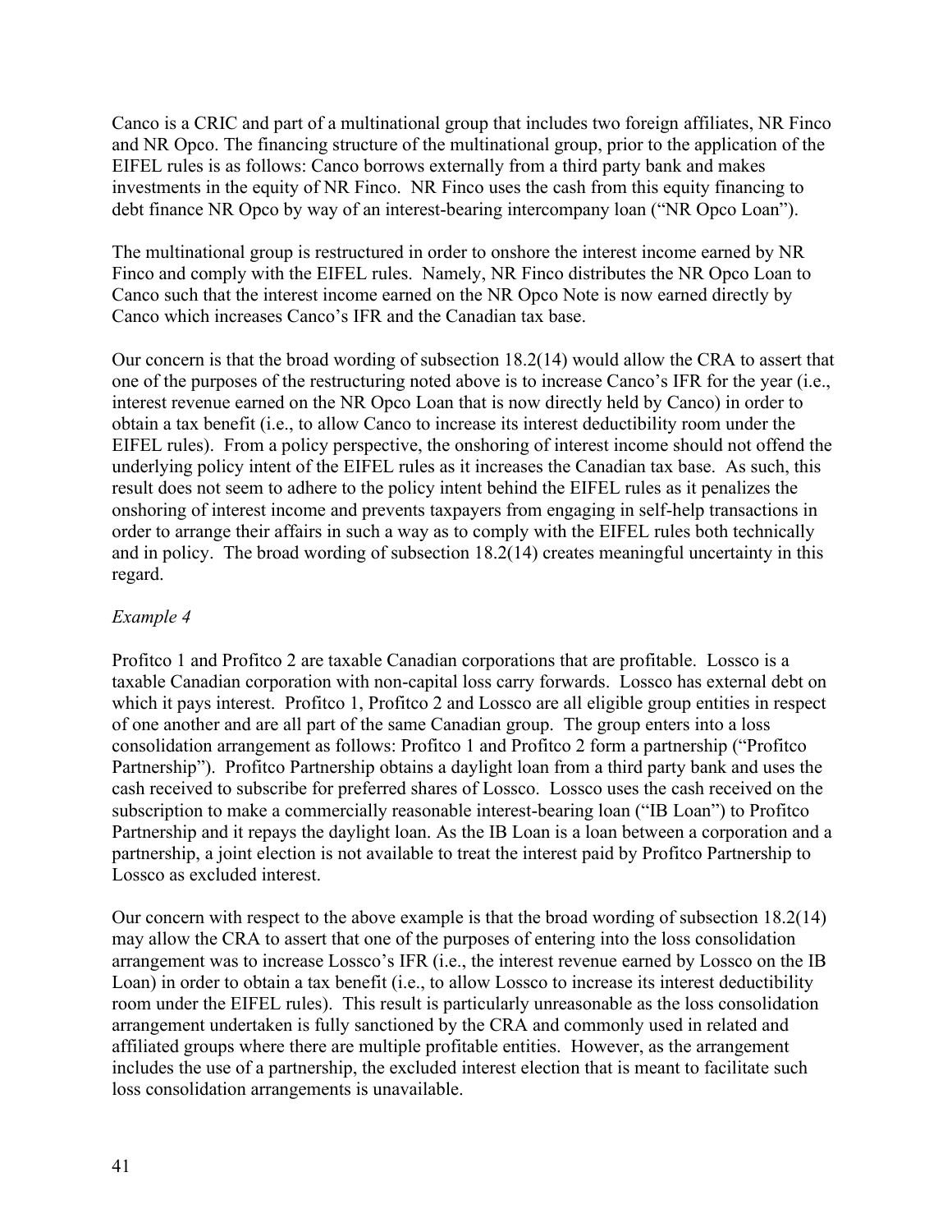Canco is a CRIC and part of a multinational group that includes two foreign affiliates, NR Finco and NR Opco. The financing structure of the multinational group, prior to the application of the EIFEL rules is as follows: Canco borrows externally from a third party bank and makes investments in the equity of NR Finco. NR Finco uses the cash from this equity financing to debt finance NR Opco by way of an interest-bearing intercompany loan ("NR Opco Loan").

The multinational group is restructured in order to onshore the interest income earned by NR Finco and comply with the EIFEL rules. Namely, NR Finco distributes the NR Opco Loan to Canco such that the interest income earned on the NR Opco Note is now earned directly by Canco which increases Canco's IFR and the Canadian tax base.

Our concern is that the broad wording of subsection 18.2(14) would allow the CRA to assert that one of the purposes of the restructuring noted above is to increase Canco's IFR for the year (i.e., interest revenue earned on the NR Opco Loan that is now directly held by Canco) in order to obtain a tax benefit (i.e., to allow Canco to increase its interest deductibility room under the EIFEL rules). From a policy perspective, the onshoring of interest income should not offend the underlying policy intent of the EIFEL rules as it increases the Canadian tax base. As such, this result does not seem to adhere to the policy intent behind the EIFEL rules as it penalizes the onshoring of interest income and prevents taxpayers from engaging in self-help transactions in order to arrange their affairs in such a way as to comply with the EIFEL rules both technically and in policy. The broad wording of subsection 18.2(14) creates meaningful uncertainty in this regard.

*Example 4*

Profitco 1 and Profitco 2 are taxable Canadian corporations that are profitable. Lossco is a taxable Canadian corporation with non-capital loss carry forwards. Lossco has external debt on which it pays interest. Profitco 1, Profitco 2 and Lossco are all eligible group entities in respect of one another and are all part of the same Canadian group. The group enters into a loss consolidation arrangement as follows: Profitco 1 and Profitco 2 form a partnership ("Profitco Partnership"). Profitco Partnership obtains a daylight loan from a third party bank and uses the cash received to subscribe for preferred shares of Lossco. Lossco uses the cash received on the subscription to make a commercially reasonable interest-bearing loan ("IB Loan") to Profitco Partnership and it repays the daylight loan. As the IB Loan is a loan between a corporation and a partnership, a joint election is not available to treat the interest paid by Profitco Partnership to Lossco as excluded interest.

Our concern with respect to the above example is that the broad wording of subsection 18.2(14) may allow the CRA to assert that one of the purposes of entering into the loss consolidation arrangement was to increase Lossco's IFR (i.e., the interest revenue earned by Lossco on the IB Loan) in order to obtain a tax benefit (i.e., to allow Lossco to increase its interest deductibility room under the EIFEL rules). This result is particularly unreasonable as the loss consolidation arrangement undertaken is fully sanctioned by the CRA and commonly used in related and affiliated groups where there are multiple profitable entities. However, as the arrangement includes the use of a partnership, the excluded interest election that is meant to facilitate such loss consolidation arrangements is unavailable.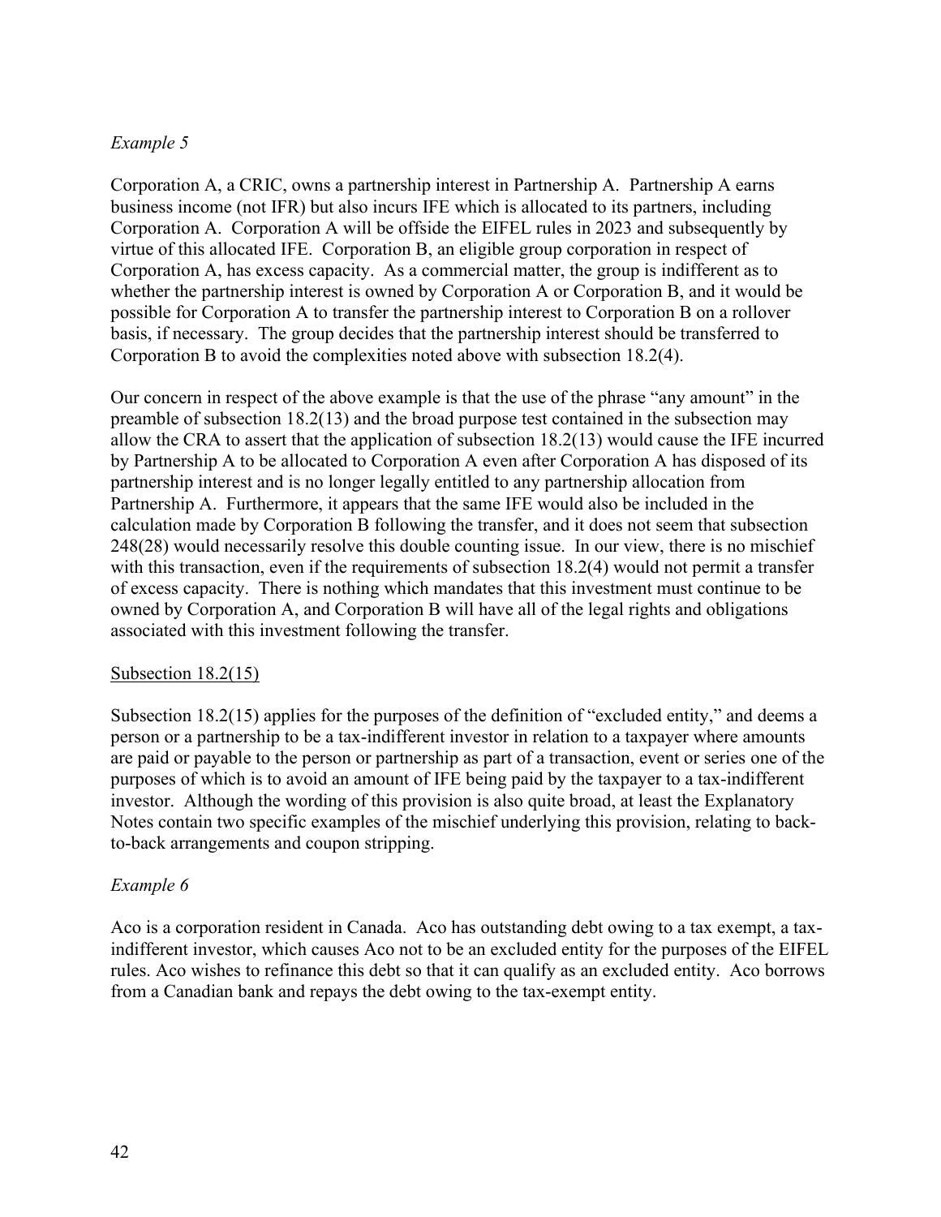*Example 5*

Corporation A, a CRIC, owns a partnership interest in Partnership A. Partnership A earns business income (not IFR) but also incurs IFE which is allocated to its partners, including Corporation A. Corporation A will be offside the EIFEL rules in 2023 and subsequently by virtue of this allocated IFE. Corporation B, an eligible group corporation in respect of Corporation A, has excess capacity. As a commercial matter, the group is indifferent as to whether the partnership interest is owned by Corporation A or Corporation B, and it would be possible for Corporation A to transfer the partnership interest to Corporation B on a rollover basis, if necessary. The group decides that the partnership interest should be transferred to Corporation B to avoid the complexities noted above with subsection 18.2(4).

Our concern in respect of the above example is that the use of the phrase "any amount" in the preamble of subsection 18.2(13) and the broad purpose test contained in the subsection may allow the CRA to assert that the application of subsection 18.2(13) would cause the IFE incurred by Partnership A to be allocated to Corporation A even after Corporation A has disposed of its partnership interest and is no longer legally entitled to any partnership allocation from Partnership A. Furthermore, it appears that the same IFE would also be included in the calculation made by Corporation B following the transfer, and it does not seem that subsection 248(28) would necessarily resolve this double counting issue. In our view, there is no mischief with this transaction, even if the requirements of subsection 18.2(4) would not permit a transfer of excess capacity. There is nothing which mandates that this investment must continue to be owned by Corporation A, and Corporation B will have all of the legal rights and obligations associated with this investment following the transfer.

<u>Subsection 18.2(15)</u>

Subsection 18.2(15) applies for the purposes of the definition of "excluded entity," and deems a person or a partnership to be a tax-indifferent investor in relation to a taxpayer where amounts are paid or payable to the person or partnership as part of a transaction, event or series one of the purposes of which is to avoid an amount of IFE being paid by the taxpayer to a tax-indifferent investor. Although the wording of this provision is also quite broad, at least the Explanatory Notes contain two specific examples of the mischief underlying this provision, relating to back-to-back arrangements and coupon stripping.

*Example 6*

Aco is a corporation resident in Canada. Aco has outstanding debt owing to a tax exempt, a tax-indifferent investor, which causes Aco not to be an excluded entity for the purposes of the EIFEL rules. Aco wishes to refinance this debt so that it can qualify as an excluded entity. Aco borrows from a Canadian bank and repays the debt owing to the tax-exempt entity.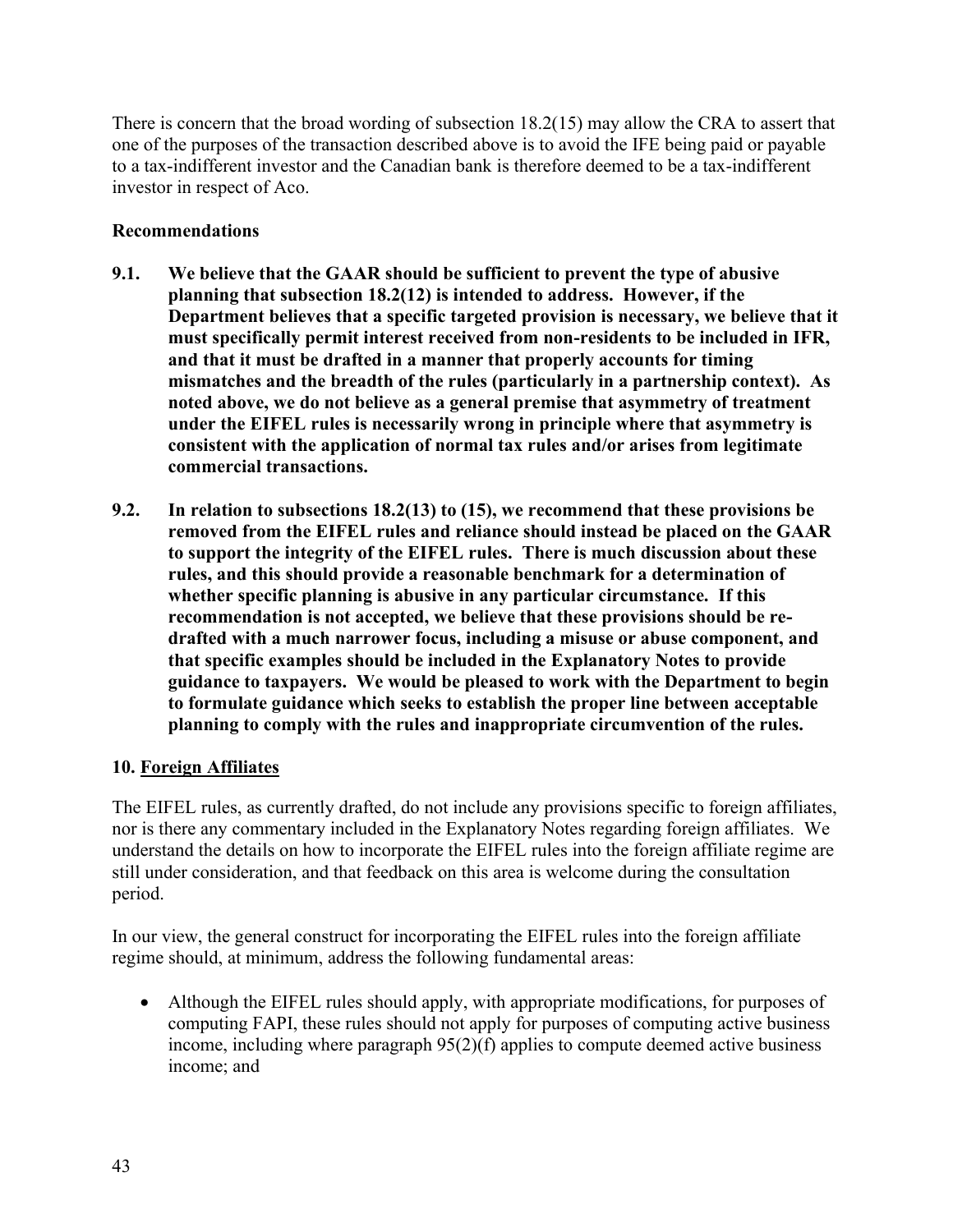There is concern that the broad wording of subsection 18.2(15) may allow the CRA to assert that one of the purposes of the transaction described above is to avoid the IFE being paid or payable to a tax-indifferent investor and the Canadian bank is therefore deemed to be a tax-indifferent investor in respect of Aco.

**Recommendations**

**9.1. We believe that the GAAR should be sufficient to prevent the type of abusive planning that subsection 18.2(12) is intended to address. However, if the Department believes that a specific targeted provision is necessary, we believe that it must specifically permit interest received from non-residents to be included in IFR, and that it must be drafted in a manner that properly accounts for timing mismatches and the breadth of the rules (particularly in a partnership context). As noted above, we do not believe as a general premise that asymmetry of treatment under the EIFEL rules is necessarily wrong in principle where that asymmetry is consistent with the application of normal tax rules and/or arises from legitimate commercial transactions.**

**9.2. In relation to subsections 18.2(13) to (15), we recommend that these provisions be removed from the EIFEL rules and reliance should instead be placed on the GAAR to support the integrity of the EIFEL rules. There is much discussion about these rules, and this should provide a reasonable benchmark for a determination of whether specific planning is abusive in any particular circumstance. If this recommendation is not accepted, we believe that these provisions should be re-drafted with a much narrower focus, including a misuse or abuse component, and that specific examples should be included in the Explanatory Notes to provide guidance to taxpayers. We would be pleased to work with the Department to begin to formulate guidance which seeks to establish the proper line between acceptable planning to comply with the rules and inappropriate circumvention of the rules.**

## 10. <u>Foreign Affiliates</u>

The EIFEL rules, as currently drafted, do not include any provisions specific to foreign affiliates, nor is there any commentary included in the Explanatory Notes regarding foreign affiliates. We understand the details on how to incorporate the EIFEL rules into the foreign affiliate regime are still under consideration, and that feedback on this area is welcome during the consultation period.

In our view, the general construct for incorporating the EIFEL rules into the foreign affiliate regime should, at minimum, address the following fundamental areas:

- Although the EIFEL rules should apply, with appropriate modifications, for purposes of computing FAPI, these rules should not apply for purposes of computing active business income, including where paragraph 95(2)(f) applies to compute deemed active business income; and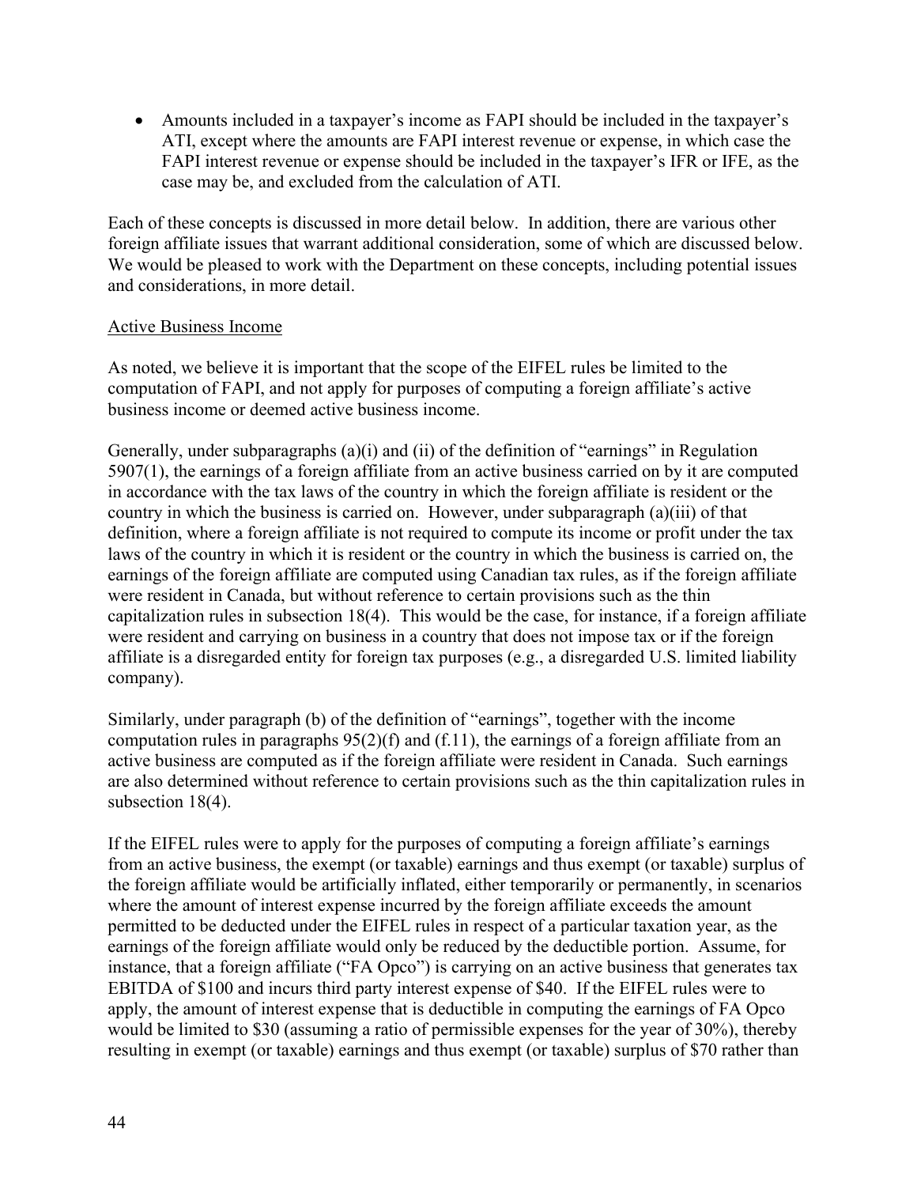- Amounts included in a taxpayer's income as FAPI should be included in the taxpayer's ATI, except where the amounts are FAPI interest revenue or expense, in which case the FAPI interest revenue or expense should be included in the taxpayer's IFR or IFE, as the case may be, and excluded from the calculation of ATI.

Each of these concepts is discussed in more detail below. In addition, there are various other foreign affiliate issues that warrant additional consideration, some of which are discussed below. We would be pleased to work with the Department on these concepts, including potential issues and considerations, in more detail.

Active Business Income

As noted, we believe it is important that the scope of the EIFEL rules be limited to the computation of FAPI, and not apply for purposes of computing a foreign affiliate's active business income or deemed active business income.

Generally, under subparagraphs (a)(i) and (ii) of the definition of "earnings" in Regulation 5907(1), the earnings of a foreign affiliate from an active business carried on by it are computed in accordance with the tax laws of the country in which the foreign affiliate is resident or the country in which the business is carried on. However, under subparagraph (a)(iii) of that definition, where a foreign affiliate is not required to compute its income or profit under the tax laws of the country in which it is resident or the country in which the business is carried on, the earnings of the foreign affiliate are computed using Canadian tax rules, as if the foreign affiliate were resident in Canada, but without reference to certain provisions such as the thin capitalization rules in subsection 18(4). This would be the case, for instance, if a foreign affiliate were resident and carrying on business in a country that does not impose tax or if the foreign affiliate is a disregarded entity for foreign tax purposes (e.g., a disregarded U.S. limited liability company).

Similarly, under paragraph (b) of the definition of "earnings", together with the income computation rules in paragraphs 95(2)(f) and (f.11), the earnings of a foreign affiliate from an active business are computed as if the foreign affiliate were resident in Canada. Such earnings are also determined without reference to certain provisions such as the thin capitalization rules in subsection 18(4).

If the EIFEL rules were to apply for the purposes of computing a foreign affiliate's earnings from an active business, the exempt (or taxable) earnings and thus exempt (or taxable) surplus of the foreign affiliate would be artificially inflated, either temporarily or permanently, in scenarios where the amount of interest expense incurred by the foreign affiliate exceeds the amount permitted to be deducted under the EIFEL rules in respect of a particular taxation year, as the earnings of the foreign affiliate would only be reduced by the deductible portion. Assume, for instance, that a foreign affiliate ("FA Opco") is carrying on an active business that generates tax EBITDA of $100 and incurs third party interest expense of $40. If the EIFEL rules were to apply, the amount of interest expense that is deductible in computing the earnings of FA Opco would be limited to $30 (assuming a ratio of permissible expenses for the year of 30%), thereby resulting in exempt (or taxable) earnings and thus exempt (or taxable) surplus of $70 rather than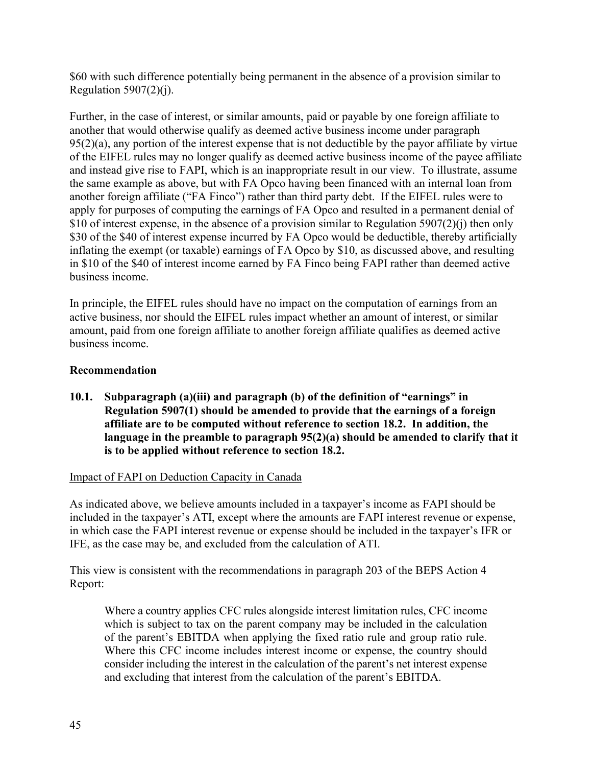$60 with such difference potentially being permanent in the absence of a provision similar to Regulation 5907(2)(j).

Further, in the case of interest, or similar amounts, paid or payable by one foreign affiliate to another that would otherwise qualify as deemed active business income under paragraph 95(2)(a), any portion of the interest expense that is not deductible by the payor affiliate by virtue of the EIFEL rules may no longer qualify as deemed active business income of the payee affiliate and instead give rise to FAPI, which is an inappropriate result in our view. To illustrate, assume the same example as above, but with FA Opco having been financed with an internal loan from another foreign affiliate ("FA Finco") rather than third party debt. If the EIFEL rules were to apply for purposes of computing the earnings of FA Opco and resulted in a permanent denial of $10 of interest expense, in the absence of a provision similar to Regulation 5907(2)(j) then only $30 of the $40 of interest expense incurred by FA Opco would be deductible, thereby artificially inflating the exempt (or taxable) earnings of FA Opco by $10, as discussed above, and resulting in $10 of the $40 of interest income earned by FA Finco being FAPI rather than deemed active business income.

In principle, the EIFEL rules should have no impact on the computation of earnings from an active business, nor should the EIFEL rules impact whether an amount of interest, or similar amount, paid from one foreign affiliate to another foreign affiliate qualifies as deemed active business income.

**Recommendation**

**10.1. Subparagraph (a)(iii) and paragraph (b) of the definition of "earnings" in Regulation 5907(1) should be amended to provide that the earnings of a foreign affiliate are to be computed without reference to section 18.2. In addition, the language in the preamble to paragraph 95(2)(a) should be amended to clarify that it is to be applied without reference to section 18.2.**

<u>Impact of FAPI on Deduction Capacity in Canada</u>

As indicated above, we believe amounts included in a taxpayer's income as FAPI should be included in the taxpayer's ATI, except where the amounts are FAPI interest revenue or expense, in which case the FAPI interest revenue or expense should be included in the taxpayer's IFR or IFE, as the case may be, and excluded from the calculation of ATI.

This view is consistent with the recommendations in paragraph 203 of the BEPS Action 4 Report:

> Where a country applies CFC rules alongside interest limitation rules, CFC income which is subject to tax on the parent company may be included in the calculation of the parent's EBITDA when applying the fixed ratio rule and group ratio rule. Where this CFC income includes interest income or expense, the country should consider including the interest in the calculation of the parent's net interest expense and excluding that interest from the calculation of the parent's EBITDA.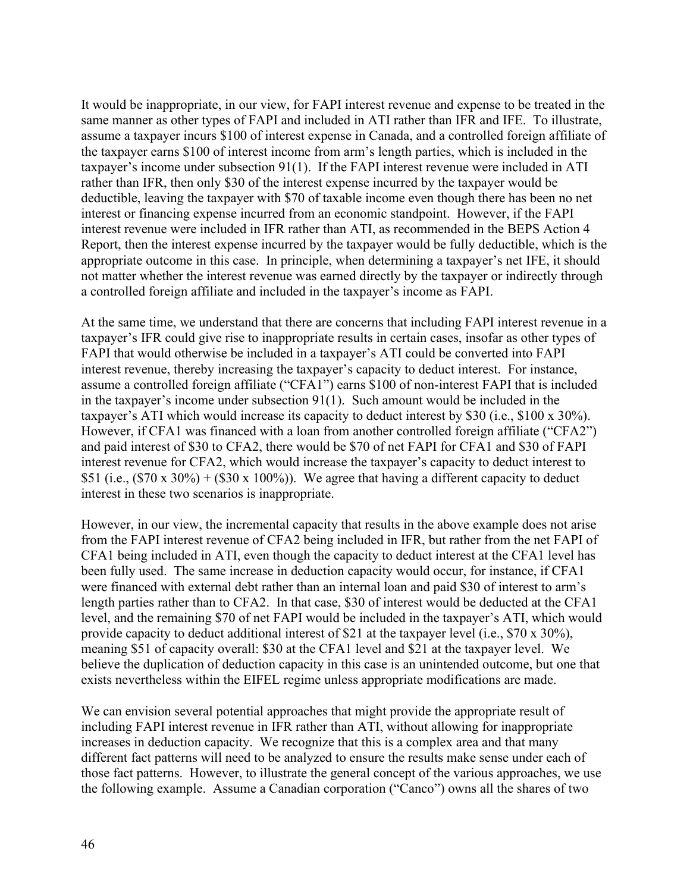It would be inappropriate, in our view, for FAPI interest revenue and expense to be treated in the same manner as other types of FAPI and included in ATI rather than IFR and IFE. To illustrate, assume a taxpayer incurs $100 of interest expense in Canada, and a controlled foreign affiliate of the taxpayer earns $100 of interest income from arm's length parties, which is included in the taxpayer's income under subsection 91(1). If the FAPI interest revenue were included in ATI rather than IFR, then only $30 of the interest expense incurred by the taxpayer would be deductible, leaving the taxpayer with $70 of taxable income even though there has been no net interest or financing expense incurred from an economic standpoint. However, if the FAPI interest revenue were included in IFR rather than ATI, as recommended in the BEPS Action 4 Report, then the interest expense incurred by the taxpayer would be fully deductible, which is the appropriate outcome in this case. In principle, when determining a taxpayer's net IFE, it should not matter whether the interest revenue was earned directly by the taxpayer or indirectly through a controlled foreign affiliate and included in the taxpayer's income as FAPI.

At the same time, we understand that there are concerns that including FAPI interest revenue in a taxpayer's IFR could give rise to inappropriate results in certain cases, insofar as other types of FAPI that would otherwise be included in a taxpayer's ATI could be converted into FAPI interest revenue, thereby increasing the taxpayer's capacity to deduct interest. For instance, assume a controlled foreign affiliate ("CFA1") earns $100 of non-interest FAPI that is included in the taxpayer's income under subsection 91(1). Such amount would be included in the taxpayer's ATI which would increase its capacity to deduct interest by $30 (i.e., $100 x 30%). However, if CFA1 was financed with a loan from another controlled foreign affiliate ("CFA2") and paid interest of $30 to CFA2, there would be $70 of net FAPI for CFA1 and $30 of FAPI interest revenue for CFA2, which would increase the taxpayer's capacity to deduct interest to $51 (i.e., ($70 x 30%) + ($30 x 100%)). We agree that having a different capacity to deduct interest in these two scenarios is inappropriate.

However, in our view, the incremental capacity that results in the above example does not arise from the FAPI interest revenue of CFA2 being included in IFR, but rather from the net FAPI of CFA1 being included in ATI, even though the capacity to deduct interest at the CFA1 level has been fully used. The same increase in deduction capacity would occur, for instance, if CFA1 were financed with external debt rather than an internal loan and paid $30 of interest to arm's length parties rather than to CFA2. In that case, $30 of interest would be deducted at the CFA1 level, and the remaining $70 of net FAPI would be included in the taxpayer's ATI, which would provide capacity to deduct additional interest of $21 at the taxpayer level (i.e., $70 x 30%), meaning $51 of capacity overall: $30 at the CFA1 level and $21 at the taxpayer level. We believe the duplication of deduction capacity in this case is an unintended outcome, but one that exists nevertheless within the EIFEL regime unless appropriate modifications are made.

We can envision several potential approaches that might provide the appropriate result of including FAPI interest revenue in IFR rather than ATI, without allowing for inappropriate increases in deduction capacity. We recognize that this is a complex area and that many different fact patterns will need to be analyzed to ensure the results make sense under each of those fact patterns. However, to illustrate the general concept of the various approaches, we use the following example. Assume a Canadian corporation ("Canco") owns all the shares of two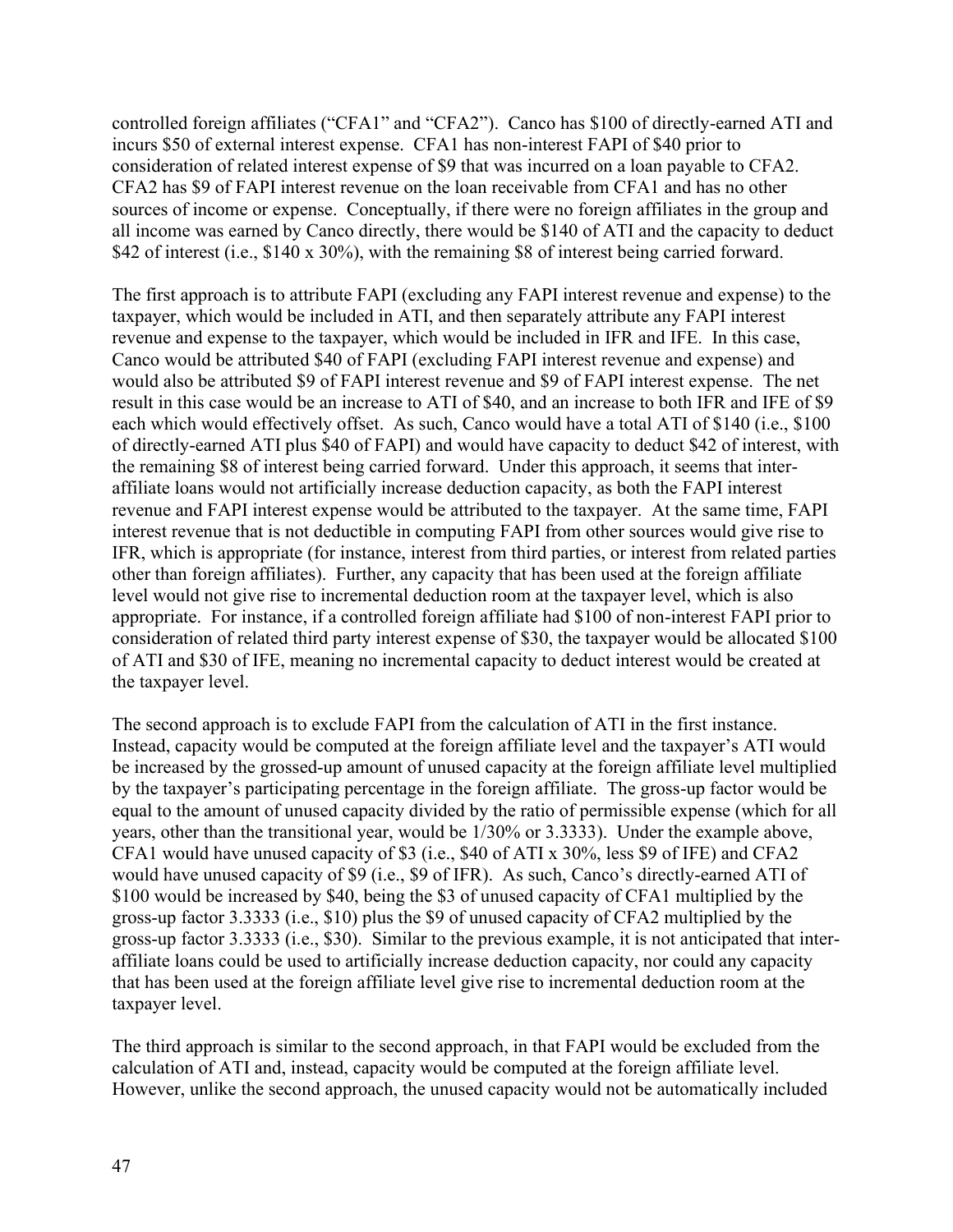controlled foreign affiliates ("CFA1" and "CFA2"). Canco has $100 of directly-earned ATI and incurs $50 of external interest expense. CFA1 has non-interest FAPI of $40 prior to consideration of related interest expense of $9 that was incurred on a loan payable to CFA2. CFA2 has $9 of FAPI interest revenue on the loan receivable from CFA1 and has no other sources of income or expense. Conceptually, if there were no foreign affiliates in the group and all income was earned by Canco directly, there would be $140 of ATI and the capacity to deduct $42 of interest (i.e., $140 x 30%), with the remaining $8 of interest being carried forward.

The first approach is to attribute FAPI (excluding any FAPI interest revenue and expense) to the taxpayer, which would be included in ATI, and then separately attribute any FAPI interest revenue and expense to the taxpayer, which would be included in IFR and IFE. In this case, Canco would be attributed $40 of FAPI (excluding FAPI interest revenue and expense) and would also be attributed $9 of FAPI interest revenue and $9 of FAPI interest expense. The net result in this case would be an increase to ATI of $40, and an increase to both IFR and IFE of $9 each which would effectively offset. As such, Canco would have a total ATI of $140 (i.e., $100 of directly-earned ATI plus $40 of FAPI) and would have capacity to deduct $42 of interest, with the remaining $8 of interest being carried forward. Under this approach, it seems that inter-affiliate loans would not artificially increase deduction capacity, as both the FAPI interest revenue and FAPI interest expense would be attributed to the taxpayer. At the same time, FAPI interest revenue that is not deductible in computing FAPI from other sources would give rise to IFR, which is appropriate (for instance, interest from third parties, or interest from related parties other than foreign affiliates). Further, any capacity that has been used at the foreign affiliate level would not give rise to incremental deduction room at the taxpayer level, which is also appropriate. For instance, if a controlled foreign affiliate had $100 of non-interest FAPI prior to consideration of related third party interest expense of $30, the taxpayer would be allocated $100 of ATI and $30 of IFE, meaning no incremental capacity to deduct interest would be created at the taxpayer level.

The second approach is to exclude FAPI from the calculation of ATI in the first instance. Instead, capacity would be computed at the foreign affiliate level and the taxpayer's ATI would be increased by the grossed-up amount of unused capacity at the foreign affiliate level multiplied by the taxpayer's participating percentage in the foreign affiliate. The gross-up factor would be equal to the amount of unused capacity divided by the ratio of permissible expense (which for all years, other than the transitional year, would be 1/30% or 3.3333). Under the example above, CFA1 would have unused capacity of $3 (i.e., $40 of ATI x 30%, less $9 of IFE) and CFA2 would have unused capacity of $9 (i.e., $9 of IFR). As such, Canco's directly-earned ATI of $100 would be increased by $40, being the $3 of unused capacity of CFA1 multiplied by the gross-up factor 3.3333 (i.e., $10) plus the $9 of unused capacity of CFA2 multiplied by the gross-up factor 3.3333 (i.e., $30). Similar to the previous example, it is not anticipated that inter-affiliate loans could be used to artificially increase deduction capacity, nor could any capacity that has been used at the foreign affiliate level give rise to incremental deduction room at the taxpayer level.

The third approach is similar to the second approach, in that FAPI would be excluded from the calculation of ATI and, instead, capacity would be computed at the foreign affiliate level. However, unlike the second approach, the unused capacity would not be automatically included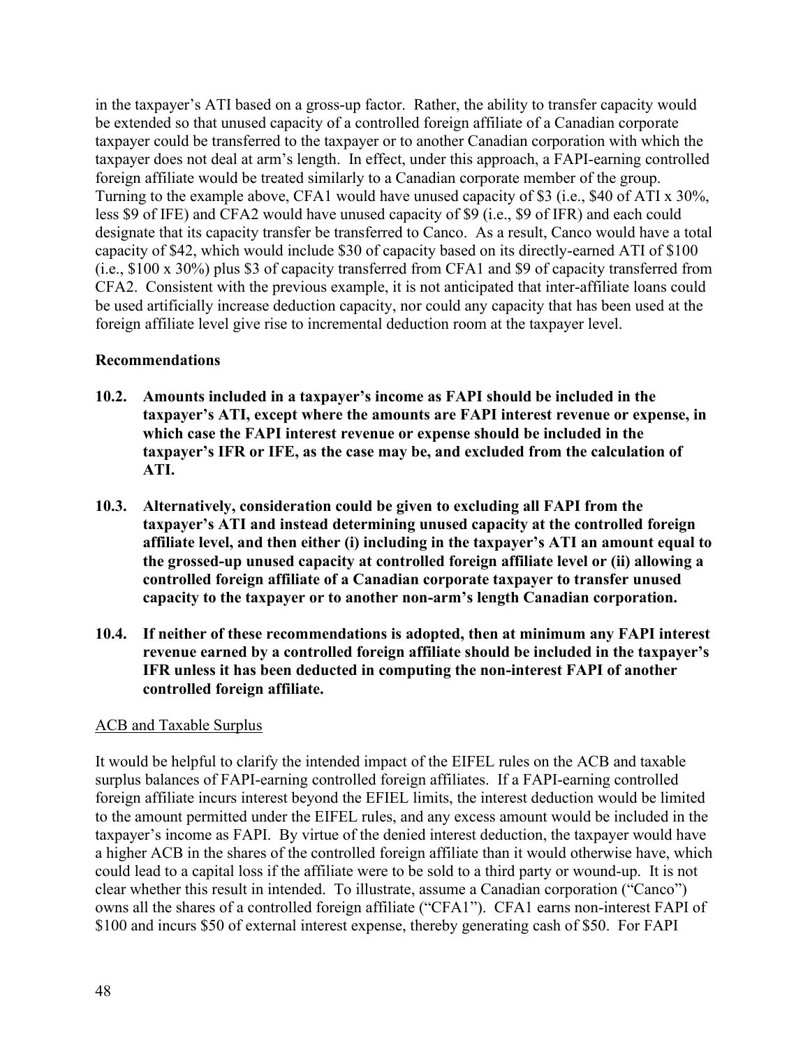in the taxpayer's ATI based on a gross-up factor. Rather, the ability to transfer capacity would be extended so that unused capacity of a controlled foreign affiliate of a Canadian corporate taxpayer could be transferred to the taxpayer or to another Canadian corporation with which the taxpayer does not deal at arm's length. In effect, under this approach, a FAPI-earning controlled foreign affiliate would be treated similarly to a Canadian corporate member of the group. Turning to the example above, CFA1 would have unused capacity of $3 (i.e., $40 of ATI x 30%, less $9 of IFE) and CFA2 would have unused capacity of $9 (i.e., $9 of IFR) and each could designate that its capacity transfer be transferred to Canco. As a result, Canco would have a total capacity of $42, which would include $30 of capacity based on its directly-earned ATI of $100 (i.e., $100 x 30%) plus $3 of capacity transferred from CFA1 and $9 of capacity transferred from CFA2. Consistent with the previous example, it is not anticipated that inter-affiliate loans could be used artificially increase deduction capacity, nor could any capacity that has been used at the foreign affiliate level give rise to incremental deduction room at the taxpayer level.

**Recommendations**

**10.2. Amounts included in a taxpayer's income as FAPI should be included in the taxpayer's ATI, except where the amounts are FAPI interest revenue or expense, in which case the FAPI interest revenue or expense should be included in the taxpayer's IFR or IFE, as the case may be, and excluded from the calculation of ATI.**

**10.3. Alternatively, consideration could be given to excluding all FAPI from the taxpayer's ATI and instead determining unused capacity at the controlled foreign affiliate level, and then either (i) including in the taxpayer's ATI an amount equal to the grossed-up unused capacity at controlled foreign affiliate level or (ii) allowing a controlled foreign affiliate of a Canadian corporate taxpayer to transfer unused capacity to the taxpayer or to another non-arm's length Canadian corporation.**

**10.4. If neither of these recommendations is adopted, then at minimum any FAPI interest revenue earned by a controlled foreign affiliate should be included in the taxpayer's IFR unless it has been deducted in computing the non-interest FAPI of another controlled foreign affiliate.**

<u>ACB and Taxable Surplus</u>

It would be helpful to clarify the intended impact of the EIFEL rules on the ACB and taxable surplus balances of FAPI-earning controlled foreign affiliates. If a FAPI-earning controlled foreign affiliate incurs interest beyond the EFIEL limits, the interest deduction would be limited to the amount permitted under the EIFEL rules, and any excess amount would be included in the taxpayer's income as FAPI. By virtue of the denied interest deduction, the taxpayer would have a higher ACB in the shares of the controlled foreign affiliate than it would otherwise have, which could lead to a capital loss if the affiliate were to be sold to a third party or wound-up. It is not clear whether this result in intended. To illustrate, assume a Canadian corporation ("Canco") owns all the shares of a controlled foreign affiliate ("CFA1"). CFA1 earns non-interest FAPI of $100 and incurs $50 of external interest expense, thereby generating cash of $50. For FAPI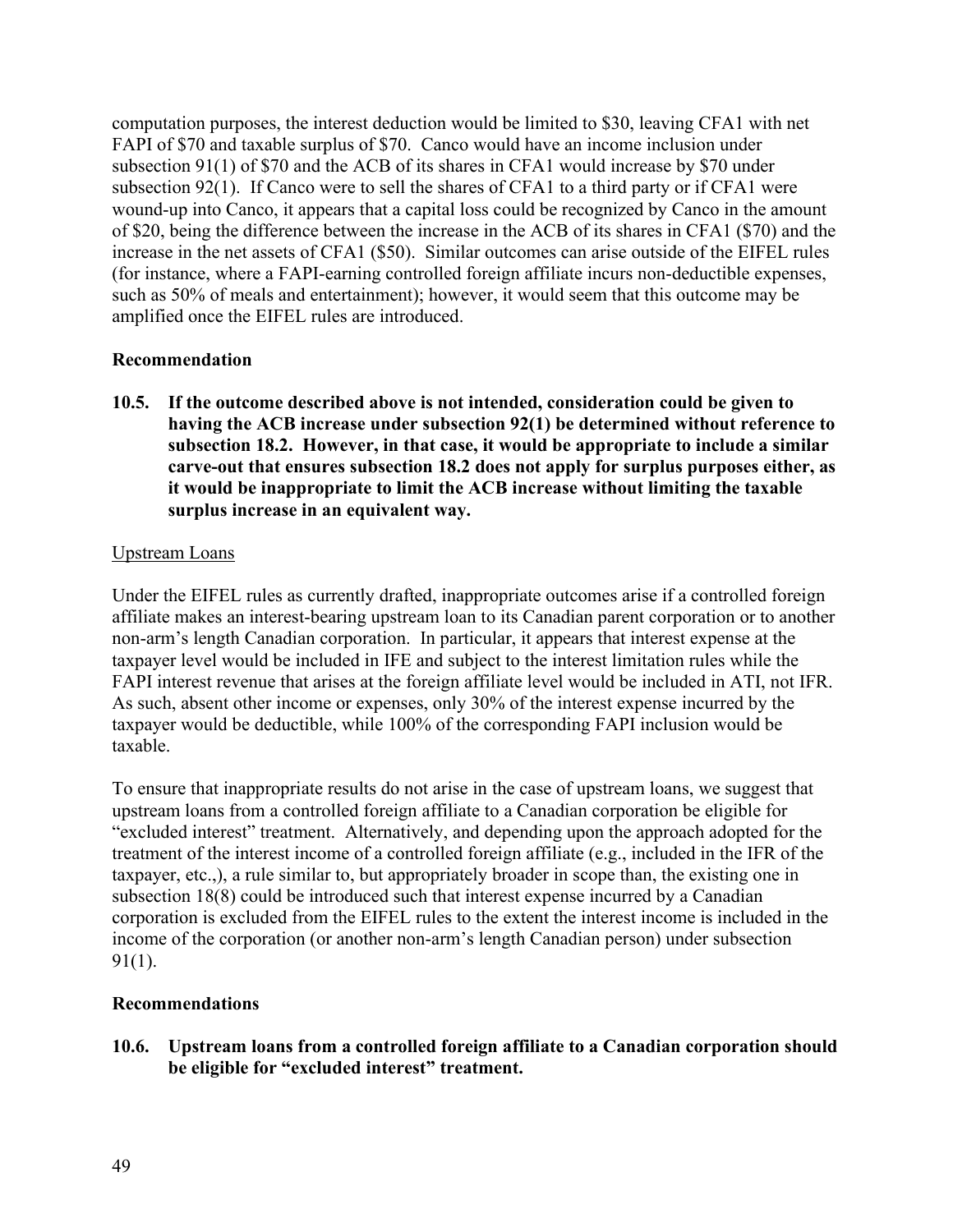computation purposes, the interest deduction would be limited to $30, leaving CFA1 with net FAPI of $70 and taxable surplus of $70. Canco would have an income inclusion under subsection 91(1) of $70 and the ACB of its shares in CFA1 would increase by $70 under subsection 92(1). If Canco were to sell the shares of CFA1 to a third party or if CFA1 were wound-up into Canco, it appears that a capital loss could be recognized by Canco in the amount of $20, being the difference between the increase in the ACB of its shares in CFA1 ($70) and the increase in the net assets of CFA1 ($50). Similar outcomes can arise outside of the EIFEL rules (for instance, where a FAPI-earning controlled foreign affiliate incurs non-deductible expenses, such as 50% of meals and entertainment); however, it would seem that this outcome may be amplified once the EIFEL rules are introduced.

**Recommendation**

**10.5. If the outcome described above is not intended, consideration could be given to having the ACB increase under subsection 92(1) be determined without reference to subsection 18.2. However, in that case, it would be appropriate to include a similar carve-out that ensures subsection 18.2 does not apply for surplus purposes either, as it would be inappropriate to limit the ACB increase without limiting the taxable surplus increase in an equivalent way.**

<u>Upstream Loans</u>

Under the EIFEL rules as currently drafted, inappropriate outcomes arise if a controlled foreign affiliate makes an interest-bearing upstream loan to its Canadian parent corporation or to another non-arm's length Canadian corporation. In particular, it appears that interest expense at the taxpayer level would be included in IFE and subject to the interest limitation rules while the FAPI interest revenue that arises at the foreign affiliate level would be included in ATI, not IFR. As such, absent other income or expenses, only 30% of the interest expense incurred by the taxpayer would be deductible, while 100% of the corresponding FAPI inclusion would be taxable.

To ensure that inappropriate results do not arise in the case of upstream loans, we suggest that upstream loans from a controlled foreign affiliate to a Canadian corporation be eligible for "excluded interest" treatment. Alternatively, and depending upon the approach adopted for the treatment of the interest income of a controlled foreign affiliate (e.g., included in the IFR of the taxpayer, etc.,), a rule similar to, but appropriately broader in scope than, the existing one in subsection 18(8) could be introduced such that interest expense incurred by a Canadian corporation is excluded from the EIFEL rules to the extent the interest income is included in the income of the corporation (or another non-arm's length Canadian person) under subsection 91(1).

**Recommendations**

**10.6. Upstream loans from a controlled foreign affiliate to a Canadian corporation should be eligible for "excluded interest" treatment.**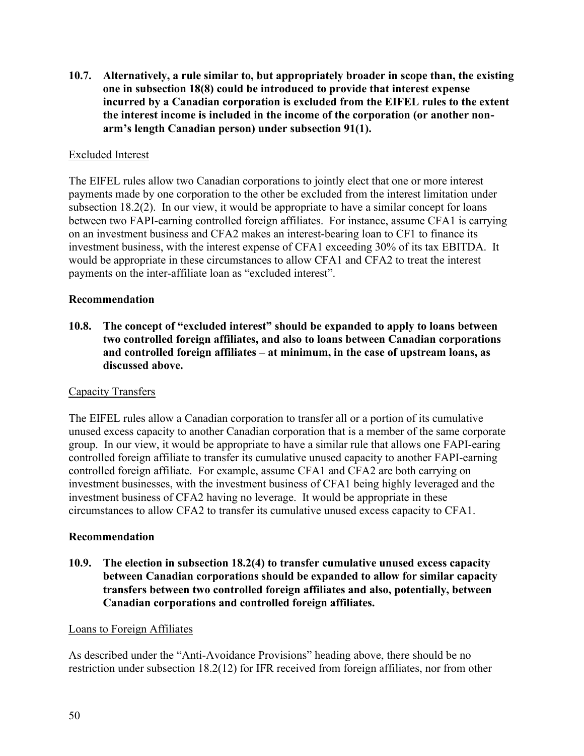**10.7. Alternatively, a rule similar to, but appropriately broader in scope than, the existing one in subsection 18(8) could be introduced to provide that interest expense incurred by a Canadian corporation is excluded from the EIFEL rules to the extent the interest income is included in the income of the corporation (or another non-arm's length Canadian person) under subsection 91(1).**

Excluded Interest

The EIFEL rules allow two Canadian corporations to jointly elect that one or more interest payments made by one corporation to the other be excluded from the interest limitation under subsection 18.2(2). In our view, it would be appropriate to have a similar concept for loans between two FAPI-earning controlled foreign affiliates. For instance, assume CFA1 is carrying on an investment business and CFA2 makes an interest-bearing loan to CF1 to finance its investment business, with the interest expense of CFA1 exceeding 30% of its tax EBITDA. It would be appropriate in these circumstances to allow CFA1 and CFA2 to treat the interest payments on the inter-affiliate loan as "excluded interest".

**Recommendation**

**10.8. The concept of "excluded interest" should be expanded to apply to loans between two controlled foreign affiliates, and also to loans between Canadian corporations and controlled foreign affiliates – at minimum, in the case of upstream loans, as discussed above.**

Capacity Transfers

The EIFEL rules allow a Canadian corporation to transfer all or a portion of its cumulative unused excess capacity to another Canadian corporation that is a member of the same corporate group. In our view, it would be appropriate to have a similar rule that allows one FAPI-earing controlled foreign affiliate to transfer its cumulative unused capacity to another FAPI-earning controlled foreign affiliate. For example, assume CFA1 and CFA2 are both carrying on investment businesses, with the investment business of CFA1 being highly leveraged and the investment business of CFA2 having no leverage. It would be appropriate in these circumstances to allow CFA2 to transfer its cumulative unused excess capacity to CFA1.

**Recommendation**

**10.9. The election in subsection 18.2(4) to transfer cumulative unused excess capacity between Canadian corporations should be expanded to allow for similar capacity transfers between two controlled foreign affiliates and also, potentially, between Canadian corporations and controlled foreign affiliates.**

Loans to Foreign Affiliates

As described under the "Anti-Avoidance Provisions" heading above, there should be no restriction under subsection 18.2(12) for IFR received from foreign affiliates, nor from other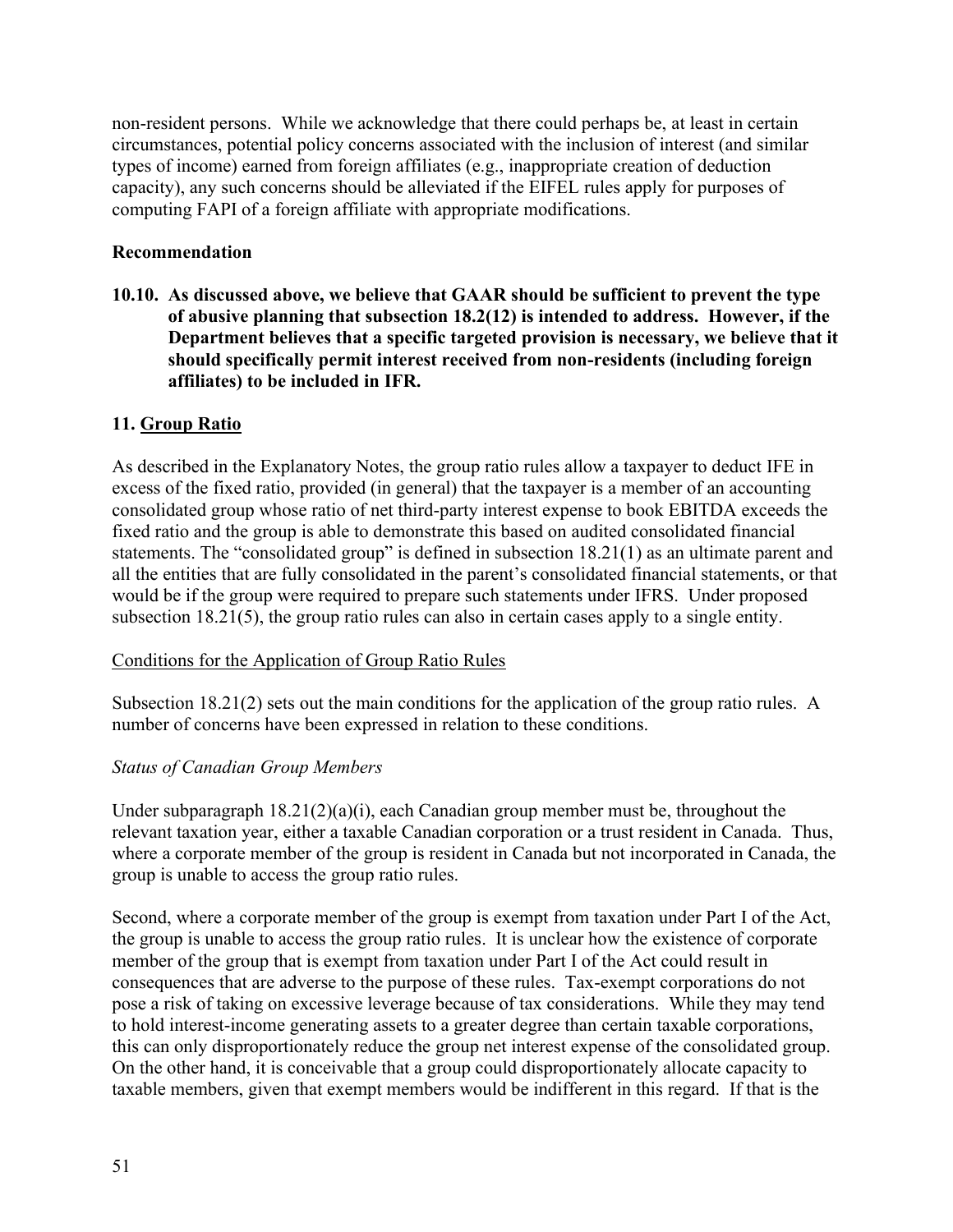non-resident persons. While we acknowledge that there could perhaps be, at least in certain circumstances, potential policy concerns associated with the inclusion of interest (and similar types of income) earned from foreign affiliates (e.g., inappropriate creation of deduction capacity), any such concerns should be alleviated if the EIFEL rules apply for purposes of computing FAPI of a foreign affiliate with appropriate modifications.

**Recommendation**

**10.10. As discussed above, we believe that GAAR should be sufficient to prevent the type of abusive planning that subsection 18.2(12) is intended to address. However, if the Department believes that a specific targeted provision is necessary, we believe that it should specifically permit interest received from non-residents (including foreign affiliates) to be included in IFR.**

## 11. Group Ratio

As described in the Explanatory Notes, the group ratio rules allow a taxpayer to deduct IFE in excess of the fixed ratio, provided (in general) that the taxpayer is a member of an accounting consolidated group whose ratio of net third-party interest expense to book EBITDA exceeds the fixed ratio and the group is able to demonstrate this based on audited consolidated financial statements. The "consolidated group" is defined in subsection 18.21(1) as an ultimate parent and all the entities that are fully consolidated in the parent's consolidated financial statements, or that would be if the group were required to prepare such statements under IFRS. Under proposed subsection 18.21(5), the group ratio rules can also in certain cases apply to a single entity.

### Conditions for the Application of Group Ratio Rules

Subsection 18.21(2) sets out the main conditions for the application of the group ratio rules. A number of concerns have been expressed in relation to these conditions.

*Status of Canadian Group Members*

Under subparagraph 18.21(2)(a)(i), each Canadian group member must be, throughout the relevant taxation year, either a taxable Canadian corporation or a trust resident in Canada. Thus, where a corporate member of the group is resident in Canada but not incorporated in Canada, the group is unable to access the group ratio rules.

Second, where a corporate member of the group is exempt from taxation under Part I of the Act, the group is unable to access the group ratio rules. It is unclear how the existence of corporate member of the group that is exempt from taxation under Part I of the Act could result in consequences that are adverse to the purpose of these rules. Tax-exempt corporations do not pose a risk of taking on excessive leverage because of tax considerations. While they may tend to hold interest-income generating assets to a greater degree than certain taxable corporations, this can only disproportionately reduce the group net interest expense of the consolidated group. On the other hand, it is conceivable that a group could disproportionately allocate capacity to taxable members, given that exempt members would be indifferent in this regard. If that is the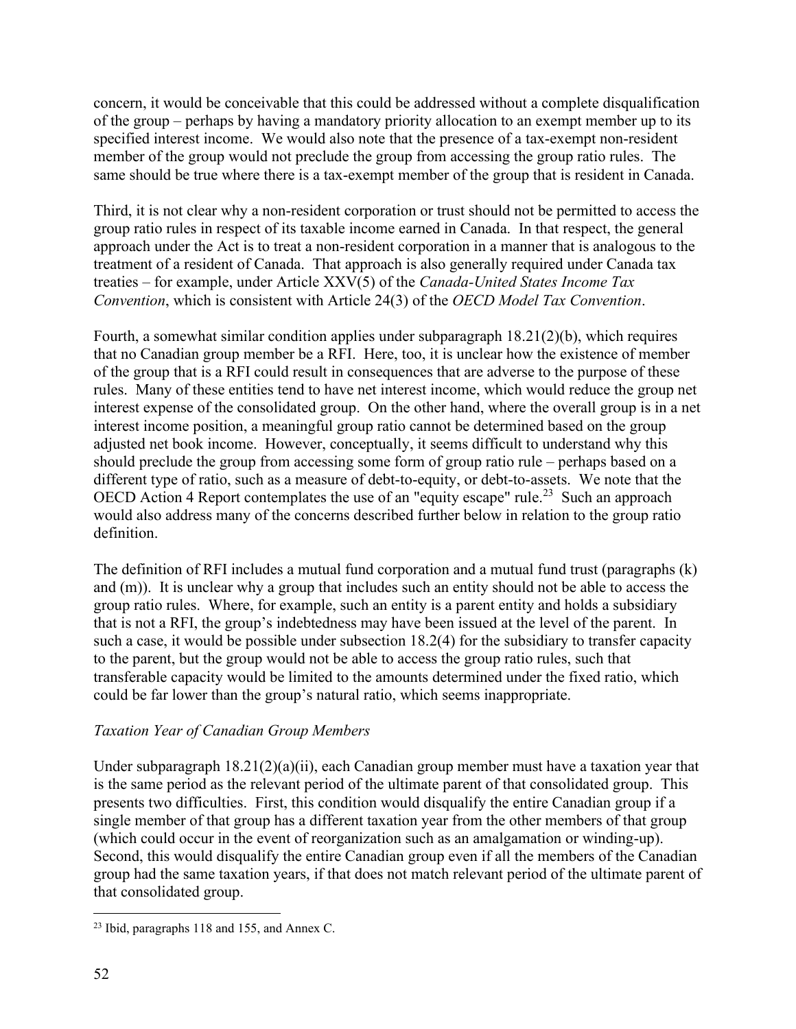concern, it would be conceivable that this could be addressed without a complete disqualification of the group – perhaps by having a mandatory priority allocation to an exempt member up to its specified interest income. We would also note that the presence of a tax-exempt non-resident member of the group would not preclude the group from accessing the group ratio rules. The same should be true where there is a tax-exempt member of the group that is resident in Canada.

Third, it is not clear why a non-resident corporation or trust should not be permitted to access the group ratio rules in respect of its taxable income earned in Canada. In that respect, the general approach under the Act is to treat a non-resident corporation in a manner that is analogous to the treatment of a resident of Canada. That approach is also generally required under Canada tax treaties – for example, under Article XXV(5) of the *Canada-United States Income Tax Convention*, which is consistent with Article 24(3) of the *OECD Model Tax Convention*.

Fourth, a somewhat similar condition applies under subparagraph 18.21(2)(b), which requires that no Canadian group member be a RFI. Here, too, it is unclear how the existence of member of the group that is a RFI could result in consequences that are adverse to the purpose of these rules. Many of these entities tend to have net interest income, which would reduce the group net interest expense of the consolidated group. On the other hand, where the overall group is in a net interest income position, a meaningful group ratio cannot be determined based on the group adjusted net book income. However, conceptually, it seems difficult to understand why this should preclude the group from accessing some form of group ratio rule – perhaps based on a different type of ratio, such as a measure of debt-to-equity, or debt-to-assets. We note that the OECD Action 4 Report contemplates the use of an "equity escape" rule.[23] Such an approach would also address many of the concerns described further below in relation to the group ratio definition.

The definition of RFI includes a mutual fund corporation and a mutual fund trust (paragraphs (k) and (m)). It is unclear why a group that includes such an entity should not be able to access the group ratio rules. Where, for example, such an entity is a parent entity and holds a subsidiary that is not a RFI, the group's indebtedness may have been issued at the level of the parent. In such a case, it would be possible under subsection 18.2(4) for the subsidiary to transfer capacity to the parent, but the group would not be able to access the group ratio rules, such that transferable capacity would be limited to the amounts determined under the fixed ratio, which could be far lower than the group's natural ratio, which seems inappropriate.

*Taxation Year of Canadian Group Members*

Under subparagraph 18.21(2)(a)(ii), each Canadian group member must have a taxation year that is the same period as the relevant period of the ultimate parent of that consolidated group. This presents two difficulties. First, this condition would disqualify the entire Canadian group if a single member of that group has a different taxation year from the other members of that group (which could occur in the event of reorganization such as an amalgamation or winding-up). Second, this would disqualify the entire Canadian group even if all the members of the Canadian group had the same taxation years, if that does not match relevant period of the ultimate parent of that consolidated group.

[23] Ibid, paragraphs 118 and 155, and Annex C.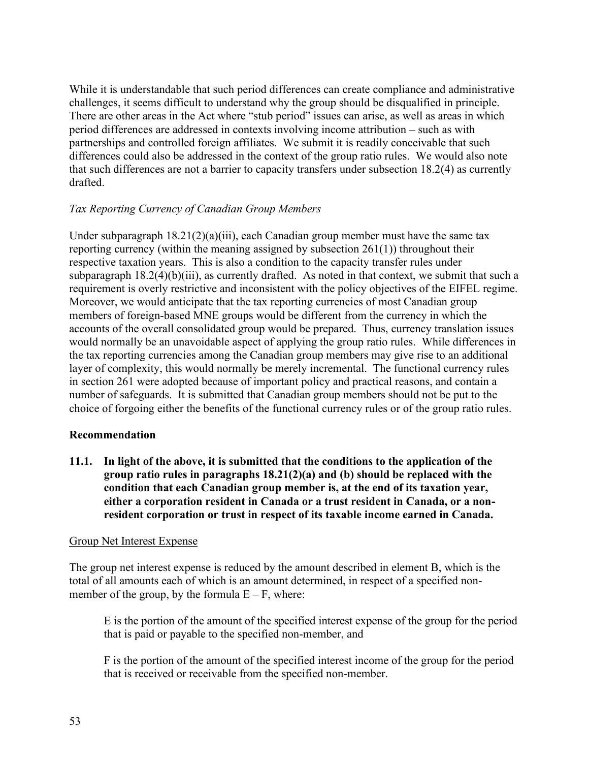While it is understandable that such period differences can create compliance and administrative challenges, it seems difficult to understand why the group should be disqualified in principle. There are other areas in the Act where "stub period" issues can arise, as well as areas in which period differences are addressed in contexts involving income attribution – such as with partnerships and controlled foreign affiliates. We submit it is readily conceivable that such differences could also be addressed in the context of the group ratio rules. We would also note that such differences are not a barrier to capacity transfers under subsection 18.2(4) as currently drafted.

*Tax Reporting Currency of Canadian Group Members*

Under subparagraph 18.21(2)(a)(iii), each Canadian group member must have the same tax reporting currency (within the meaning assigned by subsection 261(1)) throughout their respective taxation years. This is also a condition to the capacity transfer rules under subparagraph 18.2(4)(b)(iii), as currently drafted. As noted in that context, we submit that such a requirement is overly restrictive and inconsistent with the policy objectives of the EIFEL regime. Moreover, we would anticipate that the tax reporting currencies of most Canadian group members of foreign-based MNE groups would be different from the currency in which the accounts of the overall consolidated groups would be prepared. Thus, currency translation issues would normally be an unavoidable aspect of applying the group ratio rules. While differences in the tax reporting currencies among the Canadian group members may give rise to an additional layer of complexity, this would normally be merely incremental. The functional currency rules in section 261 were adopted because of important policy and practical reasons, and contain a number of safeguards. It is submitted that Canadian group members should not be put to the choice of forgoing either the benefits of the functional currency rules or of the group ratio rules.

**Recommendation**

**11.1. In light of the above, it is submitted that the conditions to the application of the group ratio rules in paragraphs 18.21(2)(a) and (b) should be replaced with the condition that each Canadian group member is, at the end of its taxation year, either a corporation resident in Canada or a trust resident in Canada, or a non-resident corporation or trust in respect of its taxable income earned in Canada.**

Group Net Interest Expense

The group net interest expense is reduced by the amount described in element B, which is the total of all amounts each of which is an amount determined, in respect of a specified non-member of the group, by the formula E – F, where:

> E is the portion of the amount of the specified interest expense of the group for the period that is paid or payable to the specified non-member, and
>
> F is the portion of the amount of the specified interest income of the group for the period that is received or receivable from the specified non-member.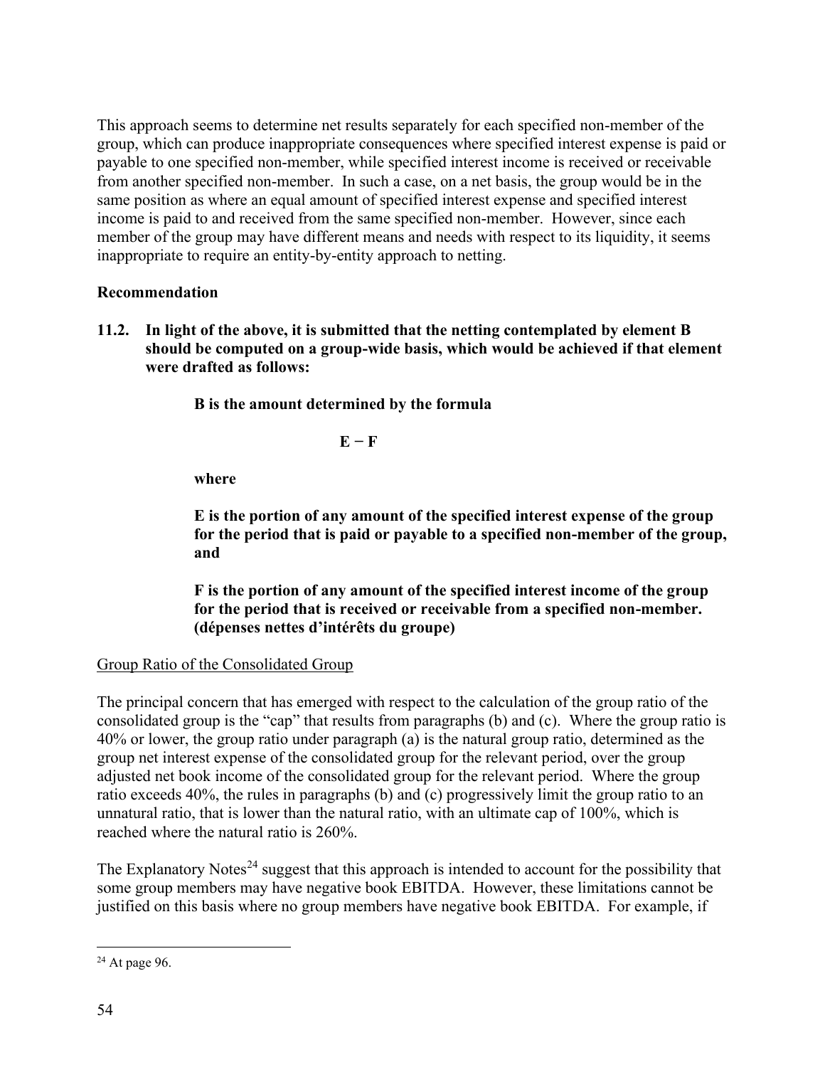This approach seems to determine net results separately for each specified non-member of the group, which can produce inappropriate consequences where specified interest expense is paid or payable to one specified non-member, while specified interest income is received or receivable from another specified non-member. In such a case, on a net basis, the group would be in the same position as where an equal amount of specified interest expense and specified interest income is paid to and received from the same specified non-member. However, since each member of the group may have different means and needs with respect to its liquidity, it seems inappropriate to require an entity-by-entity approach to netting.

**Recommendation**

**11.2. In light of the above, it is submitted that the netting contemplated by element B should be computed on a group-wide basis, which would be achieved if that element were drafted as follows:**

> **B is the amount determined by the formula**
>
> $$\mathbf{E - F}$$
>
> **where**
>
> **E is the portion of any amount of the specified interest expense of the group for the period that is paid or payable to a specified non-member of the group, and**
>
> **F is the portion of any amount of the specified interest income of the group for the period that is received or receivable from a specified non-member. (dépenses nettes d'intérêts du groupe)**

Group Ratio of the Consolidated Group

The principal concern that has emerged with respect to the calculation of the group ratio of the consolidated group is the "cap" that results from paragraphs (b) and (c). Where the group ratio is 40% or lower, the group ratio under paragraph (a) is the natural group ratio, determined as the group net interest expense of the consolidated group for the relevant period, over the group adjusted net book income of the consolidated group for the relevant period. Where the group ratio exceeds 40%, the rules in paragraphs (b) and (c) progressively limit the group ratio to an unnatural ratio, that is lower than the natural ratio, with an ultimate cap of 100%, which is reached where the natural ratio is 260%.

The Explanatory Notes[24] suggest that this approach is intended to account for the possibility that some group members may have negative book EBITDA. However, these limitations cannot be justified on this basis where no group members have negative book EBITDA. For example, if

[24] At page 96.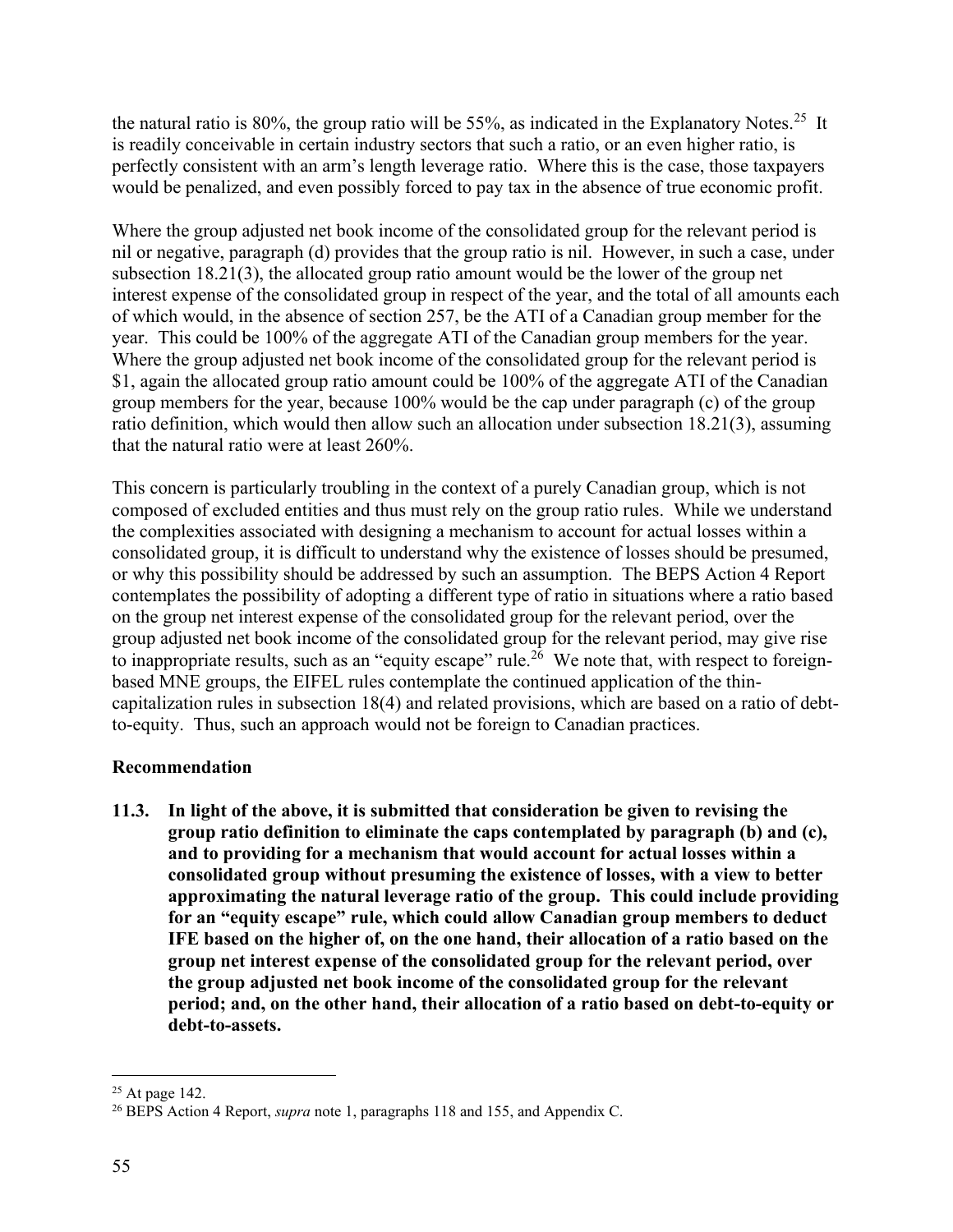the natural ratio is 80%, the group ratio will be 55%, as indicated in the Explanatory Notes.[25] It is readily conceivable in certain industry sectors that such a ratio, or an even higher ratio, is perfectly consistent with an arm's length leverage ratio. Where this is the case, those taxpayers would be penalized, and even possibly forced to pay tax in the absence of true economic profit.

Where the group adjusted net book income of the consolidated group for the relevant period is nil or negative, paragraph (d) provides that the group ratio is nil. However, in such a case, under subsection 18.21(3), the allocated group ratio amount would be the lower of the group net interest expense of the consolidated group in respect of the year, and the total of all amounts each of which would, in the absence of section 257, be the ATI of a Canadian group member for the year. This could be 100% of the aggregate ATI of the Canadian group members for the year. Where the group adjusted net book income of the consolidated group for the relevant period is $1, again the allocated group ratio amount could be 100% of the aggregate ATI of the Canadian group members for the year, because 100% would be the cap under paragraph (c) of the group ratio definition, which would then allow such an allocation under subsection 18.21(3), assuming that the natural ratio were at least 260%.

This concern is particularly troubling in the context of a purely Canadian group, which is not composed of excluded entities and thus must rely on the group ratio rules. While we understand the complexities associated with designing a mechanism to account for actual losses within a consolidated group, it is difficult to understand why the existence of losses should be presumed, or why this possibility should be addressed by such an assumption. The BEPS Action 4 Report contemplates the possibility of adopting a different type of ratio in situations where a ratio based on the group net interest expense of the consolidated group for the relevant period, over the group adjusted net book income of the consolidated group for the relevant period, may give rise to inappropriate results, such as an "equity escape" rule.[26] We note that, with respect to foreign-based MNE groups, the EIFEL rules contemplate the continued application of the thin-capitalization rules in subsection 18(4) and related provisions, which are based on a ratio of debt-to-equity. Thus, such an approach would not be foreign to Canadian practices.

**Recommendation**

**11.3. In light of the above, it is submitted that consideration be given to revising the group ratio definition to eliminate the caps contemplated by paragraph (b) and (c), and to providing for a mechanism that would account for actual losses within a consolidated group without presuming the existence of losses, with a view to better approximating the natural leverage ratio of the group. This could include providing for an "equity escape" rule, which could allow Canadian group members to deduct IFE based on the higher of, on the one hand, their allocation of a ratio based on the group net interest expense of the consolidated group for the relevant period, over the group adjusted net book income of the consolidated group for the relevant period; and, on the other hand, their allocation of a ratio based on debt-to-equity or debt-to-assets.**

---

[25] At page 142.

[26] BEPS Action 4 Report, *supra* note 1, paragraphs 118 and 155, and Appendix C.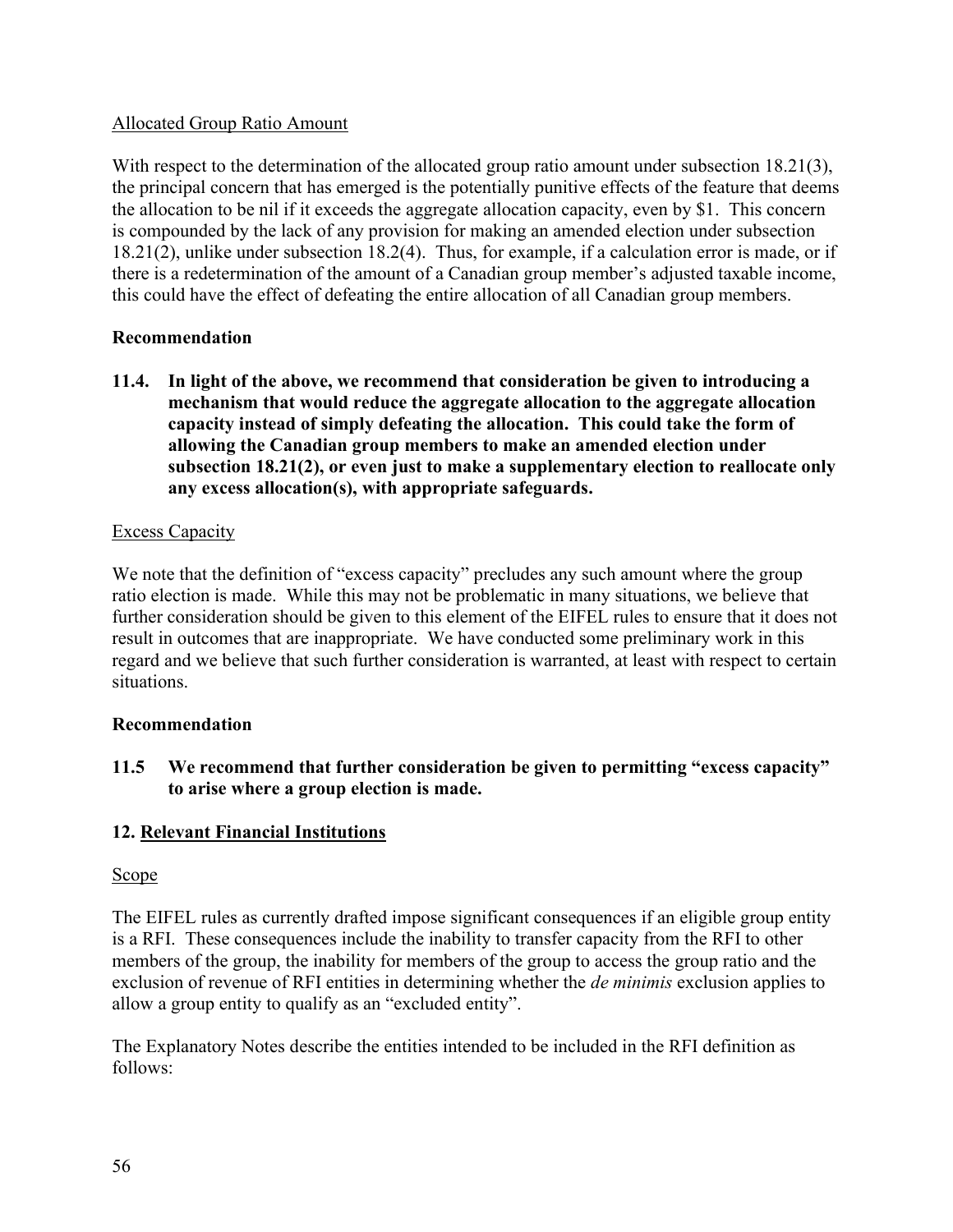Allocated Group Ratio Amount

With respect to the determination of the allocated group ratio amount under subsection 18.21(3), the principal concern that has emerged is the potentially punitive effects of the feature that deems the allocation to be nil if it exceeds the aggregate allocation capacity, even by $1. This concern is compounded by the lack of any provision for making an amended election under subsection 18.21(2), unlike under subsection 18.2(4). Thus, for example, if a calculation error is made, or if there is a redetermination of the amount of a Canadian group member's adjusted taxable income, this could have the effect of defeating the entire allocation of all Canadian group members.

**Recommendation**

**11.4. In light of the above, we recommend that consideration be given to introducing a mechanism that would reduce the aggregate allocation to the aggregate allocation capacity instead of simply defeating the allocation. This could take the form of allowing the Canadian group members to make an amended election under subsection 18.21(2), or even just to make a supplementary election to reallocate only any excess allocation(s), with appropriate safeguards.**

Excess Capacity

We note that the definition of "excess capacity" precludes any such amount where the group ratio election is made. While this may not be problematic in many situations, we believe that further consideration should be given to this element of the EIFEL rules to ensure that it does not result in outcomes that are inappropriate. We have conducted some preliminary work in this regard and we believe that such further consideration is warranted, at least with respect to certain situations.

**Recommendation**

**11.5 We recommend that further consideration be given to permitting "excess capacity" to arise where a group election is made.**

## 12. Relevant Financial Institutions

Scope

The EIFEL rules as currently drafted impose significant consequences if an eligible group entity is a RFI. These consequences include the inability to transfer capacity from the RFI to other members of the group, the inability for members of the group to access the group ratio and the exclusion of revenue of RFI entities in determining whether the *de minimis* exclusion applies to allow a group entity to qualify as an "excluded entity".

The Explanatory Notes describe the entities intended to be included in the RFI definition as follows: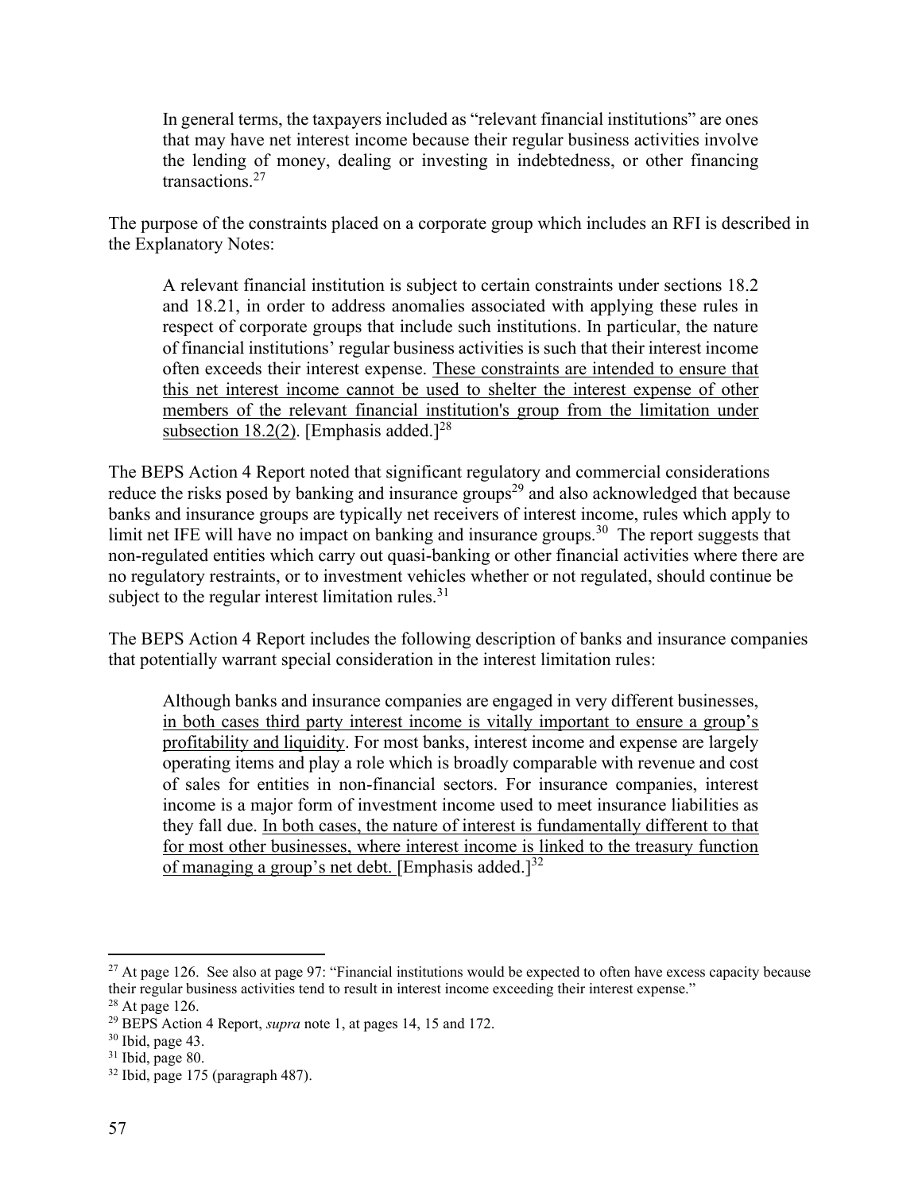> In general terms, the taxpayers included as "relevant financial institutions" are ones that may have net interest income because their regular business activities involve the lending of money, dealing or investing in indebtedness, or other financing transactions.[27]

The purpose of the constraints placed on a corporate group which includes an RFI is described in the Explanatory Notes:

> A relevant financial institution is subject to certain constraints under sections 18.2 and 18.21, in order to address anomalies associated with applying these rules in respect of corporate groups that include such institutions. In particular, the nature of financial institutions' regular business activities is such that their interest income often exceeds their interest expense. <u>These constraints are intended to ensure that this net interest income cannot be used to shelter the interest expense of other members of the relevant financial institution's group from the limitation under subsection 18.2(2)</u>. [Emphasis added.][28]

The BEPS Action 4 Report noted that significant regulatory and commercial considerations reduce the risks posed by banking and insurance groups[29] and also acknowledged that because banks and insurance groups are typically net receivers of interest income, rules which apply to limit net IFE will have no impact on banking and insurance groups.[30] The report suggests that non-regulated entities which carry out quasi-banking or other financial activities where there are no regulatory restraints, or to investment vehicles whether or not regulated, should continue be subject to the regular interest limitation rules.[31]

The BEPS Action 4 Report includes the following description of banks and insurance companies that potentially warrant special consideration in the interest limitation rules:

> Although banks and insurance companies are engaged in very different businesses, <u>in both cases third party interest income is vitally important to ensure a group's profitability and liquidity</u>. For most banks, interest income and expense are largely operating items and play a role which is broadly comparable with revenue and cost of sales for entities in non-financial sectors. For insurance companies, interest income is a major form of investment income used to meet insurance liabilities as they fall due. <u>In both cases, the nature of interest is fundamentally different to that for most other businesses, where interest income is linked to the treasury function of managing a group's net debt.</u> [Emphasis added.][32]

---

[27] At page 126. See also at page 97: "Financial institutions would be expected to often have excess capacity because their regular business activities tend to result in interest income exceeding their interest expense."

[28] At page 126.

[29] BEPS Action 4 Report, *supra* note 1, at pages 14, 15 and 172.

[30] Ibid, page 43.

[31] Ibid, page 80.

[32] Ibid, page 175 (paragraph 487).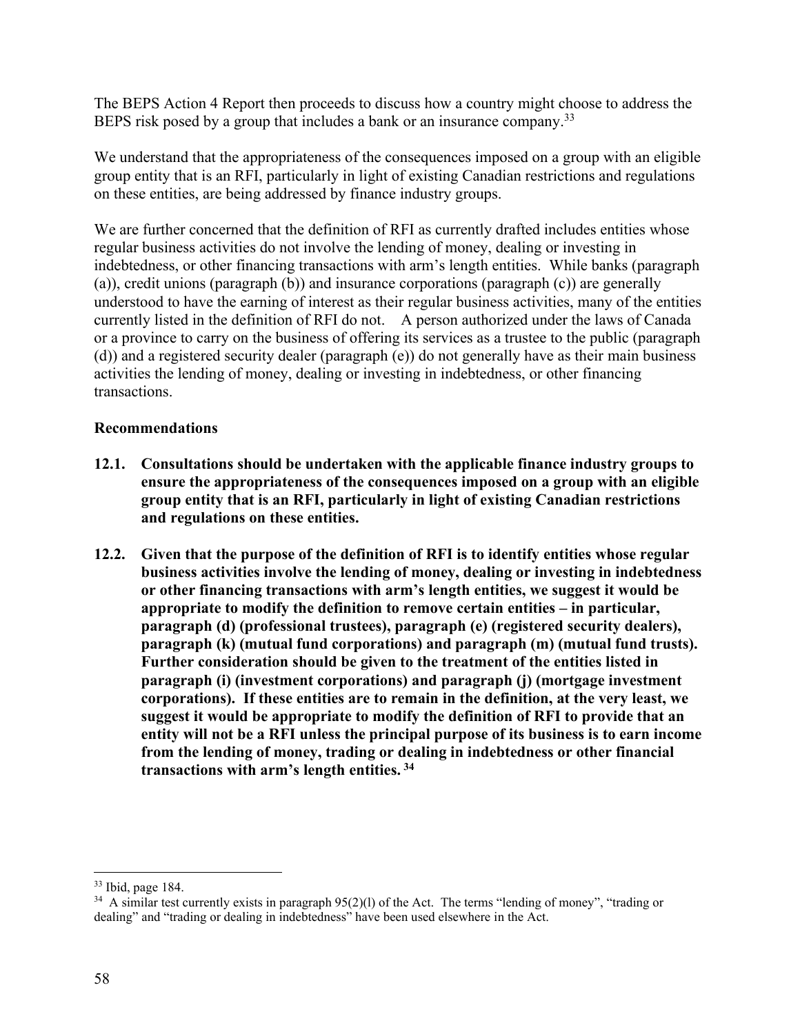The BEPS Action 4 Report then proceeds to discuss how a country might choose to address the BEPS risk posed by a group that includes a bank or an insurance company.[33]

We understand that the appropriateness of the consequences imposed on a group with an eligible group entity that is an RFI, particularly in light of existing Canadian restrictions and regulations on these entities, are being addressed by finance industry groups.

We are further concerned that the definition of RFI as currently drafted includes entities whose regular business activities do not involve the lending of money, dealing or investing in indebtedness, or other financing transactions with arm's length entities. While banks (paragraph (a)), credit unions (paragraph (b)) and insurance corporations (paragraph (c)) are generally understood to have the earning of interest as their regular business activities, many of the entities currently listed in the definition of RFI do not. A person authorized under the laws of Canada or a province to carry on the business of offering its services as a trustee to the public (paragraph (d)) and a registered security dealer (paragraph (e)) do not generally have as their main business activities the lending of money, dealing or investing in indebtedness, or other financing transactions.

### Recommendations

**12.1. Consultations should be undertaken with the applicable finance industry groups to ensure the appropriateness of the consequences imposed on a group with an eligible group entity that is an RFI, particularly in light of existing Canadian restrictions and regulations on these entities.**

**12.2. Given that the purpose of the definition of RFI is to identify entities whose regular business activities involve the lending of money, dealing or investing in indebtedness or other financing transactions with arm's length entities, we suggest it would be appropriate to modify the definition to remove certain entities – in particular, paragraph (d) (professional trustees), paragraph (e) (registered security dealers), paragraph (k) (mutual fund corporations) and paragraph (m) (mutual fund trusts). Further consideration should be given to the treatment of the entities listed in paragraph (i) (investment corporations) and paragraph (j) (mortgage investment corporations). If these entities are to remain in the definition, at the very least, we suggest it would be appropriate to modify the definition of RFI to provide that an entity will not be a RFI unless the principal purpose of its business is to earn income from the lending of money, trading or dealing in indebtedness or other financial transactions with arm's length entities.[34]**

---

[33] Ibid, page 184.

[34] A similar test currently exists in paragraph 95(2)(l) of the Act. The terms "lending of money", "trading or dealing" and "trading or dealing in indebtedness" have been used elsewhere in the Act.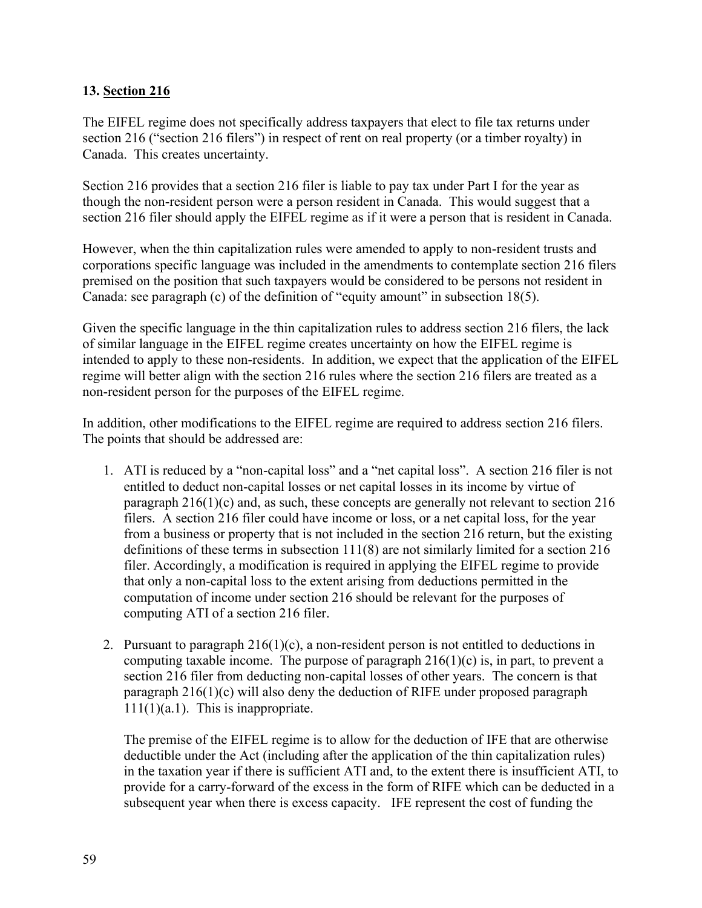### 13. Section 216

The EIFEL regime does not specifically address taxpayers that elect to file tax returns under section 216 ("section 216 filers") in respect of rent on real property (or a timber royalty) in Canada. This creates uncertainty.

Section 216 provides that a section 216 filer is liable to pay tax under Part I for the year as though the non-resident person were a person resident in Canada. This would suggest that a section 216 filer should apply the EIFEL regime as if it were a person that is resident in Canada.

However, when the thin capitalization rules were amended to apply to non-resident trusts and corporations specific language was included in the amendments to contemplate section 216 filers premised on the position that such taxpayers would be considered to be persons not resident in Canada: see paragraph (c) of the definition of "equity amount" in subsection 18(5).

Given the specific language in the thin capitalization rules to address section 216 filers, the lack of similar language in the EIFEL regime creates uncertainty on how the EIFEL regime is intended to apply to these non-residents. In addition, we expect that the application of the EIFEL regime will better align with the section 216 rules where the section 216 filers are treated as a non-resident person for the purposes of the EIFEL regime.

In addition, other modifications to the EIFEL regime are required to address section 216 filers. The points that should be addressed are:

1. ATI is reduced by a "non-capital loss" and a "net capital loss". A section 216 filer is not entitled to deduct non-capital losses or net capital losses in its income by virtue of paragraph 216(1)(c) and, as such, these concepts are generally not relevant to section 216 filers. A section 216 filer could have income or loss, or a net capital loss, for the year from a business or property that is not included in the section 216 return, but the existing definitions of these terms in subsection 111(8) are not similarly limited for a section 216 filer. Accordingly, a modification is required in applying the EIFEL regime to provide that only a non-capital loss to the extent arising from deductions permitted in the computation of income under section 216 should be relevant for the purposes of computing ATI of a section 216 filer.

2. Pursuant to paragraph 216(1)(c), a non-resident person is not entitled to deductions in computing taxable income. The purpose of paragraph 216(1)(c) is, in part, to prevent a section 216 filer from deducting non-capital losses of other years. The concern is that paragraph 216(1)(c) will also deny the deduction of RIFE under proposed paragraph 111(1)(a.1). This is inappropriate.

   The premise of the EIFEL regime is to allow for the deduction of IFE that are otherwise deductible under the Act (including after the application of the thin capitalization rules) in the taxation year if there is sufficient ATI and, to the extent there is insufficient ATI, to provide for a carry-forward of the excess in the form of RIFE which can be deducted in a subsequent year when there is excess capacity. IFE represent the cost of funding the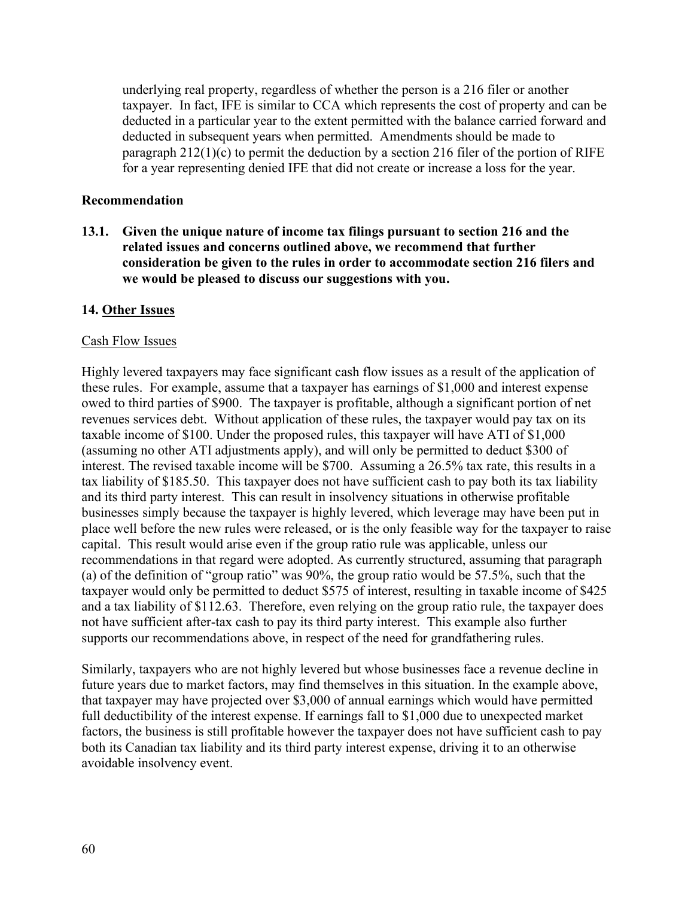underlying real property, regardless of whether the person is a 216 filer or another taxpayer. In fact, IFE is similar to CCA which represents the cost of property and can be deducted in a particular year to the extent permitted with the balance carried forward and deducted in subsequent years when permitted. Amendments should be made to paragraph 212(1)(c) to permit the deduction by a section 216 filer of the portion of RIFE for a year representing denied IFE that did not create or increase a loss for the year.

**Recommendation**

**13.1. Given the unique nature of income tax filings pursuant to section 216 and the related issues and concerns outlined above, we recommend that further consideration be given to the rules in order to accommodate section 216 filers and we would be pleased to discuss our suggestions with you.**

## 14. Other Issues

Cash Flow Issues

Highly levered taxpayers may face significant cash flow issues as a result of the application of these rules. For example, assume that a taxpayer has earnings of $1,000 and interest expense owed to third parties of $900. The taxpayer is profitable, although a significant portion of net revenues services debt. Without application of these rules, the taxpayer would pay tax on its taxable income of $100. Under the proposed rules, this taxpayer will have ATI of $1,000 (assuming no other ATI adjustments apply), and will only be permitted to deduct $300 of interest. The revised taxable income will be $700. Assuming a 26.5% tax rate, this results in a tax liability of $185.50. This taxpayer does not have sufficient cash to pay both its tax liability and its third party interest. This can result in insolvency situations in otherwise profitable businesses simply because the taxpayer is highly levered, which leverage may have been put in place well before the new rules were released, or is the only feasible way for the taxpayer to raise capital. This result would arise even if the group ratio rule was applicable, unless our recommendations in that regard were adopted. As currently structured, assuming that paragraph (a) of the definition of "group ratio" was 90%, the group ratio would be 57.5%, such that the taxpayer would only be permitted to deduct $575 of interest, resulting in taxable income of $425 and a tax liability of $112.63. Therefore, even relying on the group ratio rule, the taxpayer does not have sufficient after-tax cash to pay its third party interest. This example also further supports our recommendations above, in respect of the need for grandfathering rules.

Similarly, taxpayers who are not highly levered but whose businesses face a revenue decline in future years due to market factors, may find themselves in this situation. In the example above, that taxpayer may have projected over $3,000 of annual earnings which would have permitted full deductibility of the interest expense. If earnings fall to $1,000 due to unexpected market factors, the business is still profitable however the taxpayer does not have sufficient cash to pay both its Canadian tax liability and its third party interest expense, driving it to an otherwise avoidable insolvency event.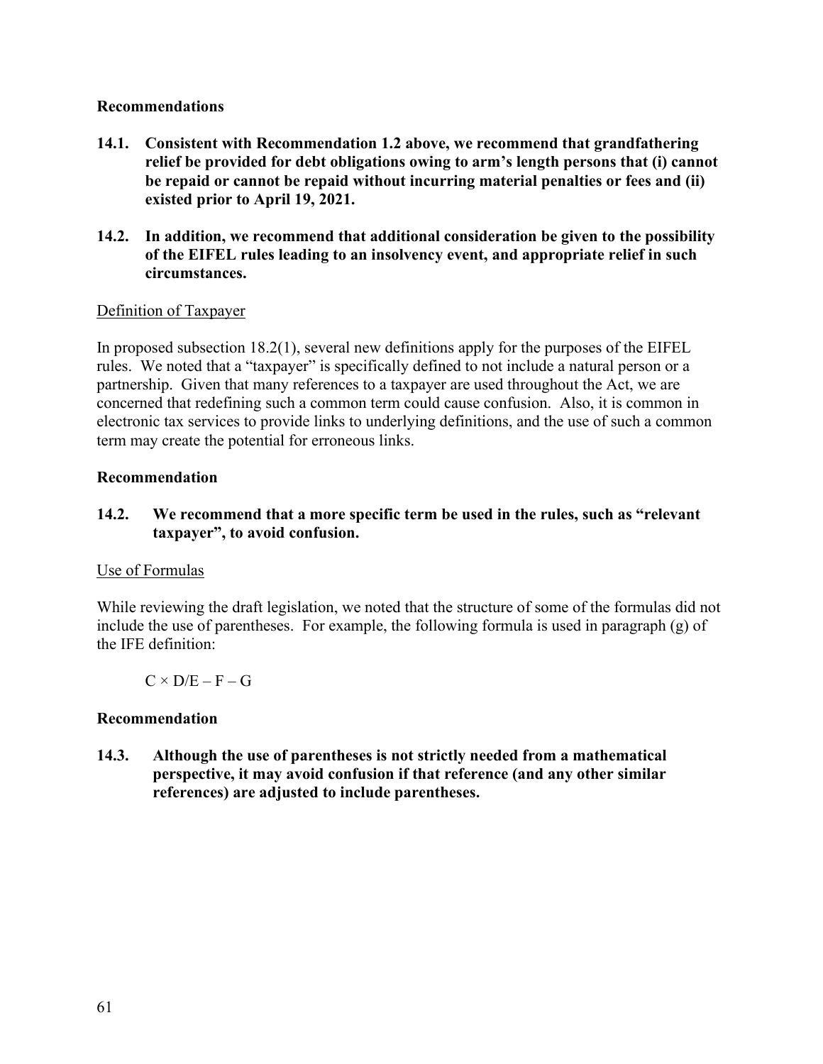### Recommendations

**14.1. Consistent with Recommendation 1.2 above, we recommend that grandfathering relief be provided for debt obligations owing to arm's length persons that (i) cannot be repaid or cannot be repaid without incurring material penalties or fees and (ii) existed prior to April 19, 2021.**

**14.2. In addition, we recommend that additional consideration be given to the possibility of the EIFEL rules leading to an insolvency event, and appropriate relief in such circumstances.**

<u>Definition of Taxpayer</u>

In proposed subsection 18.2(1), several new definitions apply for the purposes of the EIFEL rules. We noted that a "taxpayer" is specifically defined to not include a natural person or a partnership. Given that many references to a taxpayer are used throughout the Act, we are concerned that redefining such a common term could cause confusion. Also, it is common in electronic tax services to provide links to underlying definitions, and the use of such a common term may create the potential for erroneous links.

### Recommendation

**14.2. We recommend that a more specific term be used in the rules, such as "relevant taxpayer", to avoid confusion.**

<u>Use of Formulas</u>

While reviewing the draft legislation, we noted that the structure of some of the formulas did not include the use of parentheses. For example, the following formula is used in paragraph (g) of the IFE definition:

$$C \times D/E - F - G$$

### Recommendation

**14.3. Although the use of parentheses is not strictly needed from a mathematical perspective, it may avoid confusion if that reference (and any other similar references) are adjusted to include parentheses.**